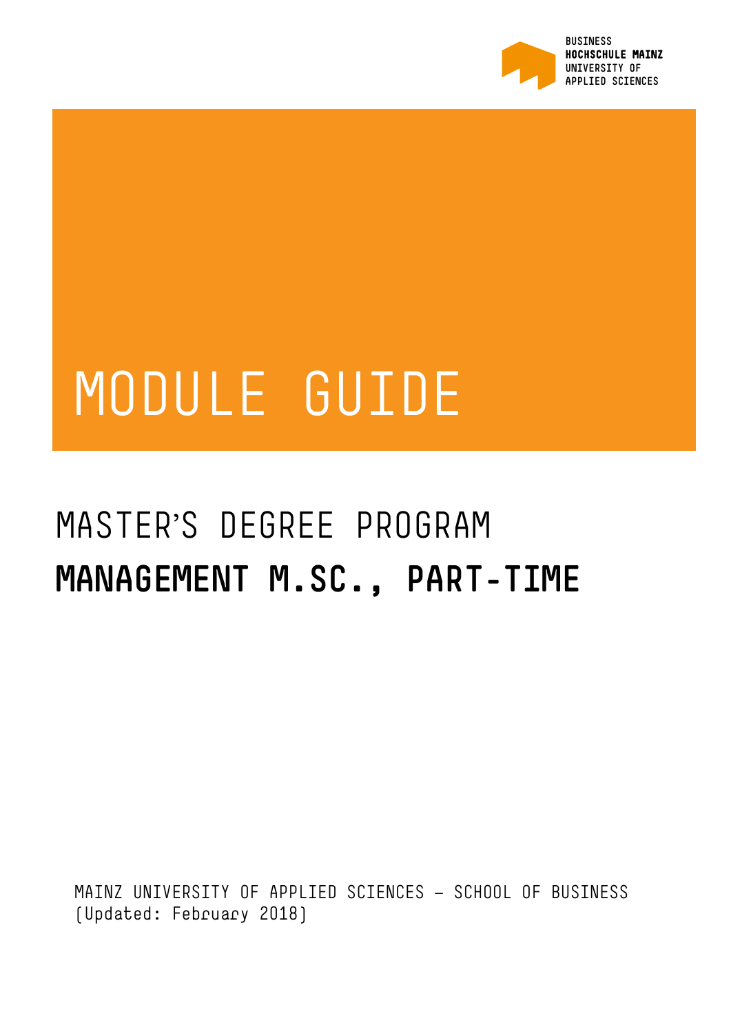BUSINESS
**HOCHSCHULE MAINZ**
UNIVERSITY OF
APPLIED SCIENCES

# MODULE GUIDE

## MASTER'S DEGREE PROGRAM

## **MANAGEMENT M.SC., PART-TIME**

MAINZ UNIVERSITY OF APPLIED SCIENCES – SCHOOL OF BUSINESS
(Updated: February 2018)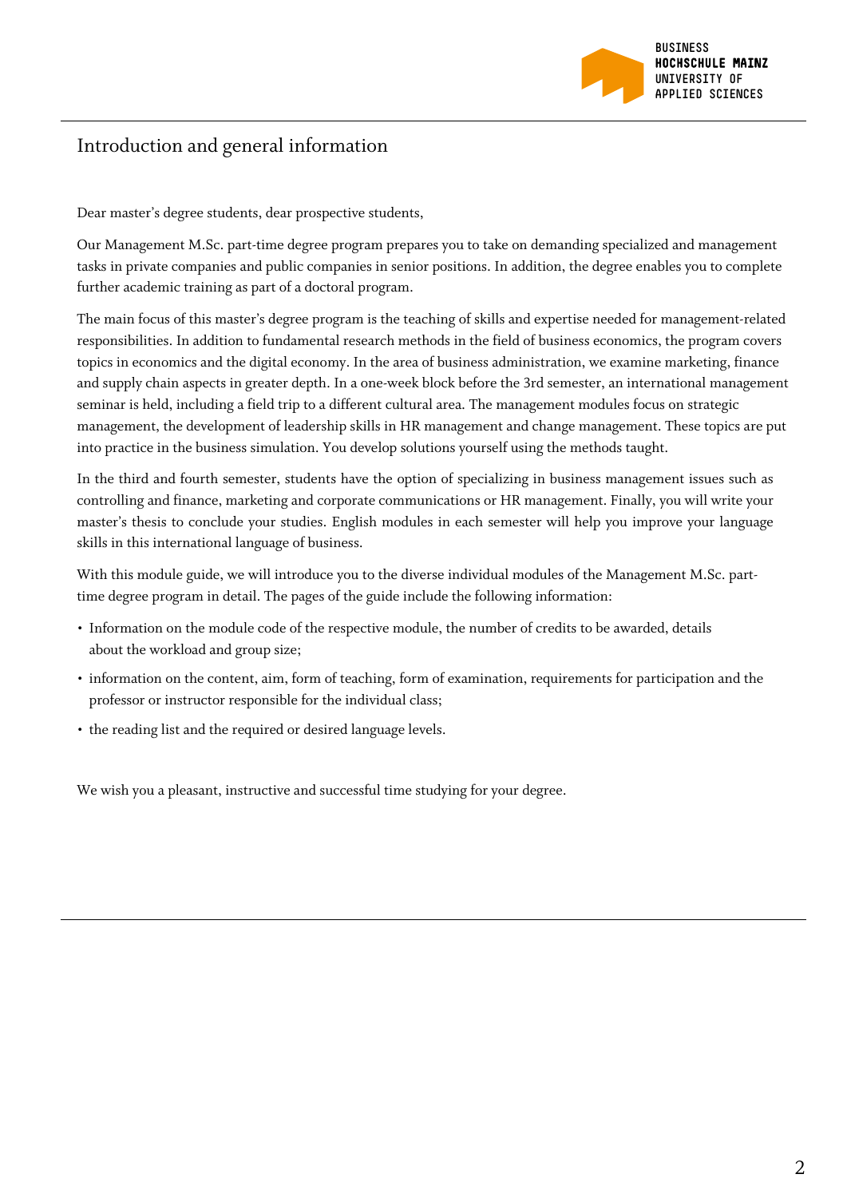# Introduction and general information

Dear master's degree students, dear prospective students,

Our Management M.Sc. part-time degree program prepares you to take on demanding specialized and management tasks in private companies and public companies in senior positions. In addition, the degree enables you to complete further academic training as part of a doctoral program.

The main focus of this master's degree program is the teaching of skills and expertise needed for management-related responsibilities. In addition to fundamental research methods in the field of business economics, the program covers topics in economics and the digital economy. In the area of business administration, we examine marketing, finance and supply chain aspects in greater depth. In a one-week block before the 3rd semester, an international management seminar is held, including a field trip to a different cultural area. The management modules focus on strategic management, the development of leadership skills in HR management and change management. These topics are put into practice in the business simulation. You develop solutions yourself using the methods taught.

In the third and fourth semester, students have the option of specializing in business management issues such as controlling and finance, marketing and corporate communications or HR management. Finally, you will write your master's thesis to conclude your studies. English modules in each semester will help you improve your language skills in this international language of business.

With this module guide, we will introduce you to the diverse individual modules of the Management M.Sc. part-time degree program in detail. The pages of the guide include the following information:

- Information on the module code of the respective module, the number of credits to be awarded, details about the workload and group size;
- information on the content, aim, form of teaching, form of examination, requirements for participation and the professor or instructor responsible for the individual class;
- the reading list and the required or desired language levels.

We wish you a pleasant, instructive and successful time studying for your degree.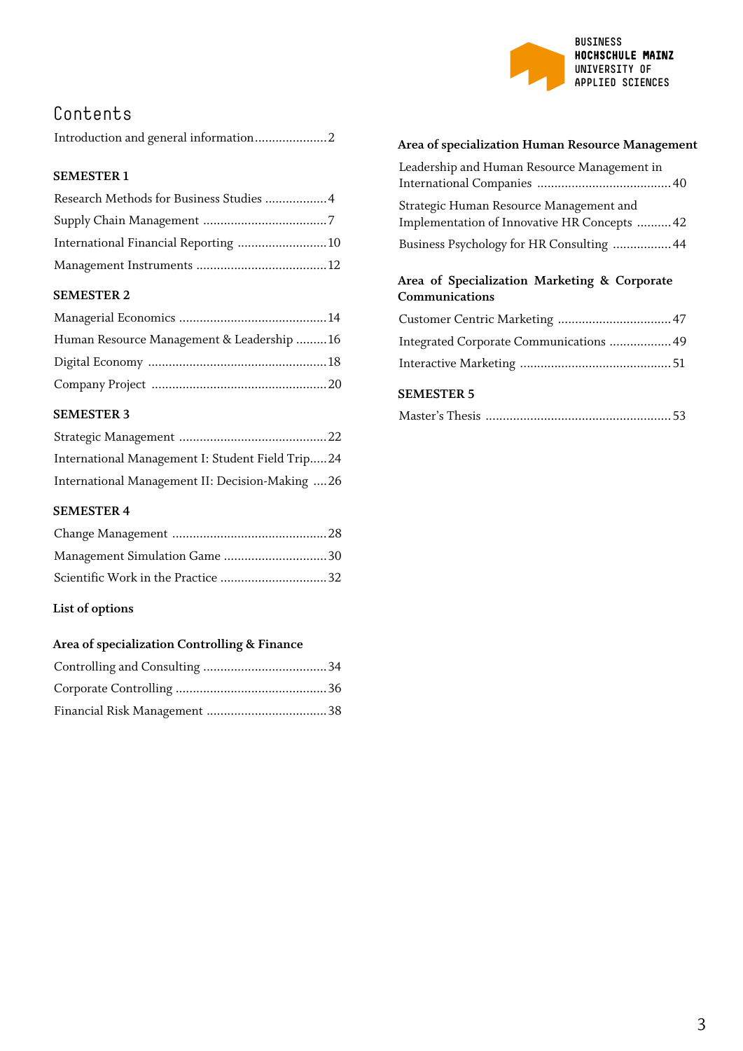# Contents

Introduction and general information .................... 2

## SEMESTER 1

Research Methods for Business Studies .................. 4
Supply Chain Management .................................... 7
International Financial Reporting .......................... 10
Management Instruments ...................................... 12

## SEMESTER 2

Managerial Economics ........................................... 14
Human Resource Management & Leadership ......... 16
Digital Economy .................................................... 18
Company Project ................................................... 20

## SEMESTER 3

Strategic Management ........................................... 22
International Management I: Student Field Trip ..... 24
International Management II: Decision-Making .... 26

## SEMESTER 4

Change Management ............................................. 28
Management Simulation Game .............................. 30
Scientific Work in the Practice ............................... 32

## List of options

### Area of specialization Controlling & Finance

Controlling and Consulting .................................... 34
Corporate Controlling ............................................ 36
Financial Risk Management ................................... 38

### Area of specialization Human Resource Management

Leadership and Human Resource Management in International Companies ....................................... 40
Strategic Human Resource Management and Implementation of Innovative HR Concepts .......... 42
Business Psychology for HR Consulting ................. 44

### Area of Specialization Marketing & Corporate Communications

Customer Centric Marketing ................................. 47
Integrated Corporate Communications .................. 49
Interactive Marketing ............................................ 51

## SEMESTER 5

Master's Thesis ..................................................... 53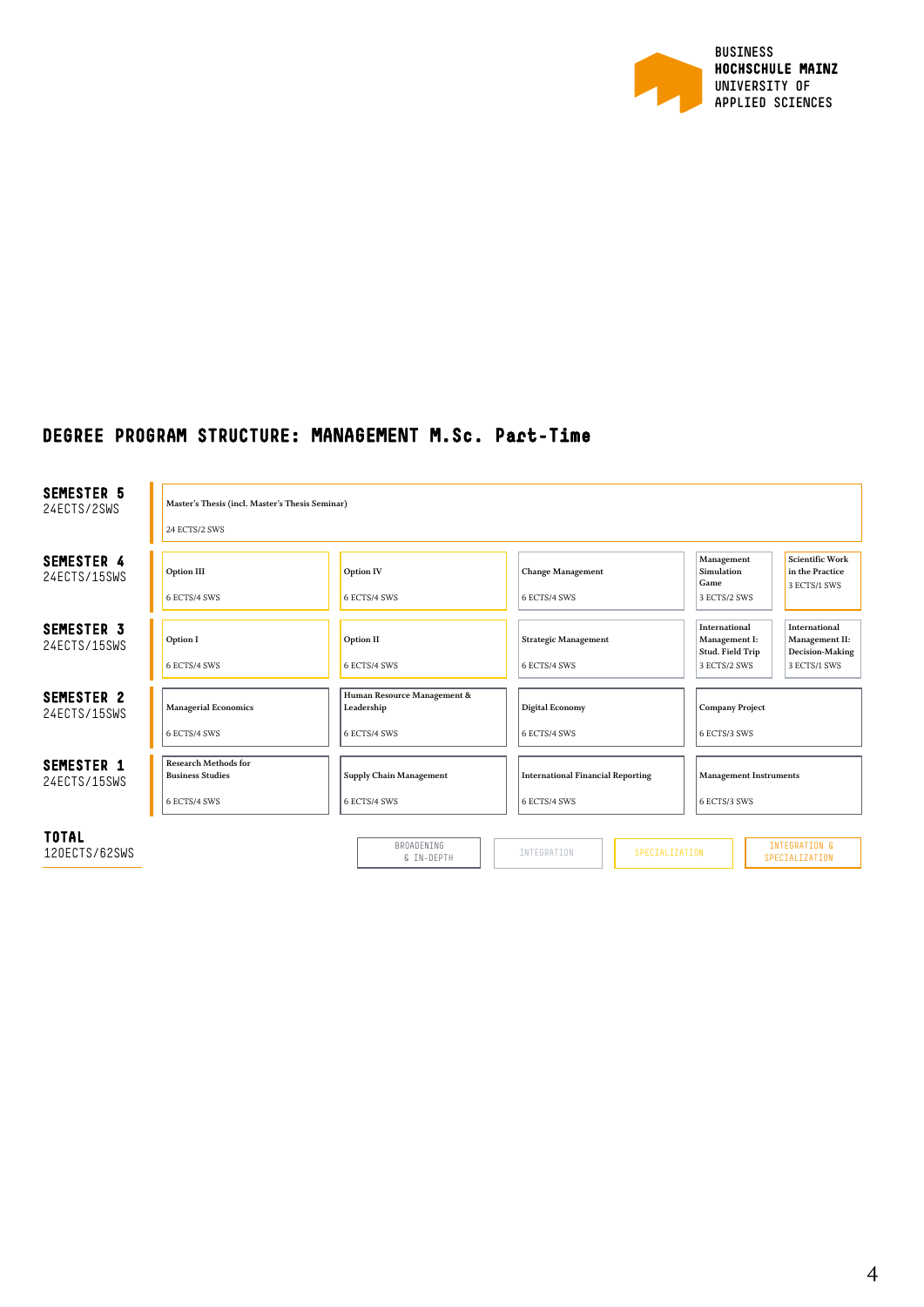## DEGREE PROGRAM STRUCTURE: MANAGEMENT M.Sc. Part-Time

| Semester | | | | | |
|---|---|---|---|---|---|
| **SEMESTER 5** 24ECTS/2SWS | Master's Thesis (incl. Master's Thesis Seminar) 24 ECTS/2 SWS | | | | |
| **SEMESTER 4** 24ECTS/15SWS | Option III 6 ECTS/4 SWS | Option IV 6 ECTS/4 SWS | Change Management 6 ECTS/4 SWS | Management Simulation Game 3 ECTS/2 SWS | Scientific Work in the Practice 3 ECTS/1 SWS |
| **SEMESTER 3** 24ECTS/15SWS | Option I 6 ECTS/4 SWS | Option II 6 ECTS/4 SWS | Strategic Management 6 ECTS/4 SWS | International Management I: Stud. Field Trip 3 ECTS/2 SWS | International Management II: Decision-Making 3 ECTS/1 SWS |
| **SEMESTER 2** 24ECTS/15SWS | Managerial Economics 6 ECTS/4 SWS | Human Resource Management & Leadership 6 ECTS/4 SWS | Digital Economy 6 ECTS/4 SWS | Company Project 6 ECTS/3 SWS | |
| **SEMESTER 1** 24ECTS/15SWS | Research Methods for Business Studies 6 ECTS/4 SWS | Supply Chain Management 6 ECTS/4 SWS | International Financial Reporting 6 ECTS/4 SWS | Management Instruments 6 ECTS/3 SWS | |

**TOTAL**
120ECTS/62SWS

BROADENING & IN-DEPTH | INTEGRATION | SPECIALIZATION | INTEGRATION & SPECIALIZATION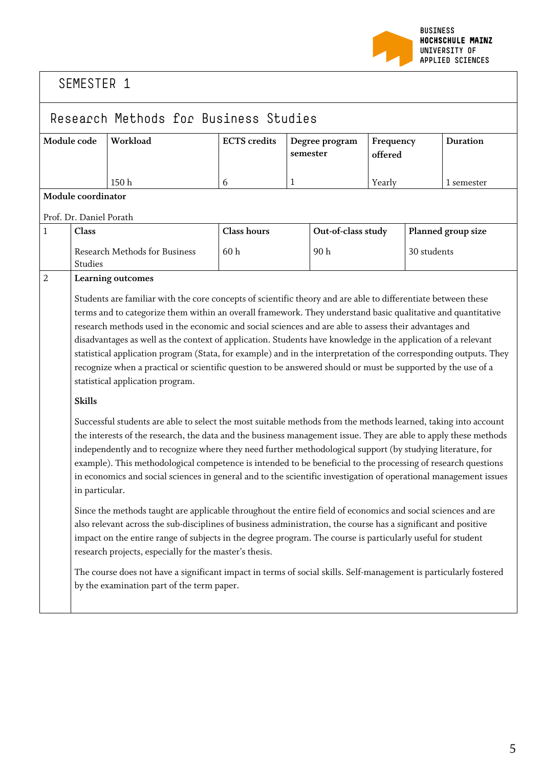# SEMESTER 1

## Research Methods for Business Studies

| Module code | Workload | ECTS credits | Degree program semester | Frequency offered | Duration |
|---|---|---|---|---|---|
| | 150 h | 6 | 1 | Yearly | 1 semester |

**Module coordinator**

Prof. Dr. Daniel Porath

| 1 | Class | Class hours | Out-of-class study | Planned group size |
|---|---|---|---|---|
| | Research Methods for Business Studies | 60 h | 90 h | 30 students |

**2 Learning outcomes**

Students are familiar with the core concepts of scientific theory and are able to differentiate between these terms and to categorize them within an overall framework. They understand basic qualitative and quantitative research methods used in the economic and social sciences and are able to assess their advantages and disadvantages as well as the context of application. Students have knowledge in the application of a relevant statistical application program (Stata, for example) and in the interpretation of the corresponding outputs. They recognize when a practical or scientific question to be answered should or must be supported by the use of a statistical application program.

**Skills**

Successful students are able to select the most suitable methods from the methods learned, taking into account the interests of the research, the data and the business management issue. They are able to apply these methods independently and to recognize where they need further methodological support (by studying literature, for example). This methodological competence is intended to be beneficial to the processing of research questions in economics and social sciences in general and to the scientific investigation of operational management issues in particular.

Since the methods taught are applicable throughout the entire field of economics and social sciences and are also relevant across the sub-disciplines of business administration, the course has a significant and positive impact on the entire range of subjects in the degree program. The course is particularly useful for student research projects, especially for the master's thesis.

The course does not have a significant impact in terms of social skills. Self-management is particularly fostered by the examination part of the term paper.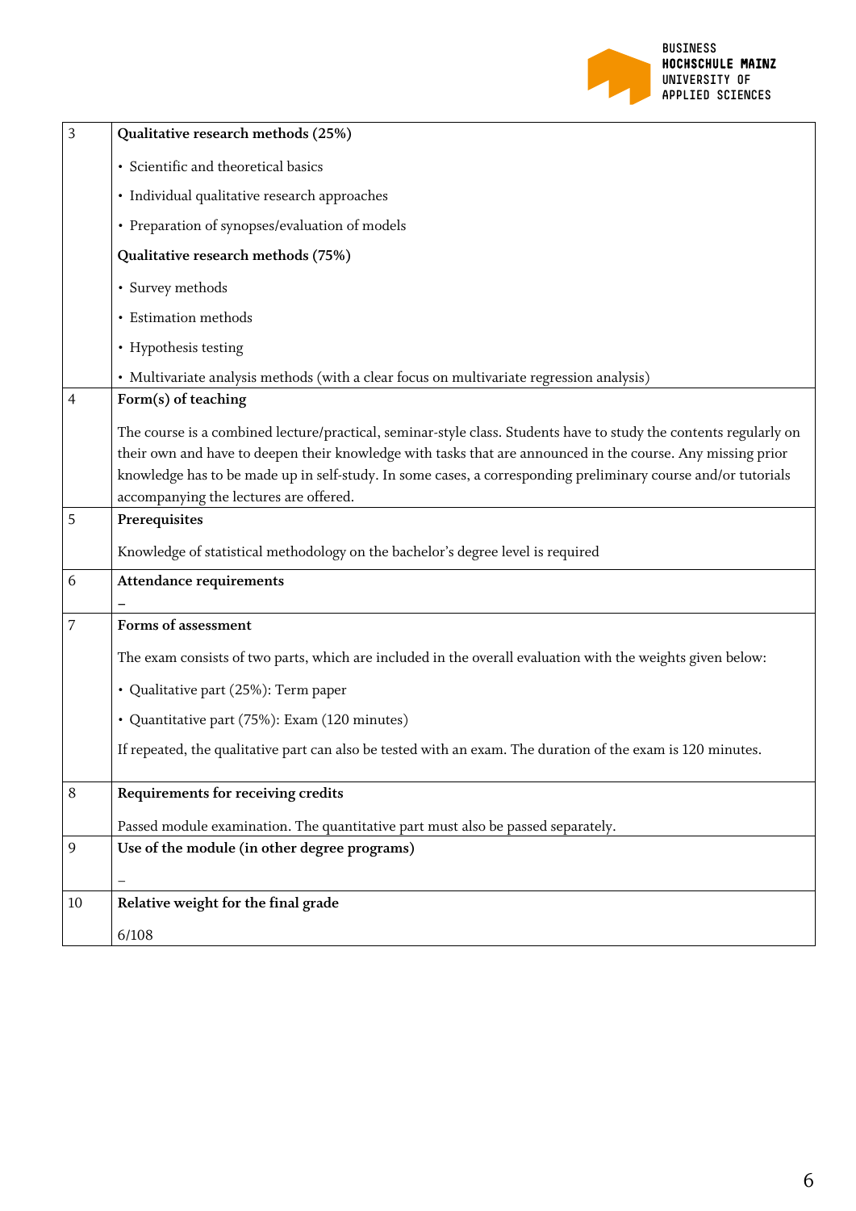| | |
|---|---|
| 3 | **Qualitative research methods (25%)**<br><br>• Scientific and theoretical basics<br><br>• Individual qualitative research approaches<br><br>• Preparation of synopses/evaluation of models<br><br>**Qualitative research methods (75%)**<br><br>• Survey methods<br><br>• Estimation methods<br><br>• Hypothesis testing<br><br>• Multivariate analysis methods (with a clear focus on multivariate regression analysis) |
| 4 | **Form(s) of teaching**<br><br>The course is a combined lecture/practical, seminar-style class. Students have to study the contents regularly on their own and have to deepen their knowledge with tasks that are announced in the course. Any missing prior knowledge has to be made up in self-study. In some cases, a corresponding preliminary course and/or tutorials accompanying the lectures are offered. |
| 5 | **Prerequisites**<br><br>Knowledge of statistical methodology on the bachelor's degree level is required |
| 6 | **Attendance requirements**<br><br>– |
| 7 | **Forms of assessment**<br><br>The exam consists of two parts, which are included in the overall evaluation with the weights given below:<br><br>• Qualitative part (25%): Term paper<br><br>• Quantitative part (75%): Exam (120 minutes)<br><br>If repeated, the qualitative part can also be tested with an exam. The duration of the exam is 120 minutes. |
| 8 | **Requirements for receiving credits**<br><br>Passed module examination. The quantitative part must also be passed separately. |
| 9 | **Use of the module (in other degree programs)**<br><br>– |
| 10 | **Relative weight for the final grade**<br><br>6/108 |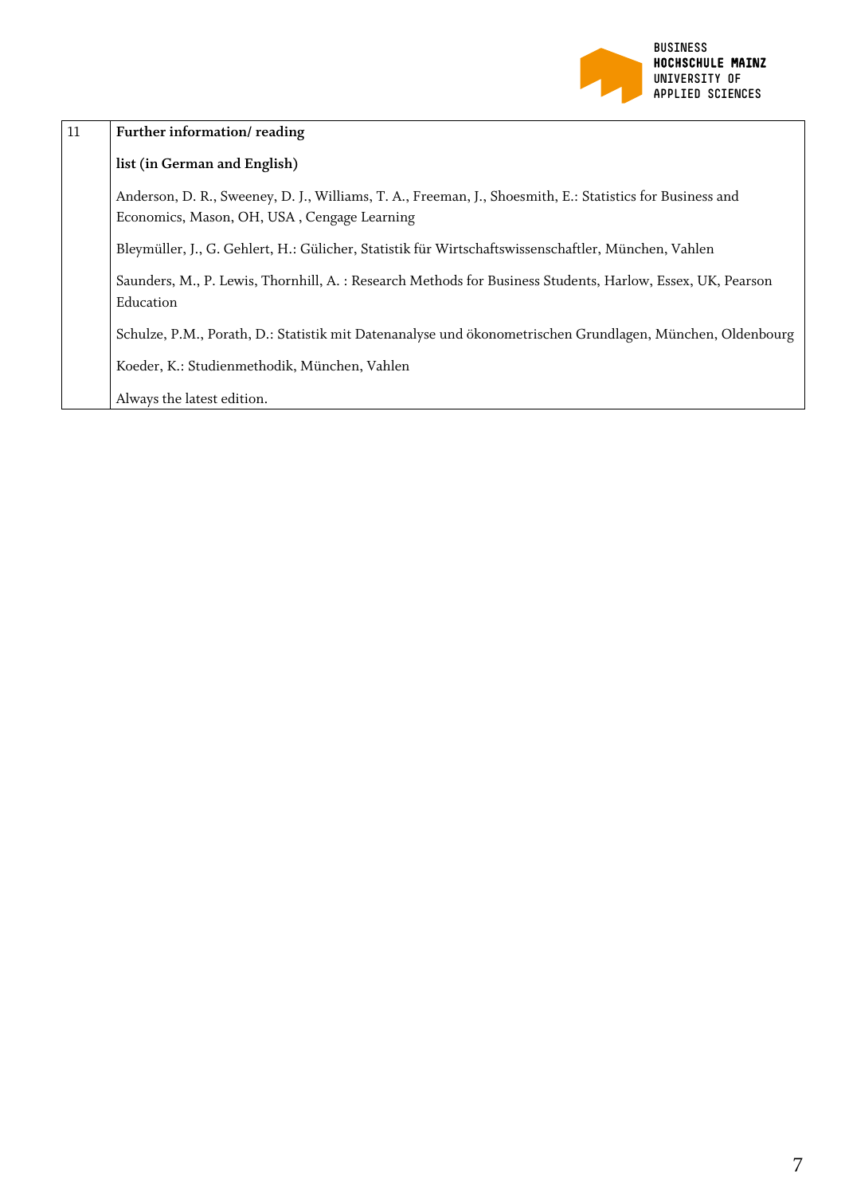| 11 | **Further information/ reading**<br><br>**list (in German and English)**<br><br>Anderson, D. R., Sweeney, D. J., Williams, T. A., Freeman, J., Shoesmith, E.: Statistics for Business and Economics, Mason, OH, USA , Cengage Learning<br><br>Bleymüller, J., G. Gehlert, H.: Gülicher, Statistik für Wirtschaftswissenschaftler, München, Vahlen<br><br>Saunders, M., P. Lewis, Thornhill, A. : Research Methods for Business Students, Harlow, Essex, UK, Pearson Education<br><br>Schulze, P.M., Porath, D.: Statistik mit Datenanalyse und ökonometrischen Grundlagen, München, Oldenbourg<br><br>Koeder, K.: Studienmethodik, München, Vahlen<br><br>Always the latest edition. |
|---|---|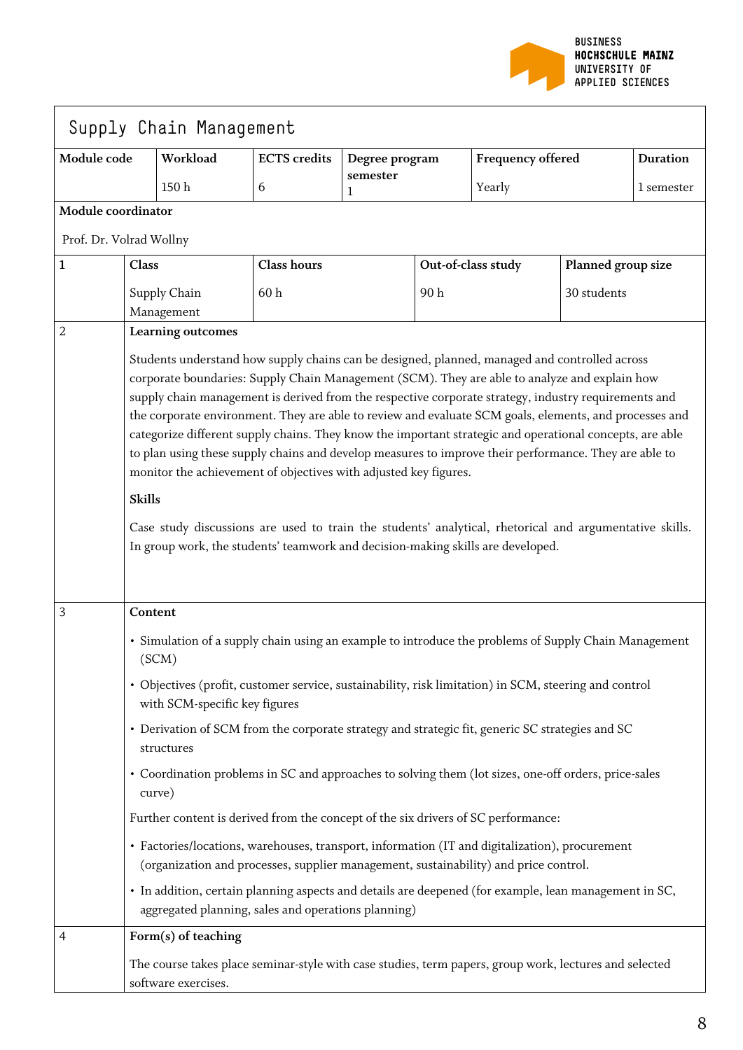# Supply Chain Management

| Module code | Workload | ECTS credits | Degree program semester | Frequency offered | Duration |
|---|---|---|---|---|---|
| | 150 h | 6 | 1 | Yearly | 1 semester |

**Module coordinator**

Prof. Dr. Volrad Wollny

| 1 | Class | Class hours | Out-of-class study | Planned group size |
|---|---|---|---|---|
| | Supply Chain Management | 60 h | 90 h | 30 students |

**2 Learning outcomes**

Students understand how supply chains can be designed, planned, managed and controlled across corporate boundaries: Supply Chain Management (SCM). They are able to analyze and explain how supply chain management is derived from the respective corporate strategy, industry requirements and the corporate environment. They are able to review and evaluate SCM goals, elements, and processes and categorize different supply chains. They know the important strategic and operational concepts, are able to plan using these supply chains and develop measures to improve their performance. They are able to monitor the achievement of objectives with adjusted key figures.

**Skills**

Case study discussions are used to train the students' analytical, rhetorical and argumentative skills. In group work, the students' teamwork and decision-making skills are developed.

**3 Content**

- Simulation of a supply chain using an example to introduce the problems of Supply Chain Management (SCM)
- Objectives (profit, customer service, sustainability, risk limitation) in SCM, steering and control with SCM-specific key figures
- Derivation of SCM from the corporate strategy and strategic fit, generic SC strategies and SC structures
- Coordination problems in SC and approaches to solving them (lot sizes, one-off orders, price-sales curve)

Further content is derived from the concept of the six drivers of SC performance:

- Factories/locations, warehouses, transport, information (IT and digitalization), procurement (organization and processes, supplier management, sustainability) and price control.
- In addition, certain planning aspects and details are deepened (for example, lean management in SC, aggregated planning, sales and operations planning)

**4 Form(s) of teaching**

The course takes place seminar-style with case studies, term papers, group work, lectures and selected software exercises.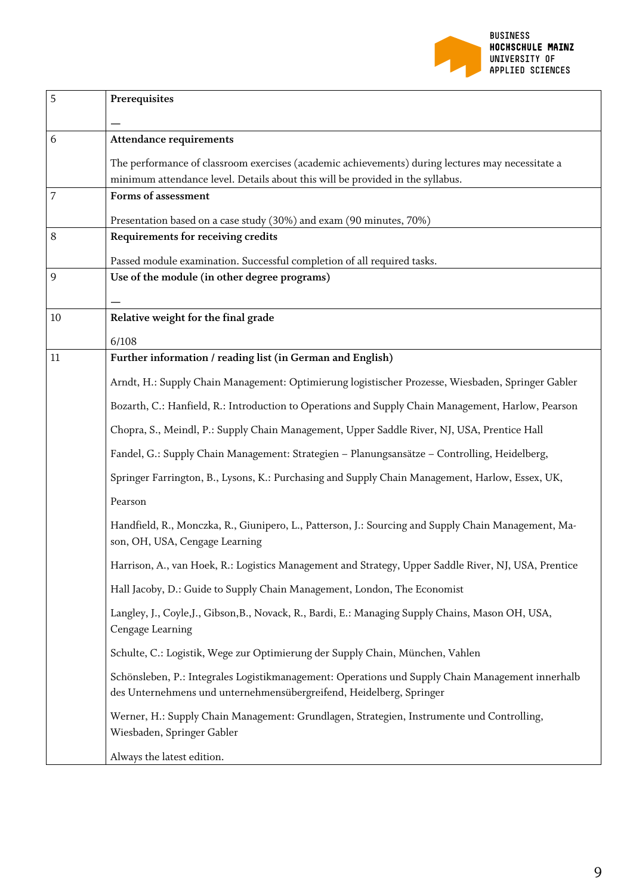| | |
|---|---|
| 5 | **Prerequisites**<br><br>— |
| 6 | **Attendance requirements**<br><br>The performance of classroom exercises (academic achievements) during lectures may necessitate a minimum attendance level. Details about this will be provided in the syllabus. |
| 7 | **Forms of assessment**<br><br>Presentation based on a case study (30%) and exam (90 minutes, 70%) |
| 8 | **Requirements for receiving credits**<br><br>Passed module examination. Successful completion of all required tasks. |
| 9 | **Use of the module (in other degree programs)**<br><br>— |
| 10 | **Relative weight for the final grade**<br><br>6/108 |
| 11 | **Further information / reading list (in German and English)**<br><br>Arndt, H.: Supply Chain Management: Optimierung logistischer Prozesse, Wiesbaden, Springer Gabler<br><br>Bozarth, C.: Hanfield, R.: Introduction to Operations and Supply Chain Management, Harlow, Pearson<br><br>Chopra, S., Meindl, P.: Supply Chain Management, Upper Saddle River, NJ, USA, Prentice Hall<br><br>Fandel, G.: Supply Chain Management: Strategien – Planungsansätze – Controlling, Heidelberg,<br><br>Springer Farrington, B., Lysons, K.: Purchasing and Supply Chain Management, Harlow, Essex, UK,<br><br>Pearson<br><br>Handfield, R., Monczka, R., Giunipero, L., Patterson, J.: Sourcing and Supply Chain Management, Mason, OH, USA, Cengage Learning<br><br>Harrison, A., van Hoek, R.: Logistics Management and Strategy, Upper Saddle River, NJ, USA, Prentice<br><br>Hall Jacoby, D.: Guide to Supply Chain Management, London, The Economist<br><br>Langley, J., Coyle,J., Gibson,B., Novack, R., Bardi, E.: Managing Supply Chains, Mason OH, USA, Cengage Learning<br><br>Schulte, C.: Logistik, Wege zur Optimierung der Supply Chain, München, Vahlen<br><br>Schönsleben, P.: Integrales Logistikmanagement: Operations und Supply Chain Management innerhalb des Unternehmens und unternehmensübergreifend, Heidelberg, Springer<br><br>Werner, H.: Supply Chain Management: Grundlagen, Strategien, Instrumente und Controlling, Wiesbaden, Springer Gabler<br><br>Always the latest edition. |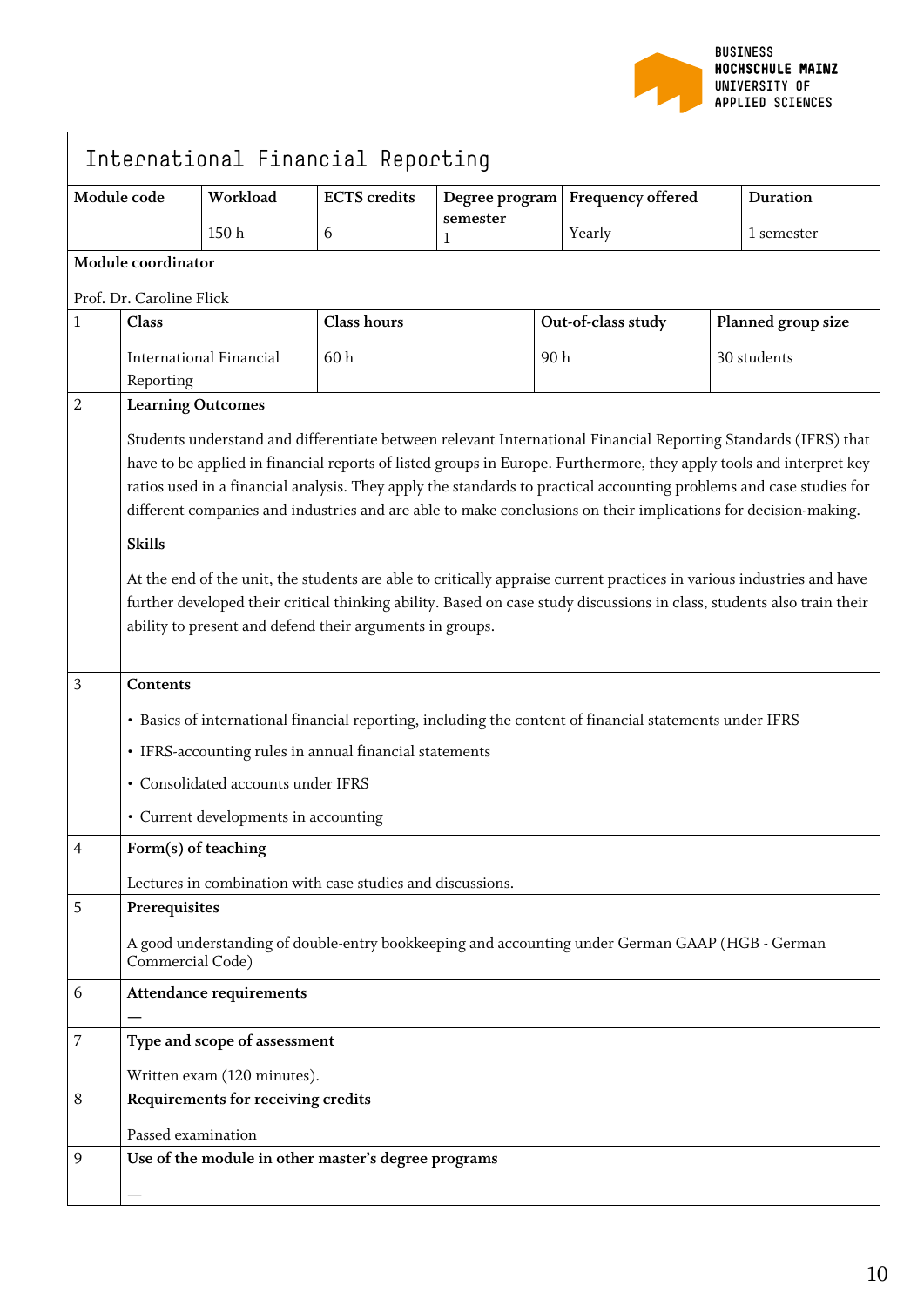# International Financial Reporting

| Module code | Workload | ECTS credits | Degree program semester | Frequency offered | Duration |
|---|---|---|---|---|---|
| | 150 h | 6 | 1 | Yearly | 1 semester |

**Module coordinator**

Prof. Dr. Caroline Flick

| | Class | Class hours | Out-of-class study | Planned group size |
|---|---|---|---|---|
| 1 | International Financial Reporting | 60 h | 90 h | 30 students |

**2 Learning Outcomes**

Students understand and differentiate between relevant International Financial Reporting Standards (IFRS) that have to be applied in financial reports of listed groups in Europe. Furthermore, they apply tools and interpret key ratios used in a financial analysis. They apply the standards to practical accounting problems and case studies for different companies and industries and are able to make conclusions on their implications for decision-making.

**Skills**

At the end of the unit, the students are able to critically appraise current practices in various industries and have further developed their critical thinking ability. Based on case study discussions in class, students also train their ability to present and defend their arguments in groups.

**3 Contents**

- Basics of international financial reporting, including the content of financial statements under IFRS
- IFRS-accounting rules in annual financial statements
- Consolidated accounts under IFRS
- Current developments in accounting

**4 Form(s) of teaching**

Lectures in combination with case studies and discussions.

**5 Prerequisites**

A good understanding of double-entry bookkeeping and accounting under German GAAP (HGB - German Commercial Code)

**6 Attendance requirements**

—

**7 Type and scope of assessment**

Written exam (120 minutes).

**8 Requirements for receiving credits**

Passed examination

**9 Use of the module in other master's degree programs**

—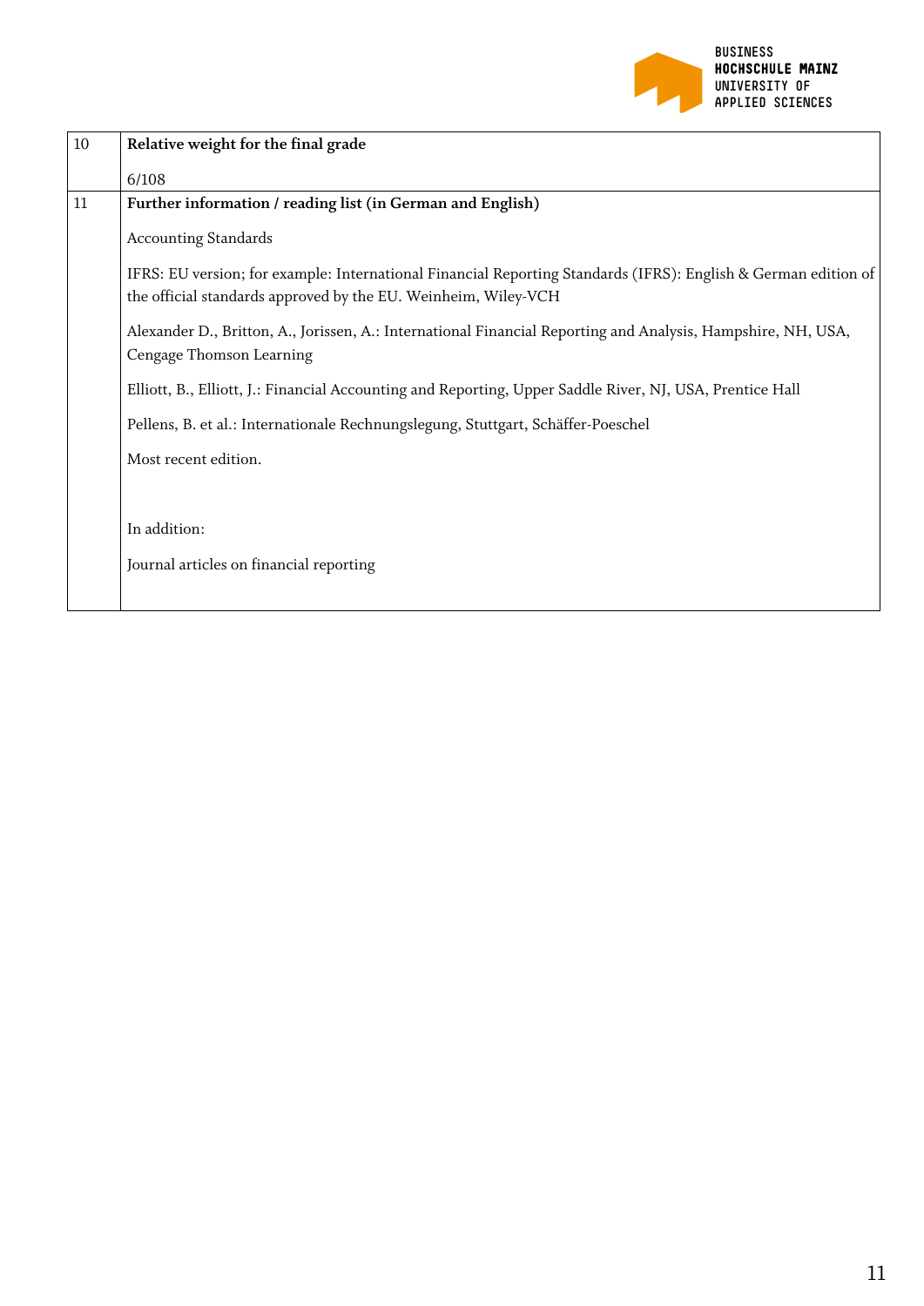| | |
|---|---|
| 10 | **Relative weight for the final grade**<br><br>6/108 |
| 11 | **Further information / reading list (in German and English)**<br><br>Accounting Standards<br><br>IFRS: EU version; for example: International Financial Reporting Standards (IFRS): English & German edition of the official standards approved by the EU. Weinheim, Wiley-VCH<br><br>Alexander D., Britton, A., Jorissen, A.: International Financial Reporting and Analysis, Hampshire, NH, USA, Cengage Thomson Learning<br><br>Elliott, B., Elliott, J.: Financial Accounting and Reporting, Upper Saddle River, NJ, USA, Prentice Hall<br><br>Pellens, B. et al.: Internationale Rechnungslegung, Stuttgart, Schäffer-Poeschel<br><br>Most recent edition.<br><br>In addition:<br><br>Journal articles on financial reporting |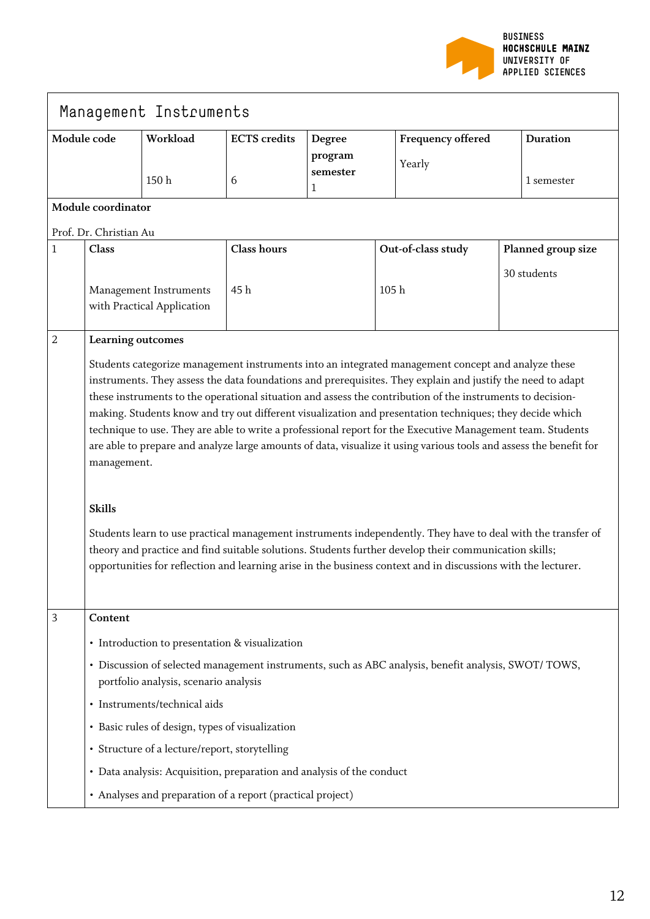# Management Instruments

| Module code | Workload | ECTS credits | Degree program semester | Frequency offered | Duration |
|---|---|---|---|---|---|
| | 150 h | 6 | 1 | Yearly | 1 semester |

**Module coordinator**

Prof. Dr. Christian Au

| 1 | Class | Class hours | Out-of-class study | Planned group size |
|---|---|---|---|---|
| | Management Instruments with Practical Application | 45 h | 105 h | 30 students |

## 2 Learning outcomes

Students categorize management instruments into an integrated management concept and analyze these instruments. They assess the data foundations and prerequisites. They explain and justify the need to adapt these instruments to the operational situation and assess the contribution of the instruments to decision-making. Students know and try out different visualization and presentation techniques; they decide which technique to use. They are able to write a professional report for the Executive Management team. Students are able to prepare and analyze large amounts of data, visualize it using various tools and assess the benefit for management.

**Skills**

Students learn to use practical management instruments independently. They have to deal with the transfer of theory and practice and find suitable solutions. Students further develop their communication skills; opportunities for reflection and learning arise in the business context and in discussions with the lecturer.

## 3 Content

- Introduction to presentation & visualization
- Discussion of selected management instruments, such as ABC analysis, benefit analysis, SWOT/ TOWS, portfolio analysis, scenario analysis
- Instruments/technical aids
- Basic rules of design, types of visualization
- Structure of a lecture/report, storytelling
- Data analysis: Acquisition, preparation and analysis of the conduct
- Analyses and preparation of a report (practical project)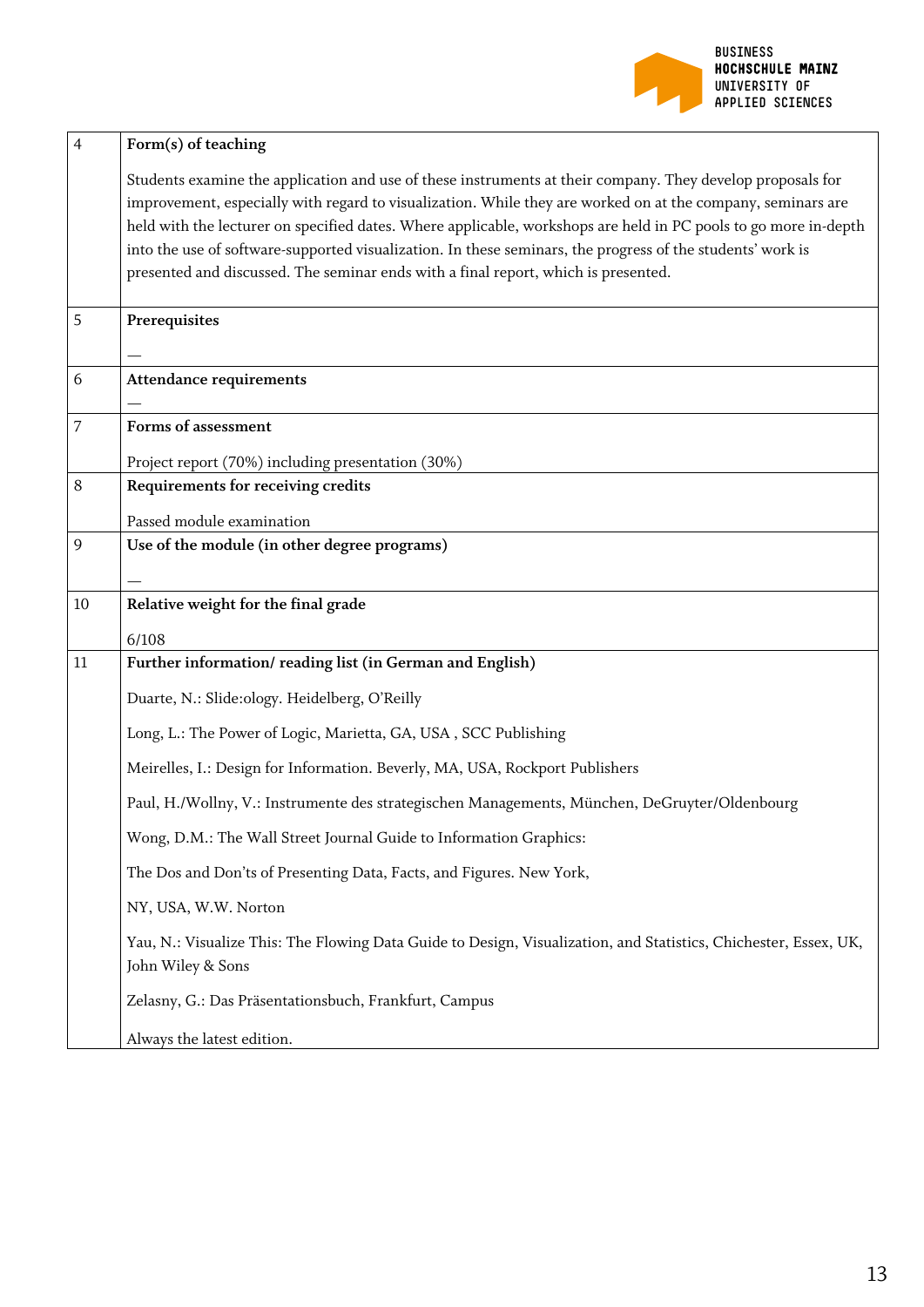| | |
|---|---|
| 4 | **Form(s) of teaching**<br><br>Students examine the application and use of these instruments at their company. They develop proposals for improvement, especially with regard to visualization. While they are worked on at the company, seminars are held with the lecturer on specified dates. Where applicable, workshops are held in PC pools to go more in-depth into the use of software-supported visualization. In these seminars, the progress of the students' work is presented and discussed. The seminar ends with a final report, which is presented. |
| 5 | **Prerequisites**<br><br>— |
| 6 | **Attendance requirements**<br><br>— |
| 7 | **Forms of assessment**<br><br>Project report (70%) including presentation (30%) |
| 8 | **Requirements for receiving credits**<br><br>Passed module examination |
| 9 | **Use of the module (in other degree programs)**<br><br>— |
| 10 | **Relative weight for the final grade**<br><br>6/108 |
| 11 | **Further information/ reading list (in German and English)**<br><br>Duarte, N.: Slide:ology. Heidelberg, O'Reilly<br><br>Long, L.: The Power of Logic, Marietta, GA, USA , SCC Publishing<br><br>Meirelles, I.: Design for Information. Beverly, MA, USA, Rockport Publishers<br><br>Paul, H./Wollny, V.: Instrumente des strategischen Managements, München, DeGruyter/Oldenbourg<br><br>Wong, D.M.: The Wall Street Journal Guide to Information Graphics:<br><br>The Dos and Don'ts of Presenting Data, Facts, and Figures. New York,<br><br>NY, USA, W.W. Norton<br><br>Yau, N.: Visualize This: The Flowing Data Guide to Design, Visualization, and Statistics, Chichester, Essex, UK, John Wiley & Sons<br><br>Zelasny, G.: Das Präsentationsbuch, Frankfurt, Campus<br><br>Always the latest edition. |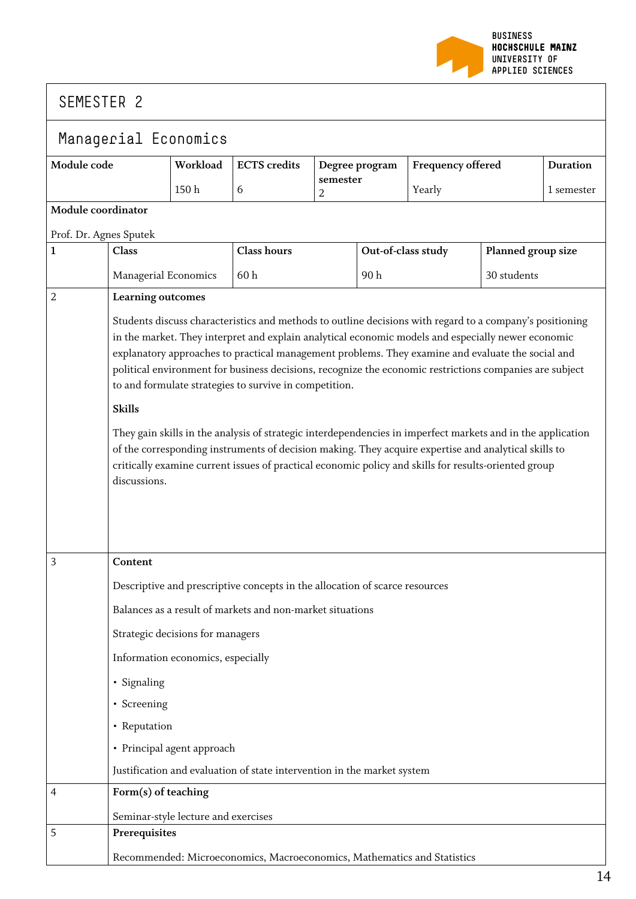## SEMESTER 2

### Managerial Economics

| Module code | Workload | ECTS credits | Degree program semester | Frequency offered | Duration |
|---|---|---|---|---|---|
| | 150 h | 6 | 2 | Yearly | 1 semester |

**Module coordinator**

Prof. Dr. Agnes Sputek

| 1 | Class | Class hours | Out-of-class study | Planned group size |
|---|---|---|---|---|
| | Managerial Economics | 60 h | 90 h | 30 students |

**2 Learning outcomes**

Students discuss characteristics and methods to outline decisions with regard to a company's positioning in the market. They interpret and explain analytical economic models and especially newer economic explanatory approaches to practical management problems. They examine and evaluate the social and political environment for business decisions, recognize the economic restrictions companies are subject to and formulate strategies to survive in competition.

**Skills**

They gain skills in the analysis of strategic interdependencies in imperfect markets and in the application of the corresponding instruments of decision making. They acquire expertise and analytical skills to critically examine current issues of practical economic policy and skills for results-oriented group discussions.

**3 Content**

Descriptive and prescriptive concepts in the allocation of scarce resources

Balances as a result of markets and non-market situations

Strategic decisions for managers

Information economics, especially

- Signaling
- Screening
- Reputation
- Principal agent approach

Justification and evaluation of state intervention in the market system

**4 Form(s) of teaching**

Seminar-style lecture and exercises

**5 Prerequisites**

Recommended: Microeconomics, Macroeconomics, Mathematics and Statistics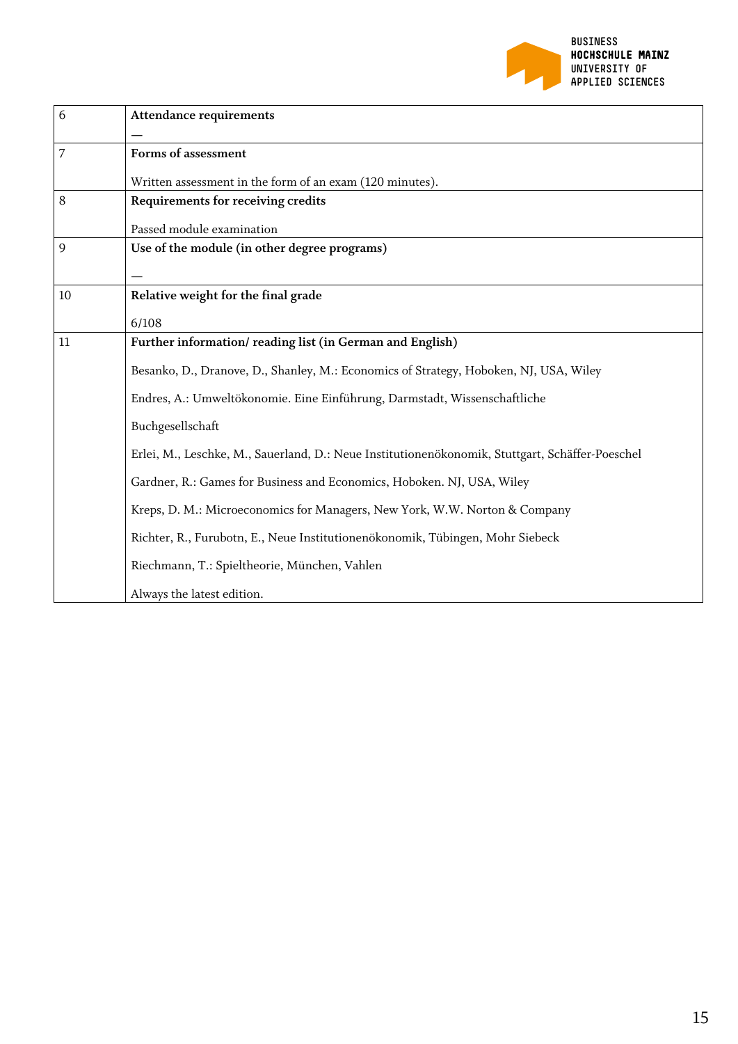| | |
|---|---|
| 6 | **Attendance requirements**<br><br>— |
| 7 | **Forms of assessment**<br><br>Written assessment in the form of an exam (120 minutes). |
| 8 | **Requirements for receiving credits**<br><br>Passed module examination |
| 9 | **Use of the module (in other degree programs)**<br><br>— |
| 10 | **Relative weight for the final grade**<br><br>6/108 |
| 11 | **Further information/ reading list (in German and English)**<br><br>Besanko, D., Dranove, D., Shanley, M.: Economics of Strategy, Hoboken, NJ, USA, Wiley<br><br>Endres, A.: Umweltökonomie. Eine Einführung, Darmstadt, Wissenschaftliche<br><br>Buchgesellschaft<br><br>Erlei, M., Leschke, M., Sauerland, D.: Neue Institutionenökonomik, Stuttgart, Schäffer-Poeschel<br><br>Gardner, R.: Games for Business and Economics, Hoboken. NJ, USA, Wiley<br><br>Kreps, D. M.: Microeconomics for Managers, New York, W.W. Norton & Company<br><br>Richter, R., Furubotn, E., Neue Institutionenökonomik, Tübingen, Mohr Siebeck<br><br>Riechmann, T.: Spieltheorie, München, Vahlen<br><br>Always the latest edition. |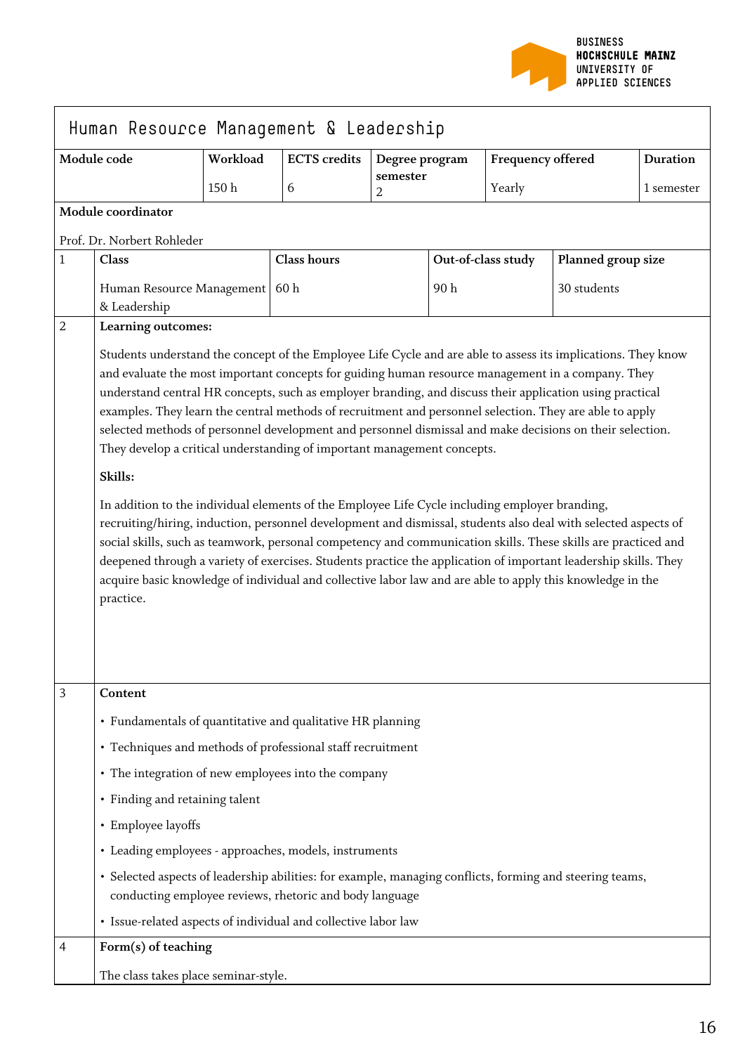# Human Resource Management & Leadership

| Module code | Workload | ECTS credits | Degree program semester | Frequency offered | Duration |
|---|---|---|---|---|---|
| | 150 h | 6 | 2 | Yearly | 1 semester |

**Module coordinator**

Prof. Dr. Norbert Rohleder

| | Class | Class hours | Out-of-class study | Planned group size |
|---|---|---|---|---|
| 1 | Human Resource Management & Leadership | 60 h | 90 h | 30 students |

**2 Learning outcomes:**

Students understand the concept of the Employee Life Cycle and are able to assess its implications. They know and evaluate the most important concepts for guiding human resource management in a company. They understand central HR concepts, such as employer branding, and discuss their application using practical examples. They learn the central methods of recruitment and personnel selection. They are able to apply selected methods of personnel development and personnel dismissal and make decisions on their selection. They develop a critical understanding of important management concepts.

**Skills:**

In addition to the individual elements of the Employee Life Cycle including employer branding, recruiting/hiring, induction, personnel development and dismissal, students also deal with selected aspects of social skills, such as teamwork, personal competency and communication skills. These skills are practiced and deepened through a variety of exercises. Students practice the application of important leadership skills. They acquire basic knowledge of individual and collective labor law and are able to apply this knowledge in the practice.

**3 Content**

- Fundamentals of quantitative and qualitative HR planning
- Techniques and methods of professional staff recruitment
- The integration of new employees into the company
- Finding and retaining talent
- Employee layoffs
- Leading employees - approaches, models, instruments
- Selected aspects of leadership abilities: for example, managing conflicts, forming and steering teams, conducting employee reviews, rhetoric and body language
- Issue-related aspects of individual and collective labor law

**4 Form(s) of teaching**

The class takes place seminar-style.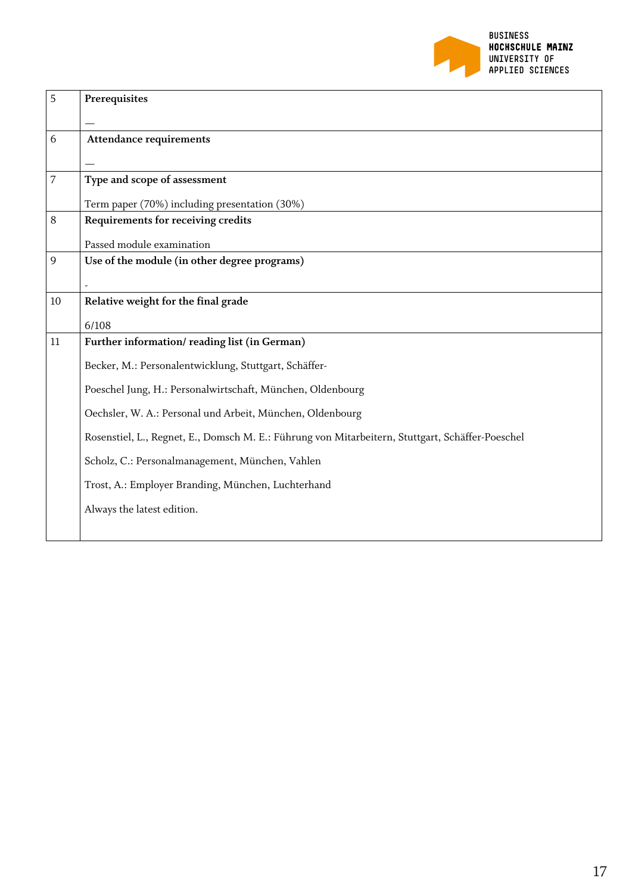| | |
|---|---|
| 5 | **Prerequisites**<br><br>— |
| 6 | **Attendance requirements**<br><br>— |
| 7 | **Type and scope of assessment**<br><br>Term paper (70%) including presentation (30%) |
| 8 | **Requirements for receiving credits**<br><br>Passed module examination |
| 9 | **Use of the module (in other degree programs)**<br><br>- |
| 10 | **Relative weight for the final grade**<br><br>6/108 |
| 11 | **Further information/ reading list (in German)**<br><br>Becker, M.: Personalentwicklung, Stuttgart, Schäffer-<br><br>Poeschel Jung, H.: Personalwirtschaft, München, Oldenbourg<br><br>Oechsler, W. A.: Personal und Arbeit, München, Oldenbourg<br><br>Rosenstiel, L., Regnet, E., Domsch M. E.: Führung von Mitarbeitern, Stuttgart, Schäffer-Poeschel<br><br>Scholz, C.: Personalmanagement, München, Vahlen<br><br>Trost, A.: Employer Branding, München, Luchterhand<br><br>Always the latest edition. |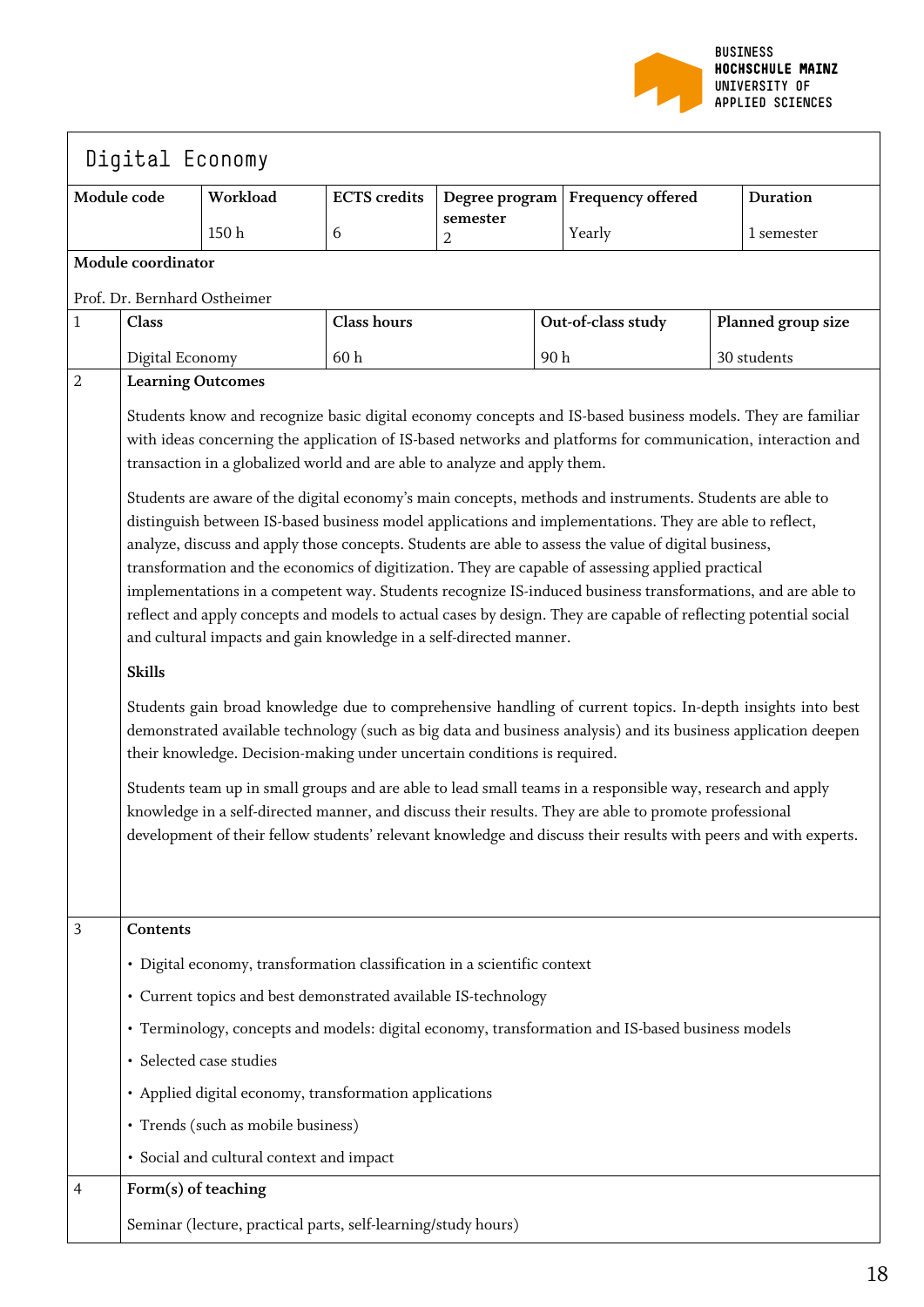# Digital Economy

| Module code | Workload | ECTS credits | Degree program semester | Frequency offered | Duration |
|---|---|---|---|---|---|
| | 150 h | 6 | 2 | Yearly | 1 semester |

**Module coordinator**

Prof. Dr. Bernhard Ostheimer

| | Class | Class hours | Out-of-class study | Planned group size |
|---|---|---|---|---|
| 1 | Digital Economy | 60 h | 90 h | 30 students |

**2 Learning Outcomes**

Students know and recognize basic digital economy concepts and IS-based business models. They are familiar with ideas concerning the application of IS-based networks and platforms for communication, interaction and transaction in a globalized world and are able to analyze and apply them.

Students are aware of the digital economy's main concepts, methods and instruments. Students are able to distinguish between IS-based business model applications and implementations. They are able to reflect, analyze, discuss and apply those concepts. Students are able to assess the value of digital business, transformation and the economics of digitization. They are capable of assessing applied practical implementations in a competent way. Students recognize IS-induced business transformations, and are able to reflect and apply concepts and models to actual cases by design. They are capable of reflecting potential social and cultural impacts and gain knowledge in a self-directed manner.

**Skills**

Students gain broad knowledge due to comprehensive handling of current topics. In-depth insights into best demonstrated available technology (such as big data and business analysis) and its business application deepen their knowledge. Decision-making under uncertain conditions is required.

Students team up in small groups and are able to lead small teams in a responsible way, research and apply knowledge in a self-directed manner, and discuss their results. They are able to promote professional development of their fellow students' relevant knowledge and discuss their results with peers and with experts.

**3 Contents**

- Digital economy, transformation classification in a scientific context
- Current topics and best demonstrated available IS-technology
- Terminology, concepts and models: digital economy, transformation and IS-based business models
- Selected case studies
- Applied digital economy, transformation applications
- Trends (such as mobile business)
- Social and cultural context and impact

**4 Form(s) of teaching**

Seminar (lecture, practical parts, self-learning/study hours)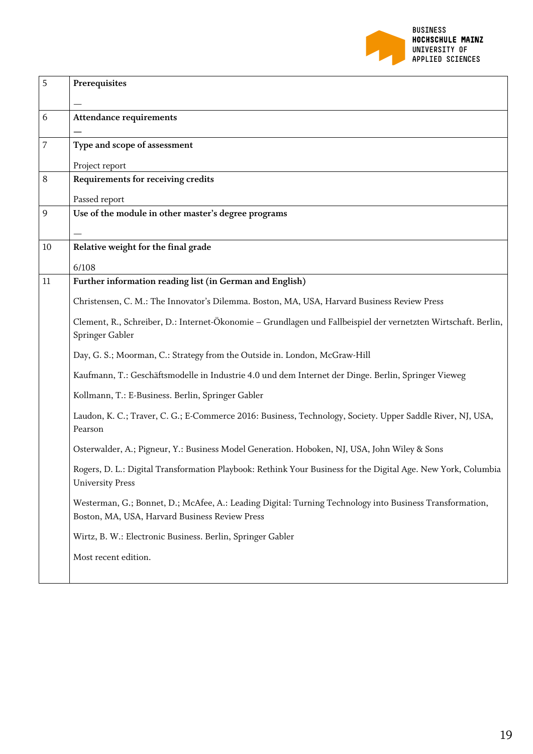| | |
|---|---|
| 5 | **Prerequisites**<br><br>— |
| 6 | **Attendance requirements**<br><br>— |
| 7 | **Type and scope of assessment**<br><br>Project report |
| 8 | **Requirements for receiving credits**<br><br>Passed report |
| 9 | **Use of the module in other master's degree programs**<br><br>— |
| 10 | **Relative weight for the final grade**<br><br>6/108 |
| 11 | **Further information reading list (in German and English)**<br><br>Christensen, C. M.: The Innovator's Dilemma. Boston, MA, USA, Harvard Business Review Press<br><br>Clement, R., Schreiber, D.: Internet-Ökonomie – Grundlagen und Fallbeispiel der vernetzten Wirtschaft. Berlin, Springer Gabler<br><br>Day, G. S.; Moorman, C.: Strategy from the Outside in. London, McGraw-Hill<br><br>Kaufmann, T.: Geschäftsmodelle in Industrie 4.0 und dem Internet der Dinge. Berlin, Springer Vieweg<br><br>Kollmann, T.: E-Business. Berlin, Springer Gabler<br><br>Laudon, K. C.; Traver, C. G.; E-Commerce 2016: Business, Technology, Society. Upper Saddle River, NJ, USA, Pearson<br><br>Osterwalder, A.; Pigneur, Y.: Business Model Generation. Hoboken, NJ, USA, John Wiley & Sons<br><br>Rogers, D. L.: Digital Transformation Playbook: Rethink Your Business for the Digital Age. New York, Columbia University Press<br><br>Westerman, G.; Bonnet, D.; McAfee, A.: Leading Digital: Turning Technology into Business Transformation, Boston, MA, USA, Harvard Business Review Press<br><br>Wirtz, B. W.: Electronic Business. Berlin, Springer Gabler<br><br>Most recent edition. |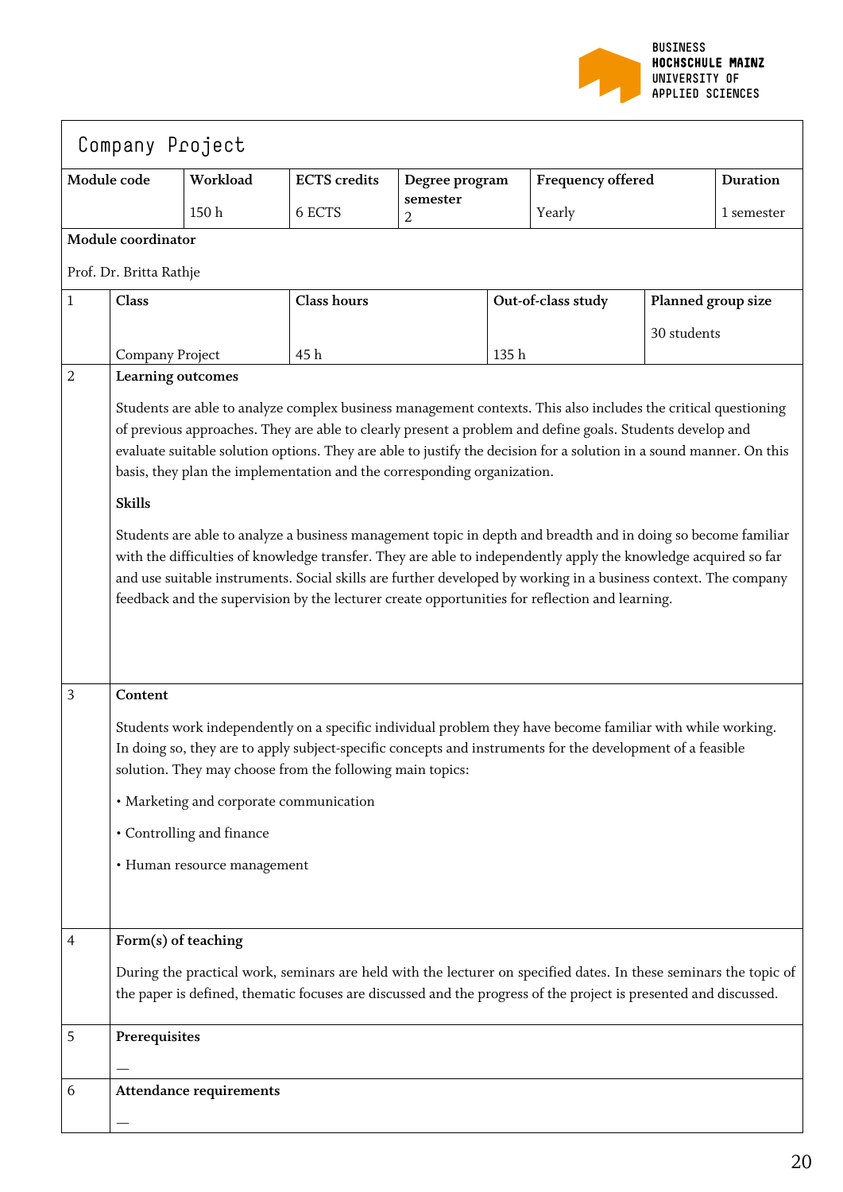# Company Project

| Module code | Workload | ECTS credits | Degree program semester | Frequency offered | Duration |
|---|---|---|---|---|---|
| | 150 h | 6 ECTS | 2 | Yearly | 1 semester |

**Module coordinator**

Prof. Dr. Britta Rathje

| | Class | Class hours | Out-of-class study | Planned group size |
|---|---|---|---|---|
| 1 | Company Project | 45 h | 135 h | 30 students |

**2 Learning outcomes**

Students are able to analyze complex business management contexts. This also includes the critical questioning of previous approaches. They are able to clearly present a problem and define goals. Students develop and evaluate suitable solution options. They are able to justify the decision for a solution in a sound manner. On this basis, they plan the implementation and the corresponding organization.

**Skills**

Students are able to analyze a business management topic in depth and breadth and in doing so become familiar with the difficulties of knowledge transfer. They are able to independently apply the knowledge acquired so far and use suitable instruments. Social skills are further developed by working in a business context. The company feedback and the supervision by the lecturer create opportunities for reflection and learning.

**3 Content**

Students work independently on a specific individual problem they have become familiar with while working. In doing so, they are to apply subject-specific concepts and instruments for the development of a feasible solution. They may choose from the following main topics:

- Marketing and corporate communication
- Controlling and finance
- Human resource management

**4 Form(s) of teaching**

During the practical work, seminars are held with the lecturer on specified dates. In these seminars the topic of the paper is defined, thematic focuses are discussed and the progress of the project is presented and discussed.

**5 Prerequisites**

—

**6 Attendance requirements**

—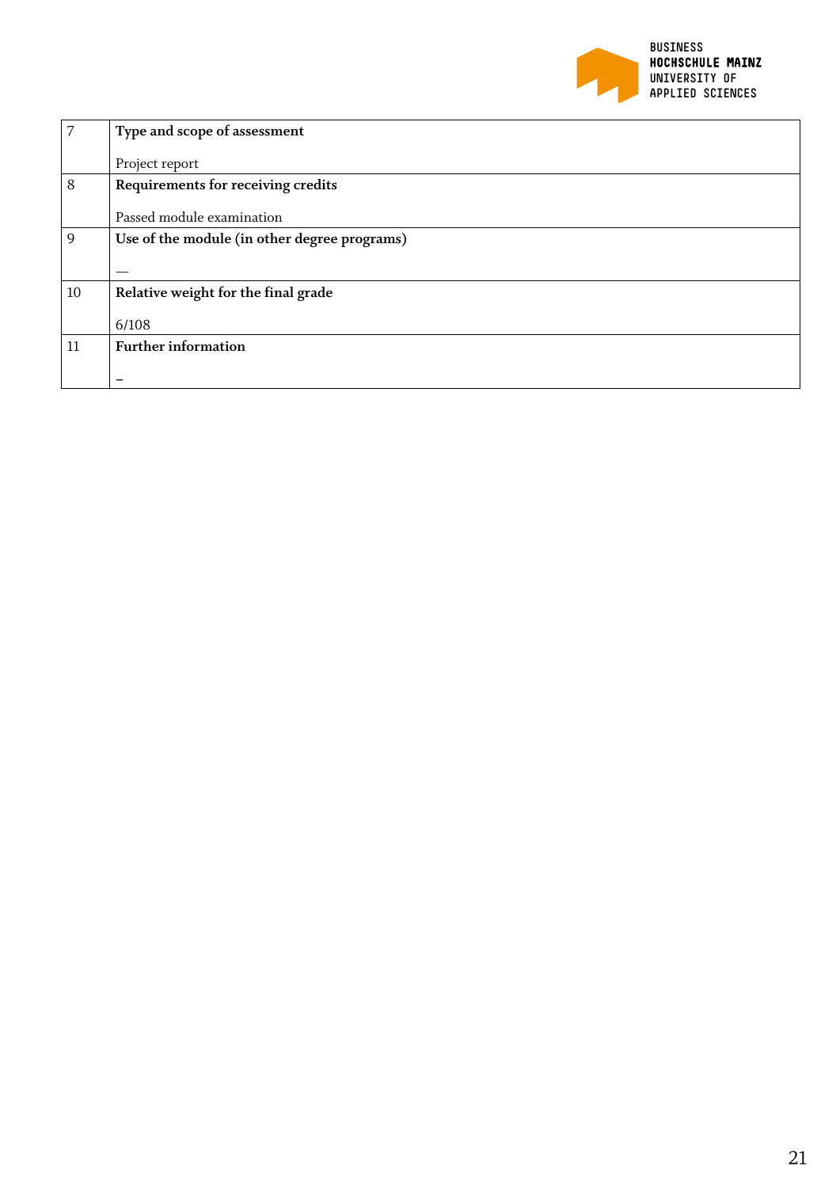| | |
|---|---|
| 7 | **Type and scope of assessment**<br><br>Project report |
| 8 | **Requirements for receiving credits**<br><br>Passed module examination |
| 9 | **Use of the module (in other degree programs)**<br><br>— |
| 10 | **Relative weight for the final grade**<br><br>6/108 |
| 11 | **Further information**<br><br>– |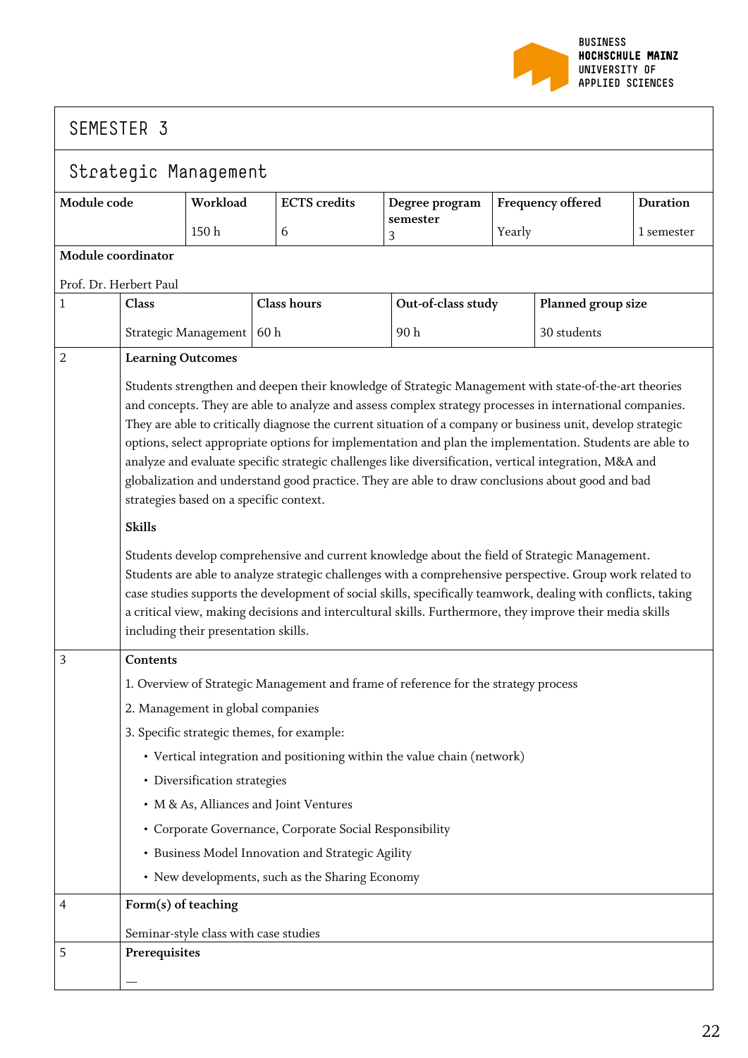## SEMESTER 3

### Strategic Management

| Module code | Workload | ECTS credits | Degree program semester | Frequency offered | Duration |
|---|---|---|---|---|---|
| | 150 h | 6 | 3 | Yearly | 1 semester |

**Module coordinator**

Prof. Dr. Herbert Paul

| 1 | Class | Class hours | Out-of-class study | Planned group size |
|---|---|---|---|---|
| | Strategic Management | 60 h | 90 h | 30 students |

**2 Learning Outcomes**

Students strengthen and deepen their knowledge of Strategic Management with state-of-the-art theories and concepts. They are able to analyze and assess complex strategy processes in international companies. They are able to critically diagnose the current situation of a company or business unit, develop strategic options, select appropriate options for implementation and plan the implementation. Students are able to analyze and evaluate specific strategic challenges like diversification, vertical integration, M&A and globalization and understand good practice. They are able to draw conclusions about good and bad strategies based on a specific context.

**Skills**

Students develop comprehensive and current knowledge about the field of Strategic Management. Students are able to analyze strategic challenges with a comprehensive perspective. Group work related to case studies supports the development of social skills, specifically teamwork, dealing with conflicts, taking a critical view, making decisions and intercultural skills. Furthermore, they improve their media skills including their presentation skills.

**3 Contents**

1. Overview of Strategic Management and frame of reference for the strategy process
2. Management in global companies
3. Specific strategic themes, for example:
   - Vertical integration and positioning within the value chain (network)
   - Diversification strategies
   - M & As, Alliances and Joint Ventures
   - Corporate Governance, Corporate Social Responsibility
   - Business Model Innovation and Strategic Agility
   - New developments, such as the Sharing Economy

**4 Form(s) of teaching**

Seminar-style class with case studies

**5 Prerequisites**

—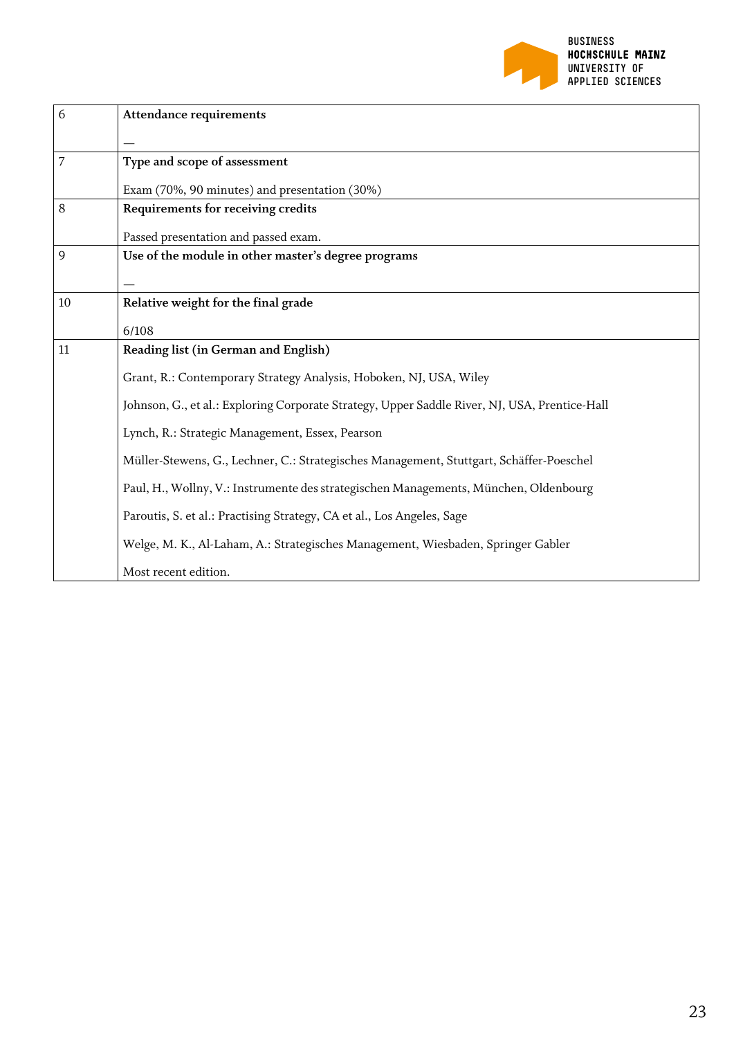| | |
|---|---|
| 6 | **Attendance requirements**<br><br>— |
| 7 | **Type and scope of assessment**<br><br>Exam (70%, 90 minutes) and presentation (30%) |
| 8 | **Requirements for receiving credits**<br><br>Passed presentation and passed exam. |
| 9 | **Use of the module in other master's degree programs**<br><br>— |
| 10 | **Relative weight for the final grade**<br><br>6/108 |
| 11 | **Reading list (in German and English)**<br><br>Grant, R.: Contemporary Strategy Analysis, Hoboken, NJ, USA, Wiley<br><br>Johnson, G., et al.: Exploring Corporate Strategy, Upper Saddle River, NJ, USA, Prentice-Hall<br><br>Lynch, R.: Strategic Management, Essex, Pearson<br><br>Müller-Stewens, G., Lechner, C.: Strategisches Management, Stuttgart, Schäffer-Poeschel<br><br>Paul, H., Wollny, V.: Instrumente des strategischen Managements, München, Oldenbourg<br><br>Paroutis, S. et al.: Practising Strategy, CA et al., Los Angeles, Sage<br><br>Welge, M. K., Al-Laham, A.: Strategisches Management, Wiesbaden, Springer Gabler<br><br>Most recent edition. |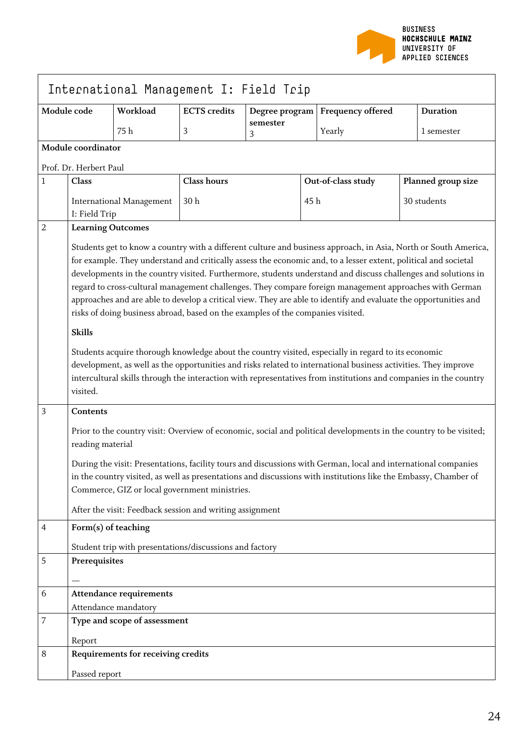# International Management I: Field Trip

| Module code | Workload | ECTS credits | Degree program semester | Frequency offered | Duration |
|---|---|---|---|---|---|
| | 75 h | 3 | 3 | Yearly | 1 semester |

**Module coordinator**

Prof. Dr. Herbert Paul

| | Class | Class hours | Out-of-class study | Planned group size |
|---|---|---|---|---|
| 1 | International Management I: Field Trip | 30 h | 45 h | 30 students |

**2 Learning Outcomes**

Students get to know a country with a different culture and business approach, in Asia, North or South America, for example. They understand and critically assess the economic and, to a lesser extent, political and societal developments in the country visited. Furthermore, students understand and discuss challenges and solutions in regard to cross-cultural management challenges. They compare foreign management approaches with German approaches and are able to develop a critical view. They are able to identify and evaluate the opportunities and risks of doing business abroad, based on the examples of the companies visited.

**Skills**

Students acquire thorough knowledge about the country visited, especially in regard to its economic development, as well as the opportunities and risks related to international business activities. They improve intercultural skills through the interaction with representatives from institutions and companies in the country visited.

**3 Contents**

Prior to the country visit: Overview of economic, social and political developments in the country to be visited; reading material

During the visit: Presentations, facility tours and discussions with German, local and international companies in the country visited, as well as presentations and discussions with institutions like the Embassy, Chamber of Commerce, GIZ or local government ministries.

After the visit: Feedback session and writing assignment

**4 Form(s) of teaching**

Student trip with presentations/discussions and factory

**5 Prerequisites**

—

**6 Attendance requirements**

Attendance mandatory

**7 Type and scope of assessment**

Report

**8 Requirements for receiving credits**

Passed report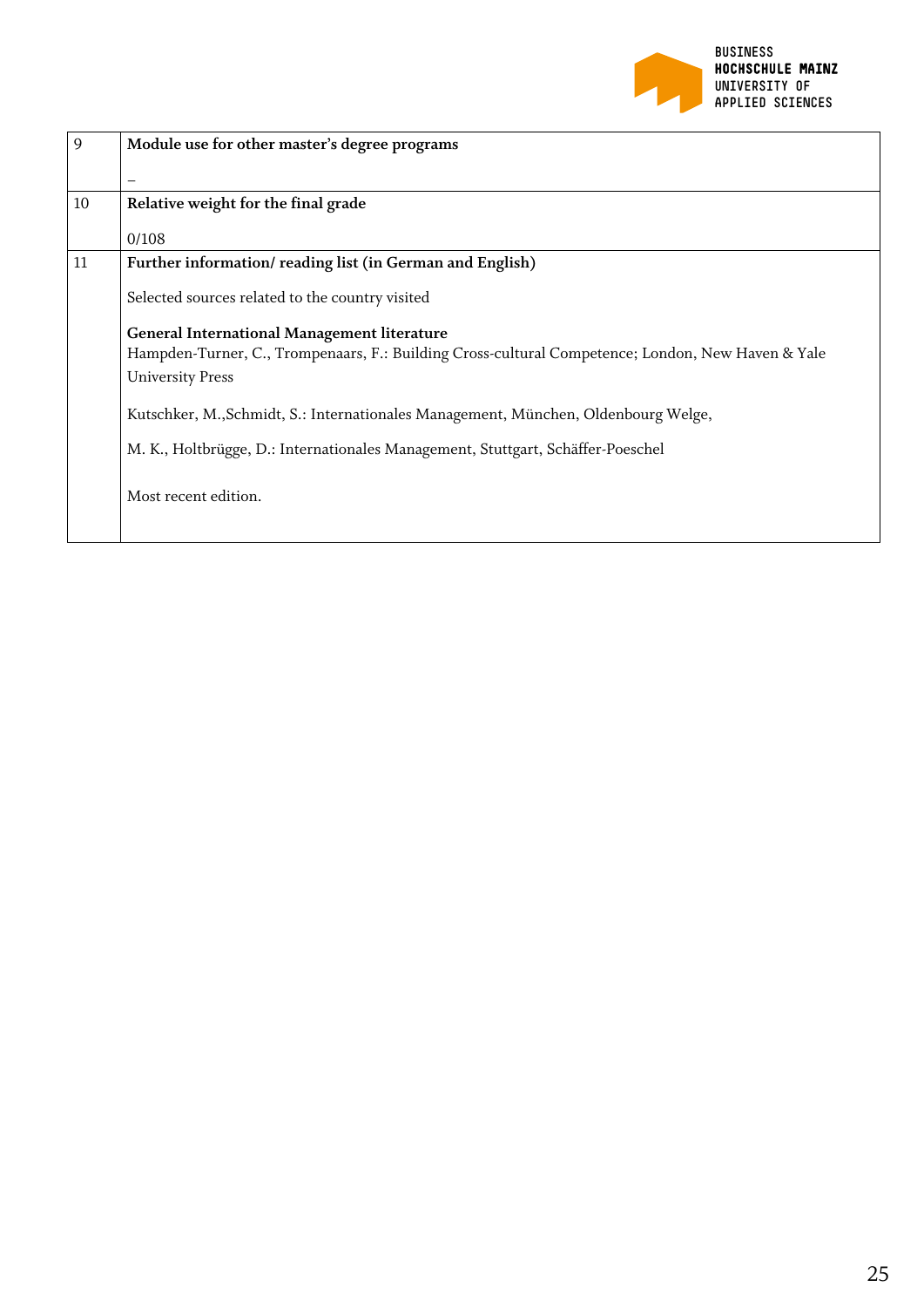| | |
|---|---|
| 9 | **Module use for other master's degree programs**<br><br>– |
| 10 | **Relative weight for the final grade**<br><br>0/108 |
| 11 | **Further information/ reading list (in German and English)**<br><br>Selected sources related to the country visited<br><br>**General International Management literature**<br>Hampden-Turner, C., Trompenaars, F.: Building Cross-cultural Competence; London, New Haven & Yale University Press<br><br>Kutschker, M.,Schmidt, S.: Internationales Management, München, Oldenbourg Welge,<br><br>M. K., Holtbrügge, D.: Internationales Management, Stuttgart, Schäffer-Poeschel<br><br>Most recent edition. |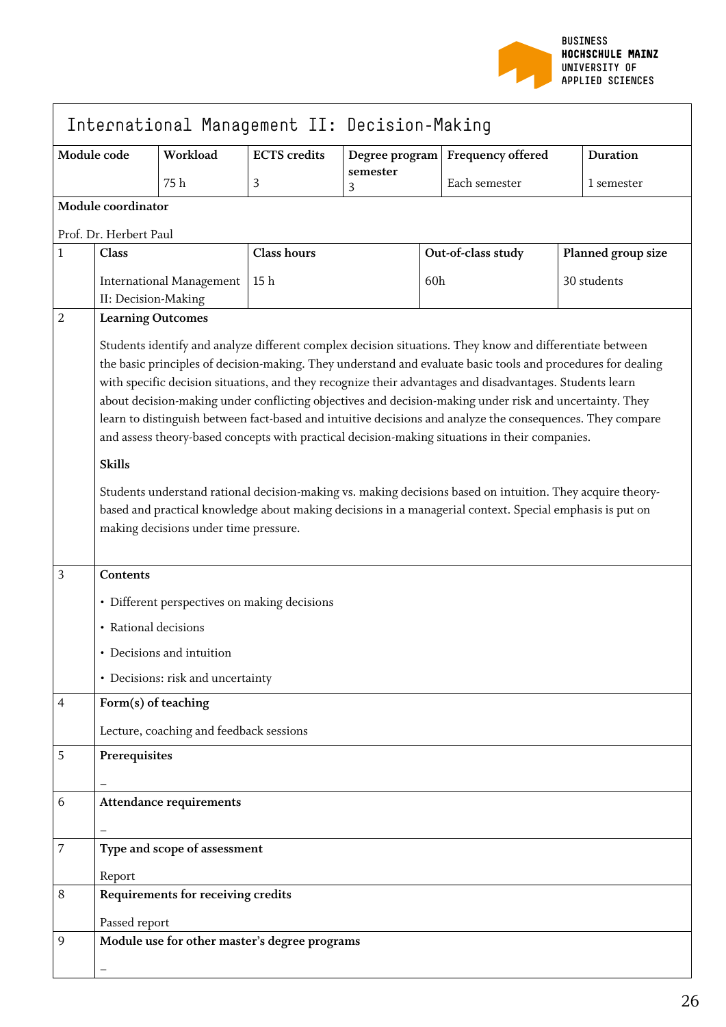# International Management II: Decision-Making

| Module code | Workload | ECTS credits | Degree program semester | Frequency offered | Duration |
|---|---|---|---|---|---|
| | 75 h | 3 | 3 | Each semester | 1 semester |

**Module coordinator**

Prof. Dr. Herbert Paul

| | Class | Class hours | Out-of-class study | Planned group size |
|---|---|---|---|---|
| 1 | International Management II: Decision-Making | 15 h | 60h | 30 students |

**2 Learning Outcomes**

Students identify and analyze different complex decision situations. They know and differentiate between the basic principles of decision-making. They understand and evaluate basic tools and procedures for dealing with specific decision situations, and they recognize their advantages and disadvantages. Students learn about decision-making under conflicting objectives and decision-making under risk and uncertainty. They learn to distinguish between fact-based and intuitive decisions and analyze the consequences. They compare and assess theory-based concepts with practical decision-making situations in their companies.

**Skills**

Students understand rational decision-making vs. making decisions based on intuition. They acquire theory-based and practical knowledge about making decisions in a managerial context. Special emphasis is put on making decisions under time pressure.

**3 Contents**

- Different perspectives on making decisions
- Rational decisions
- Decisions and intuition
- Decisions: risk and uncertainty

**4 Form(s) of teaching**

Lecture, coaching and feedback sessions

**5 Prerequisites**

–

**6 Attendance requirements**

–

**7 Type and scope of assessment**

Report

**8 Requirements for receiving credits**

Passed report

**9 Module use for other master's degree programs**

–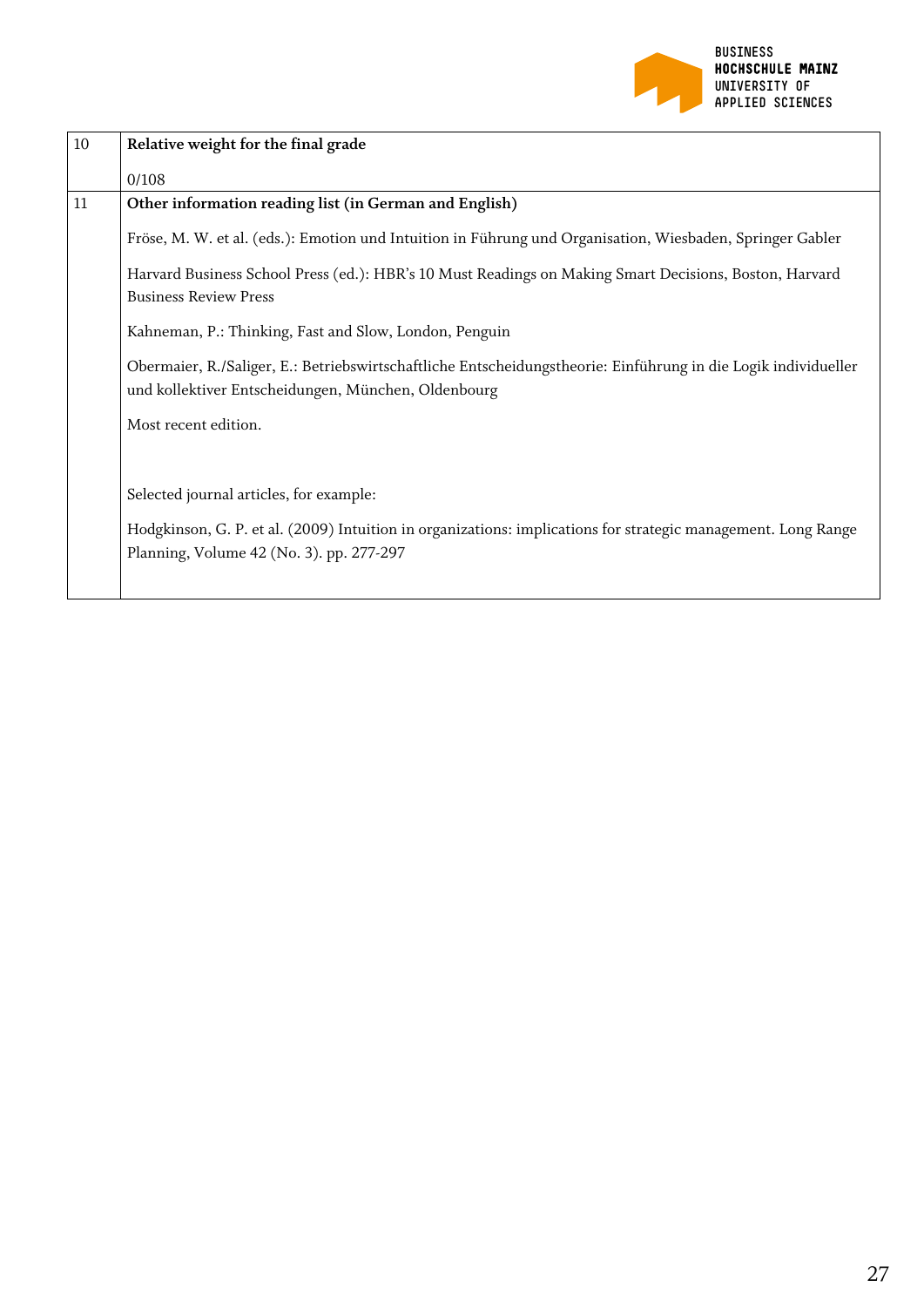| | |
|---|---|
| 10 | **Relative weight for the final grade**<br><br>0/108 |
| 11 | **Other information reading list (in German and English)**<br><br>Fröse, M. W. et al. (eds.): Emotion und Intuition in Führung und Organisation, Wiesbaden, Springer Gabler<br><br>Harvard Business School Press (ed.): HBR's 10 Must Readings on Making Smart Decisions, Boston, Harvard Business Review Press<br><br>Kahneman, P.: Thinking, Fast and Slow, London, Penguin<br><br>Obermaier, R./Saliger, E.: Betriebswirtschaftliche Entscheidungstheorie: Einführung in die Logik individueller und kollektiver Entscheidungen, München, Oldenbourg<br><br>Most recent edition.<br><br>Selected journal articles, for example:<br><br>Hodgkinson, G. P. et al. (2009) Intuition in organizations: implications for strategic management. Long Range Planning, Volume 42 (No. 3). pp. 277-297 |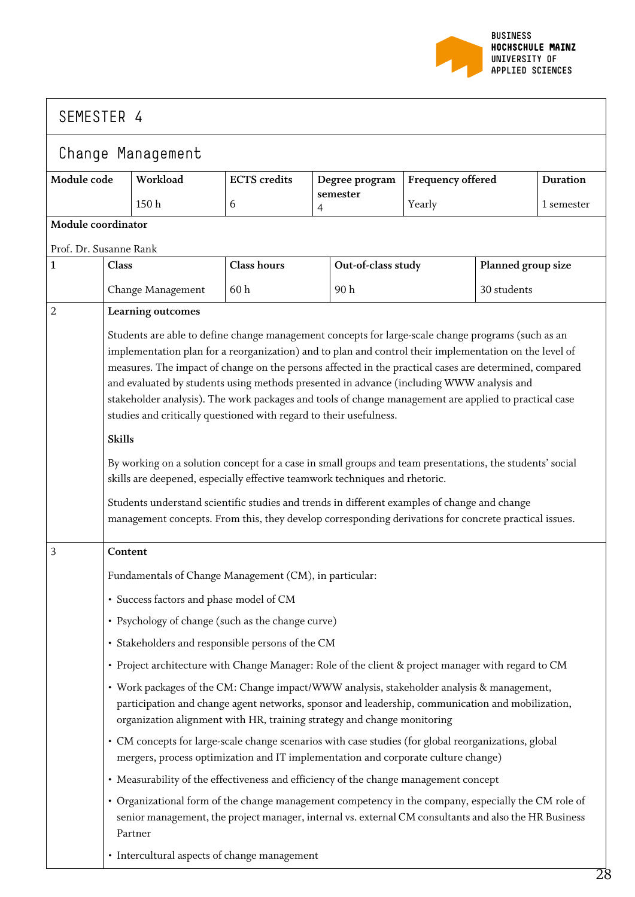# SEMESTER 4

## Change Management

| Module code | Workload | ECTS credits | Degree program semester | Frequency offered | Duration |
|---|---|---|---|---|---|
| | 150 h | 6 | 4 | Yearly | 1 semester |

**Module coordinator**

Prof. Dr. Susanne Rank

| 1 | Class | Class hours | Out-of-class study | Planned group size |
|---|---|---|---|---|
| | Change Management | 60 h | 90 h | 30 students |

**2 Learning outcomes**

Students are able to define change management concepts for large-scale change programs (such as an implementation plan for a reorganization) and to plan and control their implementation on the level of measures. The impact of change on the persons affected in the practical cases are determined, compared and evaluated by students using methods presented in advance (including WWW analysis and stakeholder analysis). The work packages and tools of change management are applied to practical case studies and critically questioned with regard to their usefulness.

**Skills**

By working on a solution concept for a case in small groups and team presentations, the students' social skills are deepened, especially effective teamwork techniques and rhetoric.

Students understand scientific studies and trends in different examples of change and change management concepts. From this, they develop corresponding derivations for concrete practical issues.

**3 Content**

Fundamentals of Change Management (CM), in particular:

- Success factors and phase model of CM
- Psychology of change (such as the change curve)
- Stakeholders and responsible persons of the CM
- Project architecture with Change Manager: Role of the client & project manager with regard to CM
- Work packages of the CM: Change impact/WWW analysis, stakeholder analysis & management, participation and change agent networks, sponsor and leadership, communication and mobilization, organization alignment with HR, training strategy and change monitoring
- CM concepts for large-scale change scenarios with case studies (for global reorganizations, global mergers, process optimization and IT implementation and corporate culture change)
- Measurability of the effectiveness and efficiency of the change management concept
- Organizational form of the change management competency in the company, especially the CM role of senior management, the project manager, internal vs. external CM consultants and also the HR Business Partner
- Intercultural aspects of change management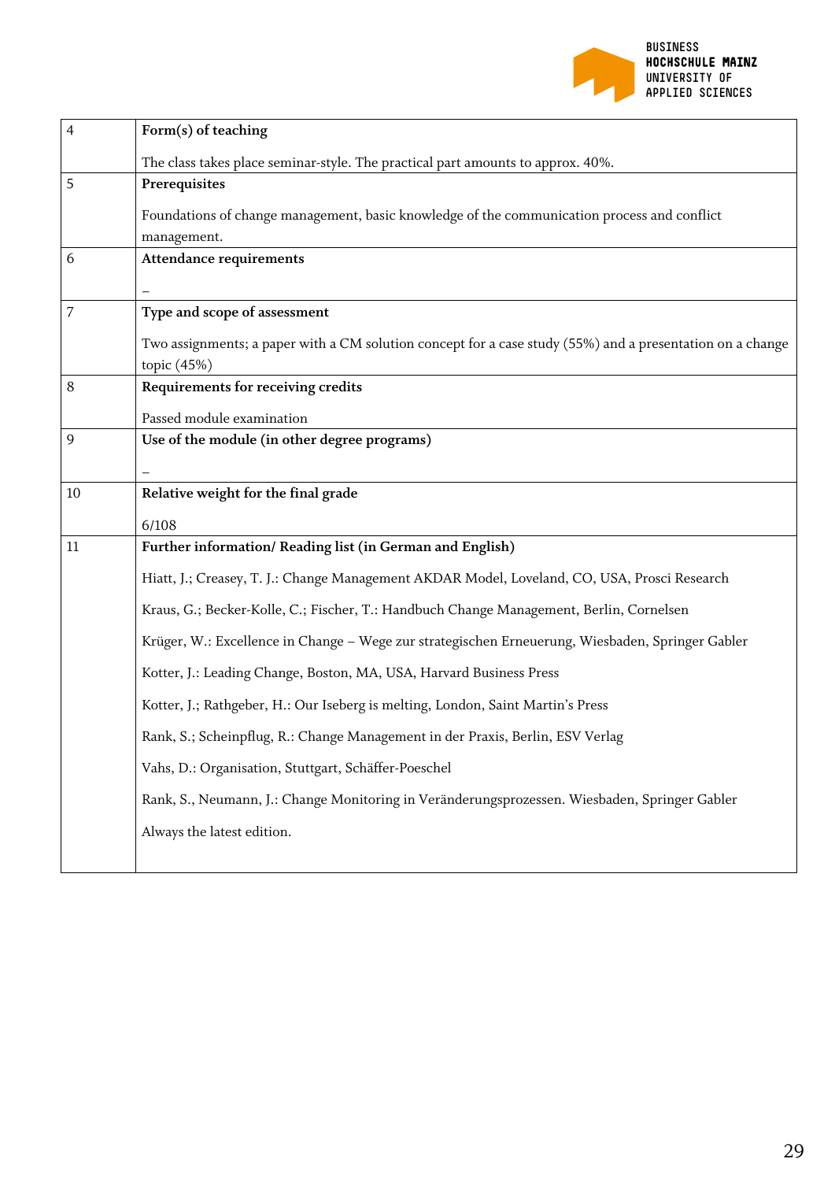| | |
|---|---|
| 4 | **Form(s) of teaching**<br><br>The class takes place seminar-style. The practical part amounts to approx. 40%. |
| 5 | **Prerequisites**<br><br>Foundations of change management, basic knowledge of the communication process and conflict management. |
| 6 | **Attendance requirements**<br><br>– |
| 7 | **Type and scope of assessment**<br><br>Two assignments; a paper with a CM solution concept for a case study (55%) and a presentation on a change topic (45%) |
| 8 | **Requirements for receiving credits**<br><br>Passed module examination |
| 9 | **Use of the module (in other degree programs)**<br><br>– |
| 10 | **Relative weight for the final grade**<br><br>6/108 |
| 11 | **Further information/ Reading list (in German and English)**<br><br>Hiatt, J.; Creasey, T. J.: Change Management AKDAR Model, Loveland, CO, USA, Prosci Research<br><br>Kraus, G.; Becker-Kolle, C.; Fischer, T.: Handbuch Change Management, Berlin, Cornelsen<br><br>Krüger, W.: Excellence in Change – Wege zur strategischen Erneuerung, Wiesbaden, Springer Gabler<br><br>Kotter, J.: Leading Change, Boston, MA, USA, Harvard Business Press<br><br>Kotter, J.; Rathgeber, H.: Our Iseberg is melting, London, Saint Martin's Press<br><br>Rank, S.; Scheinpflug, R.: Change Management in der Praxis, Berlin, ESV Verlag<br><br>Vahs, D.: Organisation, Stuttgart, Schäffer-Poeschel<br><br>Rank, S., Neumann, J.: Change Monitoring in Veränderungsprozessen. Wiesbaden, Springer Gabler<br><br>Always the latest edition. |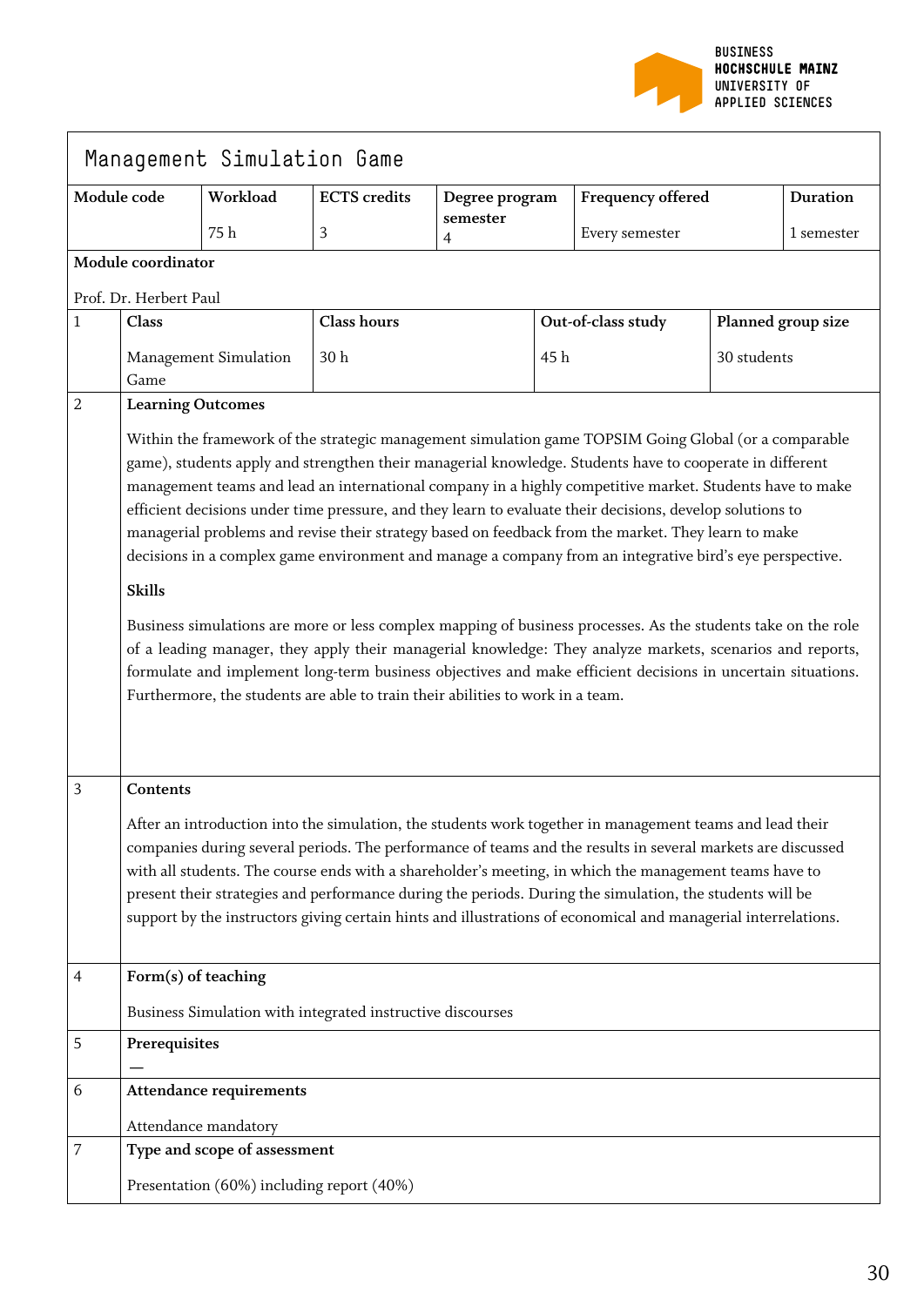# Management Simulation Game

| Module code | Workload | ECTS credits | Degree program semester | Frequency offered | Duration |
|---|---|---|---|---|---|
| | 75 h | 3 | 4 | Every semester | 1 semester |

**Module coordinator**

Prof. Dr. Herbert Paul

| 1 | Class | Class hours | Out-of-class study | Planned group size |
|---|---|---|---|---|
| | Management Simulation Game | 30 h | 45 h | 30 students |

**2 Learning Outcomes**

Within the framework of the strategic management simulation game TOPSIM Going Global (or a comparable game), students apply and strengthen their managerial knowledge. Students have to cooperate in different management teams and lead an international company in a highly competitive market. Students have to make efficient decisions under time pressure, and they learn to evaluate their decisions, develop solutions to managerial problems and revise their strategy based on feedback from the market. They learn to make decisions in a complex game environment and manage a company from an integrative bird's eye perspective.

**Skills**

Business simulations are more or less complex mapping of business processes. As the students take on the role of a leading manager, they apply their managerial knowledge: They analyze markets, scenarios and reports, formulate and implement long-term business objectives and make efficient decisions in uncertain situations. Furthermore, the students are able to train their abilities to work in a team.

**3 Contents**

After an introduction into the simulation, the students work together in management teams and lead their companies during several periods. The performance of teams and the results in several markets are discussed with all students. The course ends with a shareholder's meeting, in which the management teams have to present their strategies and performance during the periods. During the simulation, the students will be support by the instructors giving certain hints and illustrations of economical and managerial interrelations.

**4 Form(s) of teaching**

Business Simulation with integrated instructive discourses

**5 Prerequisites**

—

**6 Attendance requirements**

Attendance mandatory

**7 Type and scope of assessment**

Presentation (60%) including report (40%)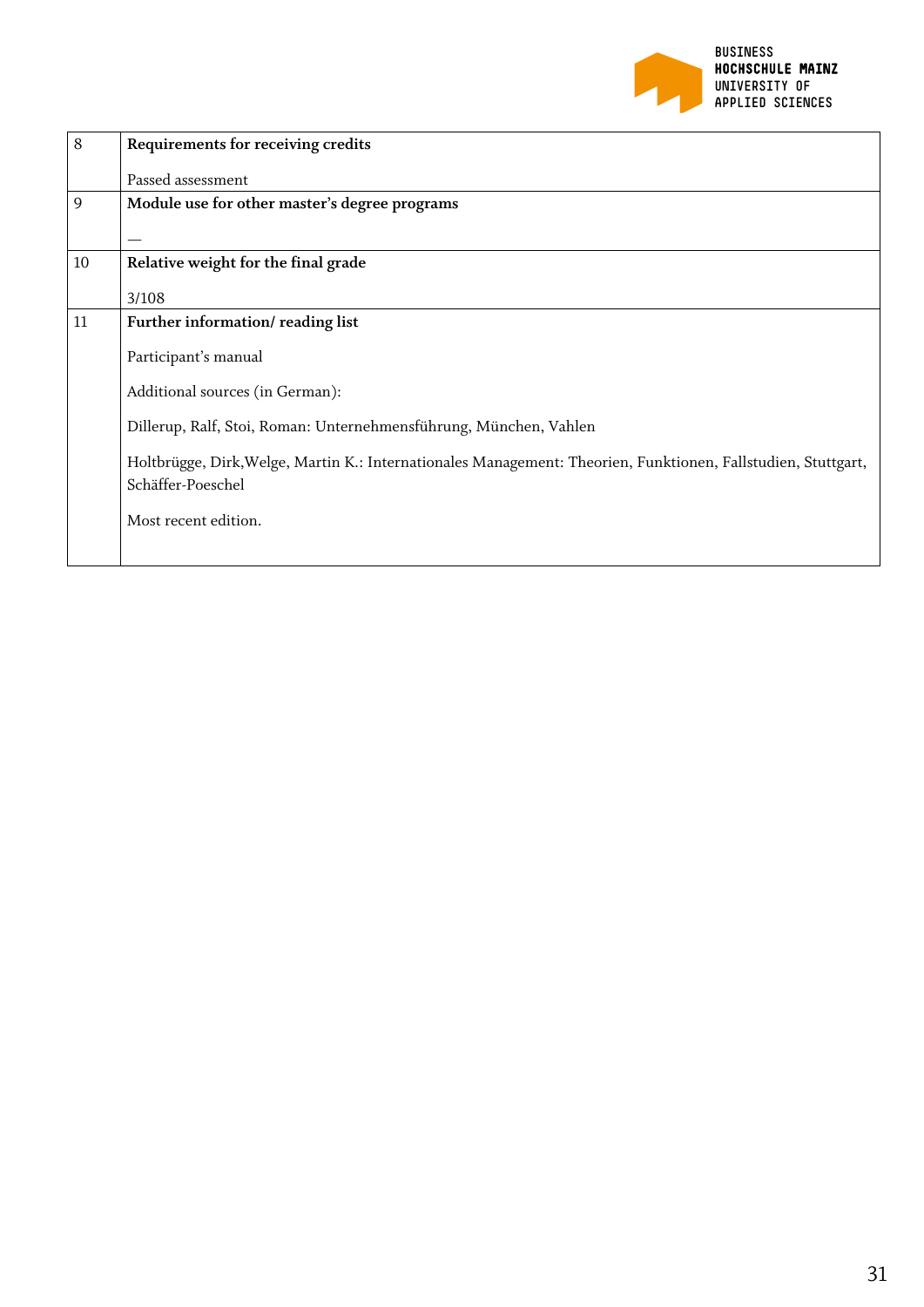| | |
|---|---|
| 8 | **Requirements for receiving credits**<br><br>Passed assessment |
| 9 | **Module use for other master's degree programs**<br><br>— |
| 10 | **Relative weight for the final grade**<br><br>3/108 |
| 11 | **Further information/ reading list**<br><br>Participant's manual<br><br>Additional sources (in German):<br><br>Dillerup, Ralf, Stoi, Roman: Unternehmensführung, München, Vahlen<br><br>Holtbrügge, Dirk,Welge, Martin K.: Internationales Management: Theorien, Funktionen, Fallstudien, Stuttgart, Schäffer-Poeschel<br><br>Most recent edition. |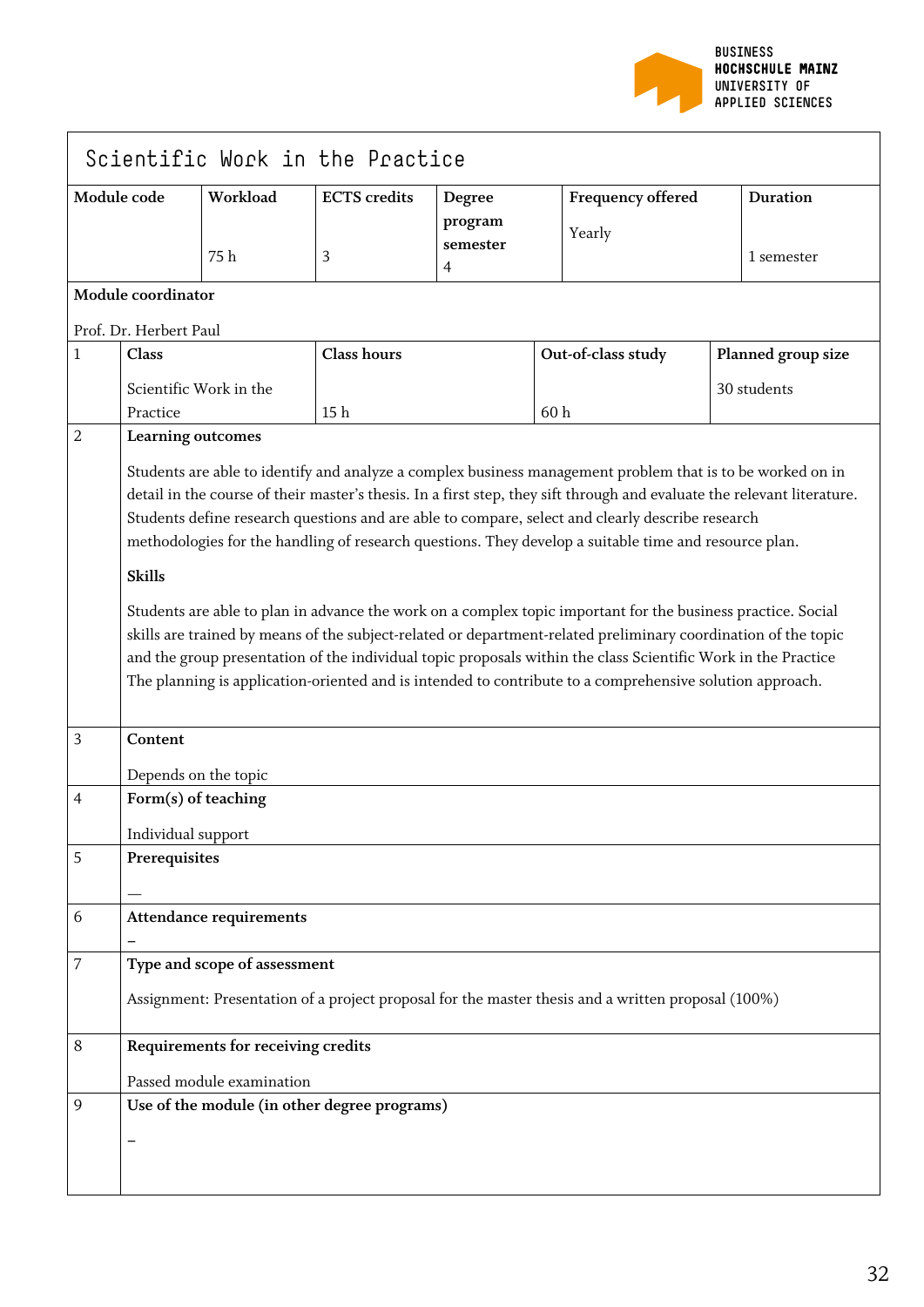# Scientific Work in the Practice

| Module code | Workload | ECTS credits | Degree program semester | Frequency offered | Duration |
|---|---|---|---|---|---|
| | 75 h | 3 | 4 | Yearly | 1 semester |

**Module coordinator**

Prof. Dr. Herbert Paul

| | Class | Class hours | Out-of-class study | Planned group size |
|---|---|---|---|---|
| 1 | Scientific Work in the Practice | 15 h | 60 h | 30 students |

**2 Learning outcomes**

Students are able to identify and analyze a complex business management problem that is to be worked on in detail in the course of their master's thesis. In a first step, they sift through and evaluate the relevant literature. Students define research questions and are able to compare, select and clearly describe research methodologies for the handling of research questions. They develop a suitable time and resource plan.

**Skills**

Students are able to plan in advance the work on a complex topic important for the business practice. Social skills are trained by means of the subject-related or department-related preliminary coordination of the topic and the group presentation of the individual topic proposals within the class Scientific Work in the Practice The planning is application-oriented and is intended to contribute to a comprehensive solution approach.

**3 Content**

Depends on the topic

**4 Form(s) of teaching**

Individual support

**5 Prerequisites**

—

**6 Attendance requirements**

–

**7 Type and scope of assessment**

Assignment: Presentation of a project proposal for the master thesis and a written proposal (100%)

**8 Requirements for receiving credits**

Passed module examination

**9 Use of the module (in other degree programs)**

–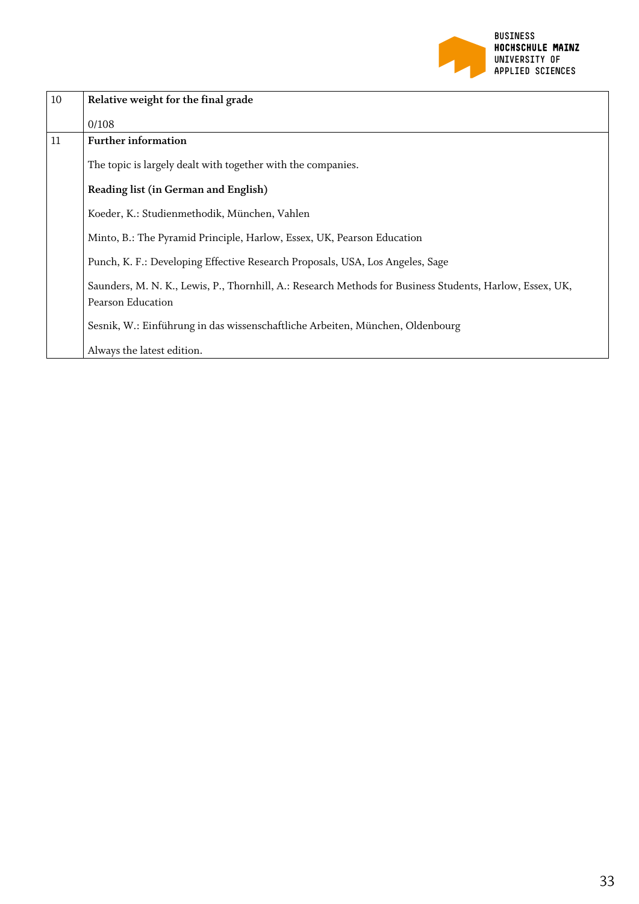| | |
|---|---|
| 10 | **Relative weight for the final grade**<br><br>0/108 |
| 11 | **Further information**<br><br>The topic is largely dealt with together with the companies.<br><br>**Reading list (in German and English)**<br><br>Koeder, K.: Studienmethodik, München, Vahlen<br><br>Minto, B.: The Pyramid Principle, Harlow, Essex, UK, Pearson Education<br><br>Punch, K. F.: Developing Effective Research Proposals, USA, Los Angeles, Sage<br><br>Saunders, M. N. K., Lewis, P., Thornhill, A.: Research Methods for Business Students, Harlow, Essex, UK, Pearson Education<br><br>Sesnik, W.: Einführung in das wissenschaftliche Arbeiten, München, Oldenbourg<br><br>Always the latest edition. |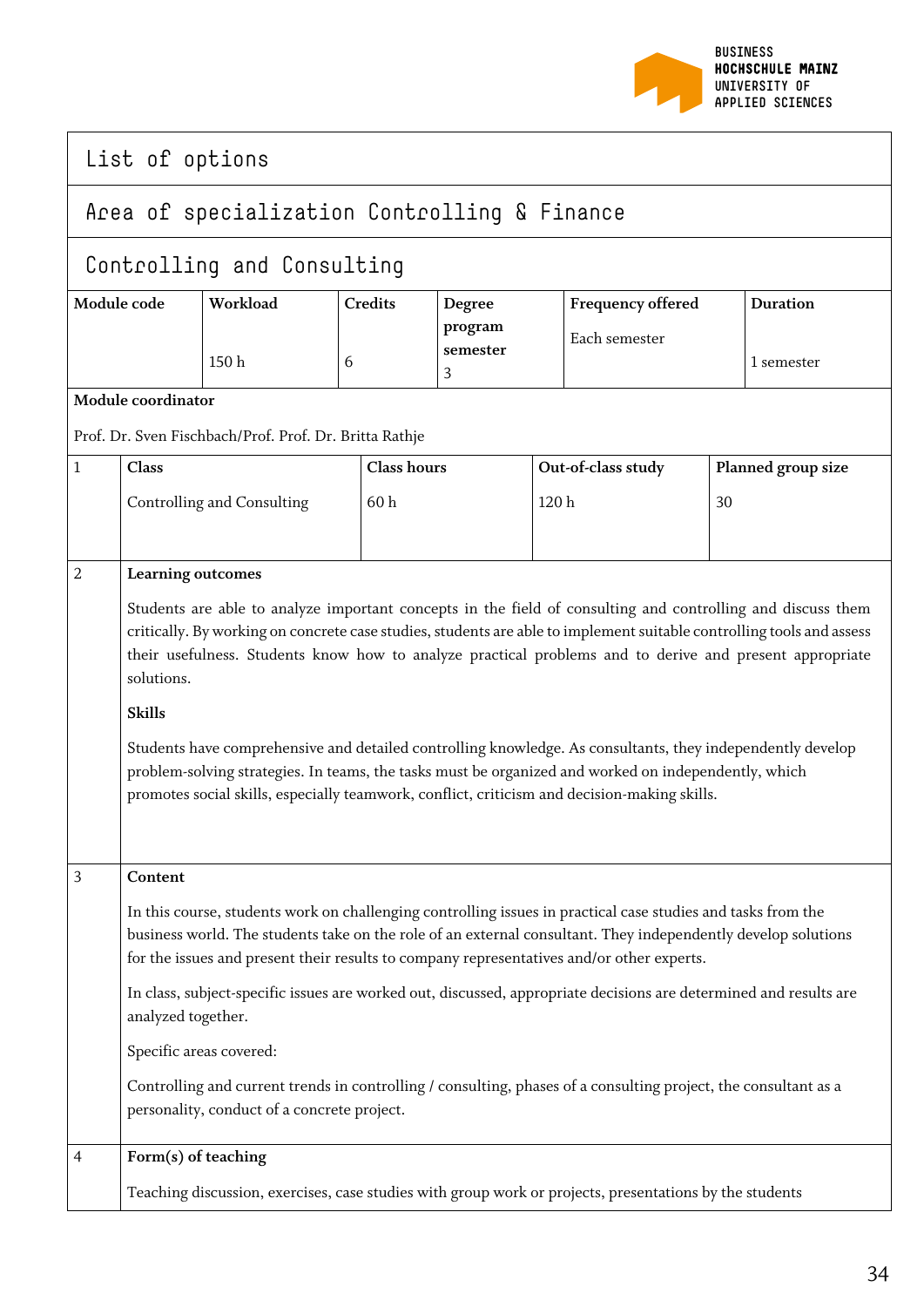# List of options

## Area of specialization Controlling & Finance

### Controlling and Consulting

| Module code | Workload | Credits | Degree program semester | Frequency offered | Duration |
|---|---|---|---|---|---|
| | 150 h | 6 | 3 | Each semester | 1 semester |

**Module coordinator**

Prof. Dr. Sven Fischbach/Prof. Prof. Dr. Britta Rathje

| 1 | Class | Class hours | Out-of-class study | Planned group size |
|---|---|---|---|---|
| | Controlling and Consulting | 60 h | 120 h | 30 |

**2 Learning outcomes**

Students are able to analyze important concepts in the field of consulting and controlling and discuss them critically. By working on concrete case studies, students are able to implement suitable controlling tools and assess their usefulness. Students know how to analyze practical problems and to derive and present appropriate solutions.

**Skills**

Students have comprehensive and detailed controlling knowledge. As consultants, they independently develop problem-solving strategies. In teams, the tasks must be organized and worked on independently, which promotes social skills, especially teamwork, conflict, criticism and decision-making skills.

**3 Content**

In this course, students work on challenging controlling issues in practical case studies and tasks from the business world. The students take on the role of an external consultant. They independently develop solutions for the issues and present their results to company representatives and/or other experts.

In class, subject-specific issues are worked out, discussed, appropriate decisions are determined and results are analyzed together.

Specific areas covered:

Controlling and current trends in controlling / consulting, phases of a consulting project, the consultant as a personality, conduct of a concrete project.

**4 Form(s) of teaching**

Teaching discussion, exercises, case studies with group work or projects, presentations by the students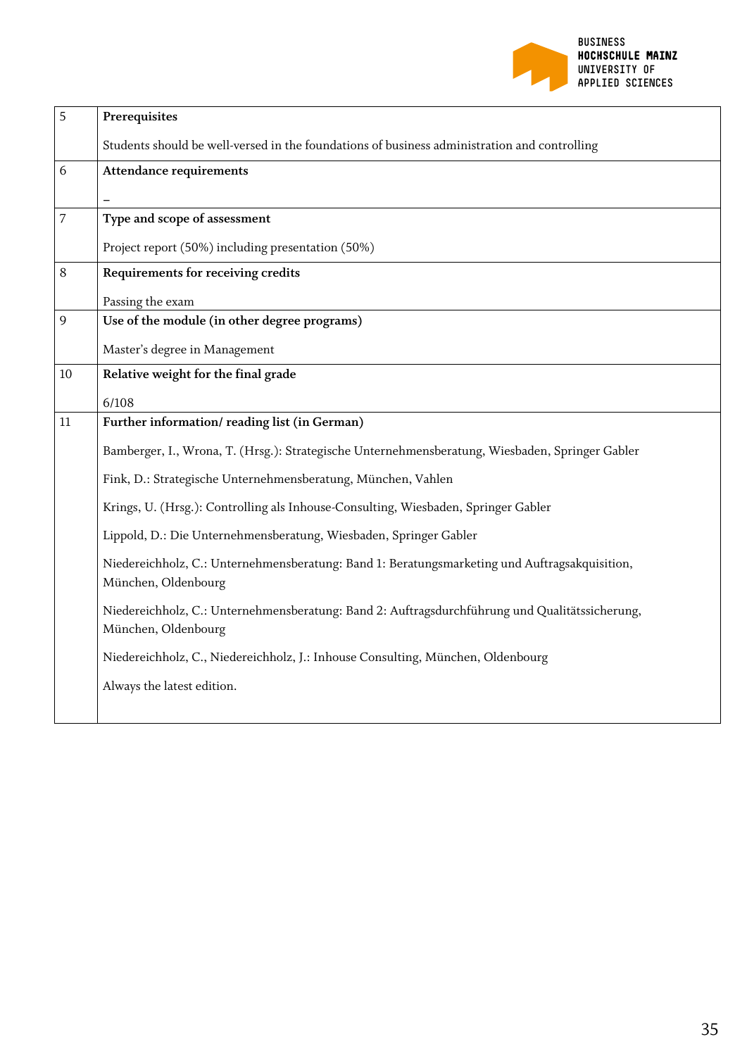| | |
|---|---|
| 5 | **Prerequisites**<br><br>Students should be well-versed in the foundations of business administration and controlling |
| 6 | **Attendance requirements**<br><br>– |
| 7 | **Type and scope of assessment**<br><br>Project report (50%) including presentation (50%) |
| 8 | **Requirements for receiving credits**<br><br>Passing the exam |
| 9 | **Use of the module (in other degree programs)**<br><br>Master's degree in Management |
| 10 | **Relative weight for the final grade**<br><br>6/108 |
| 11 | **Further information/ reading list (in German)**<br><br>Bamberger, I., Wrona, T. (Hrsg.): Strategische Unternehmensberatung, Wiesbaden, Springer Gabler<br><br>Fink, D.: Strategische Unternehmensberatung, München, Vahlen<br><br>Krings, U. (Hrsg.): Controlling als Inhouse-Consulting, Wiesbaden, Springer Gabler<br><br>Lippold, D.: Die Unternehmensberatung, Wiesbaden, Springer Gabler<br><br>Niedereichholz, C.: Unternehmensberatung: Band 1: Beratungsmarketing und Auftragsakquisition, München, Oldenbourg<br><br>Niedereichholz, C.: Unternehmensberatung: Band 2: Auftragsdurchführung und Qualitätssicherung, München, Oldenbourg<br><br>Niedereichholz, C., Niedereichholz, J.: Inhouse Consulting, München, Oldenbourg<br><br>Always the latest edition. |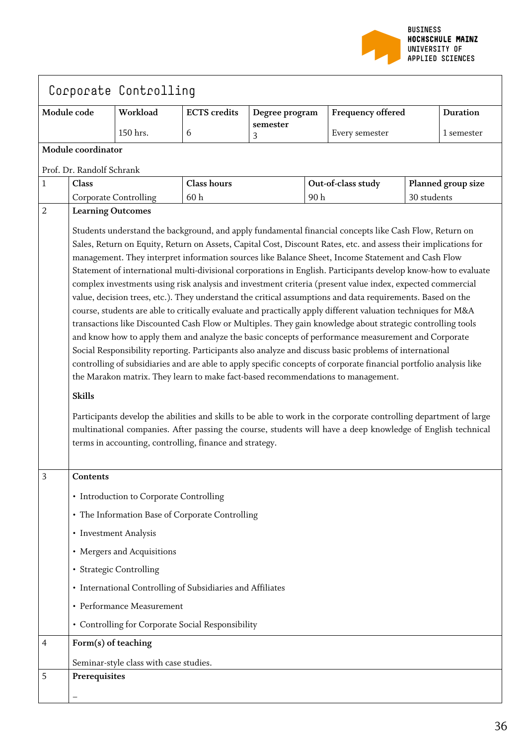# Corporate Controlling

| Module code | Workload | ECTS credits | Degree program semester | Frequency offered | Duration |
|---|---|---|---|---|---|
| | 150 hrs. | 6 | 3 | Every semester | 1 semester |

**Module coordinator**

Prof. Dr. Randolf Schrank

| | Class | Class hours | Out-of-class study | Planned group size |
|---|---|---|---|---|
| 1 | Corporate Controlling | 60 h | 90 h | 30 students |

**2 Learning Outcomes**

Students understand the background, and apply fundamental financial concepts like Cash Flow, Return on Sales, Return on Equity, Return on Assets, Capital Cost, Discount Rates, etc. and assess their implications for management. They interpret information sources like Balance Sheet, Income Statement and Cash Flow Statement of international multi-divisional corporations in English. Participants develop know-how to evaluate complex investments using risk analysis and investment criteria (present value index, expected commercial value, decision trees, etc.). They understand the critical assumptions and data requirements. Based on the course, students are able to critically evaluate and practically apply different valuation techniques for M&A transactions like Discounted Cash Flow or Multiples. They gain knowledge about strategic controlling tools and know how to apply them and analyze the basic concepts of performance measurement and Corporate Social Responsibility reporting. Participants also analyze and discuss basic problems of international controlling of subsidiaries and are able to apply specific concepts of corporate financial portfolio analysis like the Marakon matrix. They learn to make fact-based recommendations to management.

**Skills**

Participants develop the abilities and skills to be able to work in the corporate controlling department of large multinational companies. After passing the course, students will have a deep knowledge of English technical terms in accounting, controlling, finance and strategy.

**3 Contents**

- Introduction to Corporate Controlling
- The Information Base of Corporate Controlling
- Investment Analysis
- Mergers and Acquisitions
- Strategic Controlling
- International Controlling of Subsidiaries and Affiliates
- Performance Measurement
- Controlling for Corporate Social Responsibility

**4 Form(s) of teaching**

Seminar-style class with case studies.

**5 Prerequisites**

–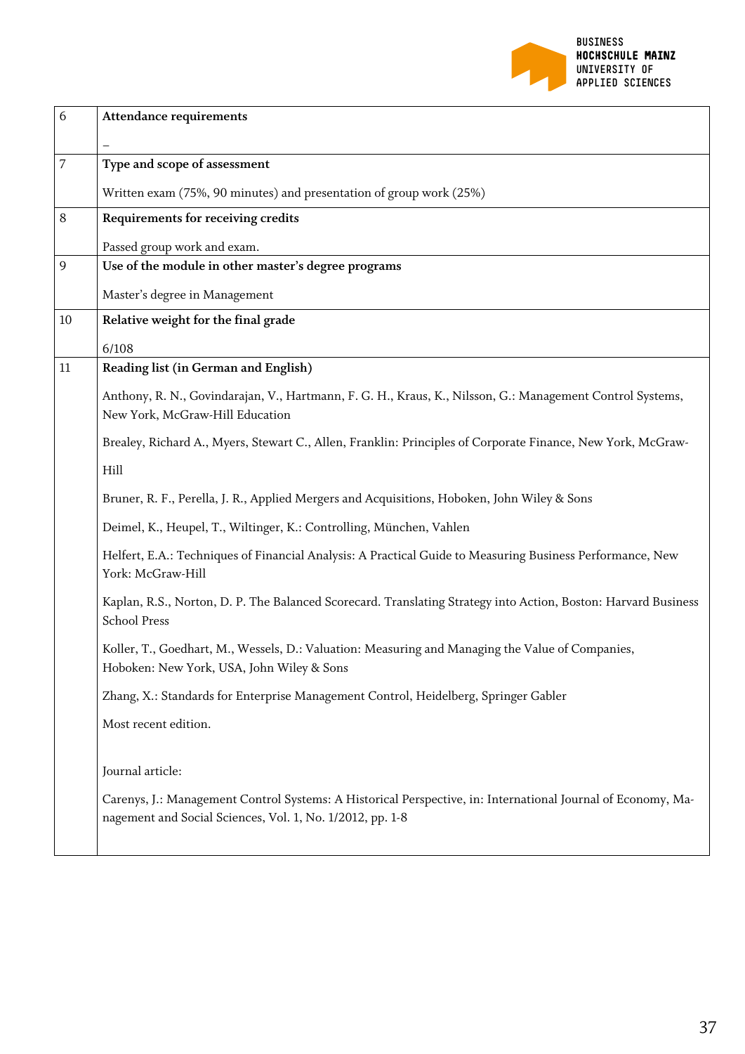| | |
|---|---|
| 6 | **Attendance requirements**<br><br>– |
| 7 | **Type and scope of assessment**<br><br>Written exam (75%, 90 minutes) and presentation of group work (25%) |
| 8 | **Requirements for receiving credits**<br><br>Passed group work and exam. |
| 9 | **Use of the module in other master's degree programs**<br><br>Master's degree in Management |
| 10 | **Relative weight for the final grade**<br><br>6/108 |
| 11 | **Reading list (in German and English)**<br><br>Anthony, R. N., Govindarajan, V., Hartmann, F. G. H., Kraus, K., Nilsson, G.: Management Control Systems, New York, McGraw-Hill Education<br><br>Brealey, Richard A., Myers, Stewart C., Allen, Franklin: Principles of Corporate Finance, New York, McGraw-Hill<br><br>Bruner, R. F., Perella, J. R., Applied Mergers and Acquisitions, Hoboken, John Wiley & Sons<br><br>Deimel, K., Heupel, T., Wiltinger, K.: Controlling, München, Vahlen<br><br>Helfert, E.A.: Techniques of Financial Analysis: A Practical Guide to Measuring Business Performance, New York: McGraw-Hill<br><br>Kaplan, R.S., Norton, D. P. The Balanced Scorecard. Translating Strategy into Action, Boston: Harvard Business School Press<br><br>Koller, T., Goedhart, M., Wessels, D.: Valuation: Measuring and Managing the Value of Companies, Hoboken: New York, USA, John Wiley & Sons<br><br>Zhang, X.: Standards for Enterprise Management Control, Heidelberg, Springer Gabler<br><br>Most recent edition.<br><br>Journal article:<br><br>Carenys, J.: Management Control Systems: A Historical Perspective, in: International Journal of Economy, Management and Social Sciences, Vol. 1, No. 1/2012, pp. 1-8 |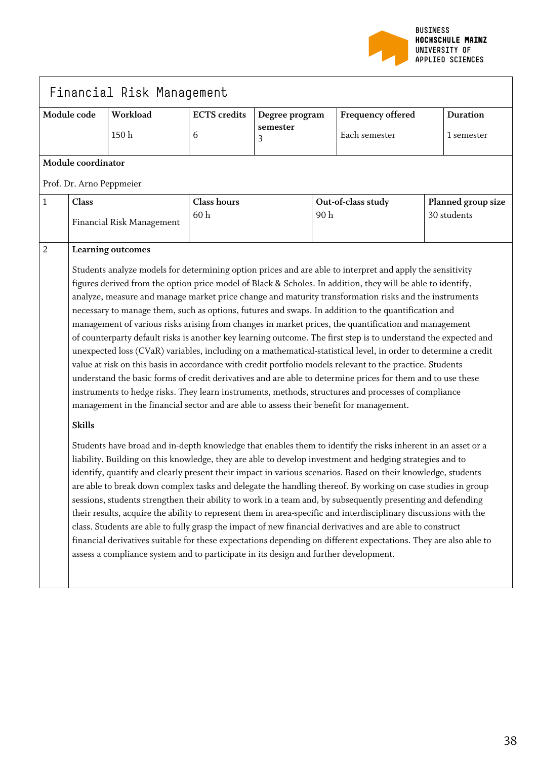# Financial Risk Management

| Module code | Workload | ECTS credits | Degree program semester | Frequency offered | Duration |
|---|---|---|---|---|---|
| | 150 h | 6 | 3 | Each semester | 1 semester |

**Module coordinator**

Prof. Dr. Arno Peppmeier

| 1 | Class | Class hours | Out-of-class study | Planned group size |
|---|---|---|---|---|
| | Financial Risk Management | 60 h | 90 h | 30 students |

2

**Learning outcomes**

Students analyze models for determining option prices and are able to interpret and apply the sensitivity figures derived from the option price model of Black & Scholes. In addition, they will be able to identify, analyze, measure and manage market price change and maturity transformation risks and the instruments necessary to manage them, such as options, futures and swaps. In addition to the quantification and management of various risks arising from changes in market prices, the quantification and management of counterparty default risks is another key learning outcome. The first step is to understand the expected and unexpected loss (CVaR) variables, including on a mathematical-statistical level, in order to determine a credit value at risk on this basis in accordance with credit portfolio models relevant to the practice. Students understand the basic forms of credit derivatives and are able to determine prices for them and to use these instruments to hedge risks. They learn instruments, methods, structures and processes of compliance management in the financial sector and are able to assess their benefit for management.

**Skills**

Students have broad and in-depth knowledge that enables them to identify the risks inherent in an asset or a liability. Building on this knowledge, they are able to develop investment and hedging strategies and to identify, quantify and clearly present their impact in various scenarios. Based on their knowledge, students are able to break down complex tasks and delegate the handling thereof. By working on case studies in group sessions, students strengthen their ability to work in a team and, by subsequently presenting and defending their results, acquire the ability to represent them in area-specific and interdisciplinary discussions with the class. Students are able to fully grasp the impact of new financial derivatives and are able to construct financial derivatives suitable for these expectations depending on different expectations. They are also able to assess a compliance system and to participate in its design and further development.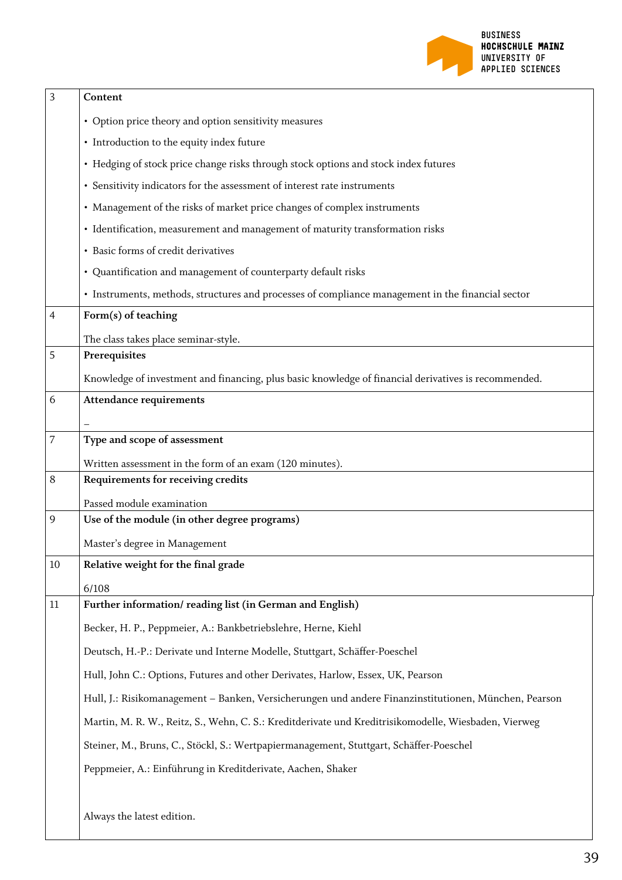| | |
|---|---|
| 3 | **Content**<br><br>• Option price theory and option sensitivity measures<br>• Introduction to the equity index future<br>• Hedging of stock price change risks through stock options and stock index futures<br>• Sensitivity indicators for the assessment of interest rate instruments<br>• Management of the risks of market price changes of complex instruments<br>• Identification, measurement and management of maturity transformation risks<br>• Basic forms of credit derivatives<br>• Quantification and management of counterparty default risks<br>• Instruments, methods, structures and processes of compliance management in the financial sector |
| 4 | **Form(s) of teaching**<br><br>The class takes place seminar-style. |
| 5 | **Prerequisites**<br><br>Knowledge of investment and financing, plus basic knowledge of financial derivatives is recommended. |
| 6 | **Attendance requirements**<br><br>– |
| 7 | **Type and scope of assessment**<br><br>Written assessment in the form of an exam (120 minutes). |
| 8 | **Requirements for receiving credits**<br><br>Passed module examination |
| 9 | **Use of the module (in other degree programs)**<br><br>Master's degree in Management |
| 10 | **Relative weight for the final grade**<br><br>6/108 |
| 11 | **Further information/ reading list (in German and English)**<br><br>Becker, H. P., Peppmeier, A.: Bankbetriebslehre, Herne, Kiehl<br><br>Deutsch, H.-P.: Derivate und Interne Modelle, Stuttgart, Schäffer-Poeschel<br><br>Hull, John C.: Options, Futures and other Derivates, Harlow, Essex, UK, Pearson<br><br>Hull, J.: Risikomanagement – Banken, Versicherungen und andere Finanzinstitutionen, München, Pearson<br><br>Martin, M. R. W., Reitz, S., Wehn, C. S.: Kreditderivate und Kreditrisikomodelle, Wiesbaden, Vierweg<br><br>Steiner, M., Bruns, C., Stöckl, S.: Wertpapiermanagement, Stuttgart, Schäffer-Poeschel<br><br>Peppmeier, A.: Einführung in Kreditderivate, Aachen, Shaker<br><br>Always the latest edition. |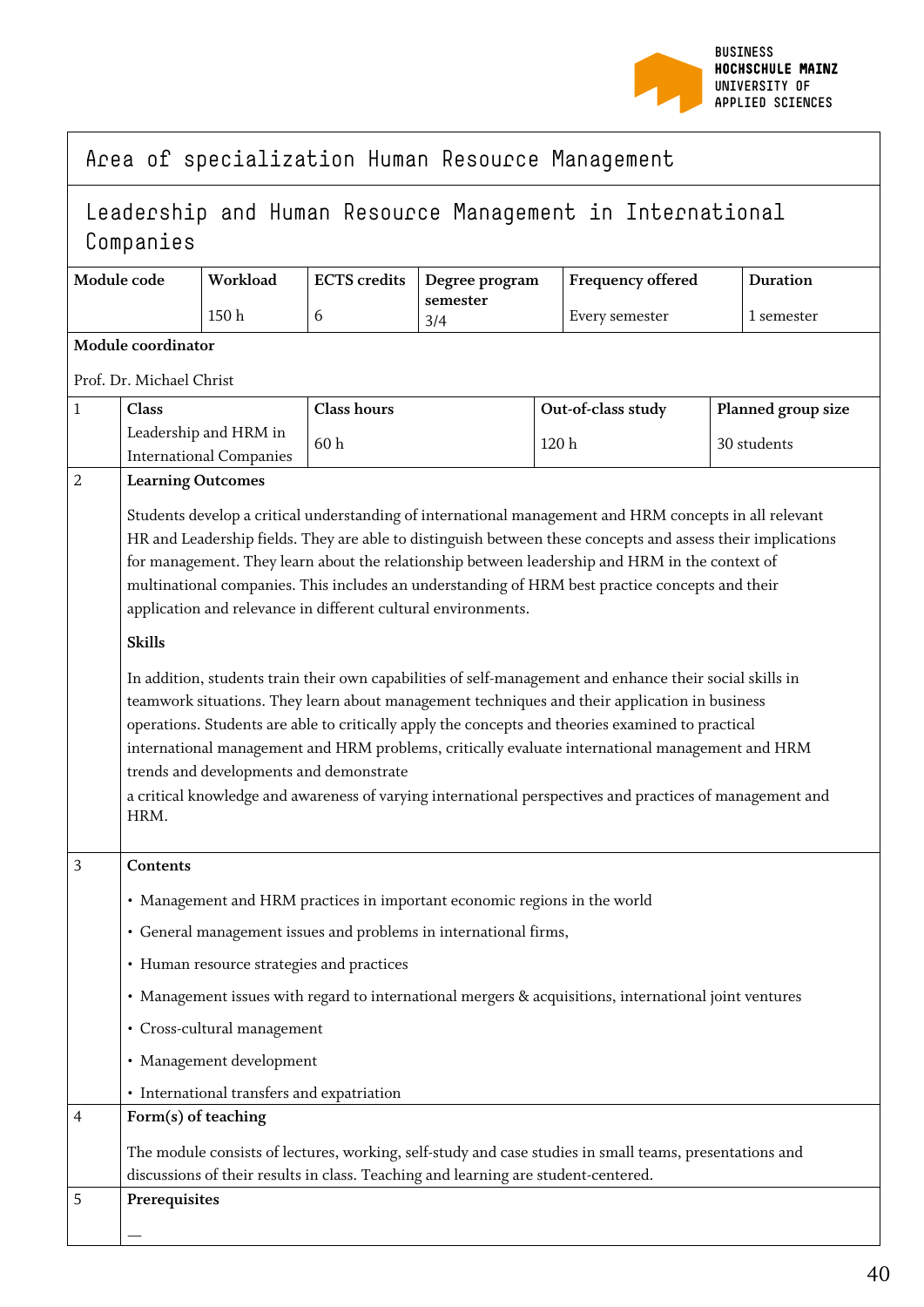## Area of specialization Human Resource Management

### Leadership and Human Resource Management in International Companies

| Module code | Workload | ECTS credits | Degree program semester | Frequency offered | Duration |
|---|---|---|---|---|---|
| | 150 h | 6 | 3/4 | Every semester | 1 semester |

**Module coordinator**

Prof. Dr. Michael Christ

| | Class | Class hours | Out-of-class study | Planned group size |
|---|---|---|---|---|
| 1 | Leadership and HRM in International Companies | 60 h | 120 h | 30 students |

**2 Learning Outcomes**

Students develop a critical understanding of international management and HRM concepts in all relevant HR and Leadership fields. They are able to distinguish between these concepts and assess their implications for management. They learn about the relationship between leadership and HRM in the context of multinational companies. This includes an understanding of HRM best practice concepts and their application and relevance in different cultural environments.

**Skills**

In addition, students train their own capabilities of self-management and enhance their social skills in teamwork situations. They learn about management techniques and their application in business operations. Students are able to critically apply the concepts and theories examined to practical international management and HRM problems, critically evaluate international management and HRM trends and developments and demonstrate
a critical knowledge and awareness of varying international perspectives and practices of management and HRM.

**3 Contents**

- Management and HRM practices in important economic regions in the world
- General management issues and problems in international firms,
- Human resource strategies and practices
- Management issues with regard to international mergers & acquisitions, international joint ventures
- Cross-cultural management
- Management development
- International transfers and expatriation

**4 Form(s) of teaching**

The module consists of lectures, working, self-study and case studies in small teams, presentations and discussions of their results in class. Teaching and learning are student-centered.

**5 Prerequisites**

—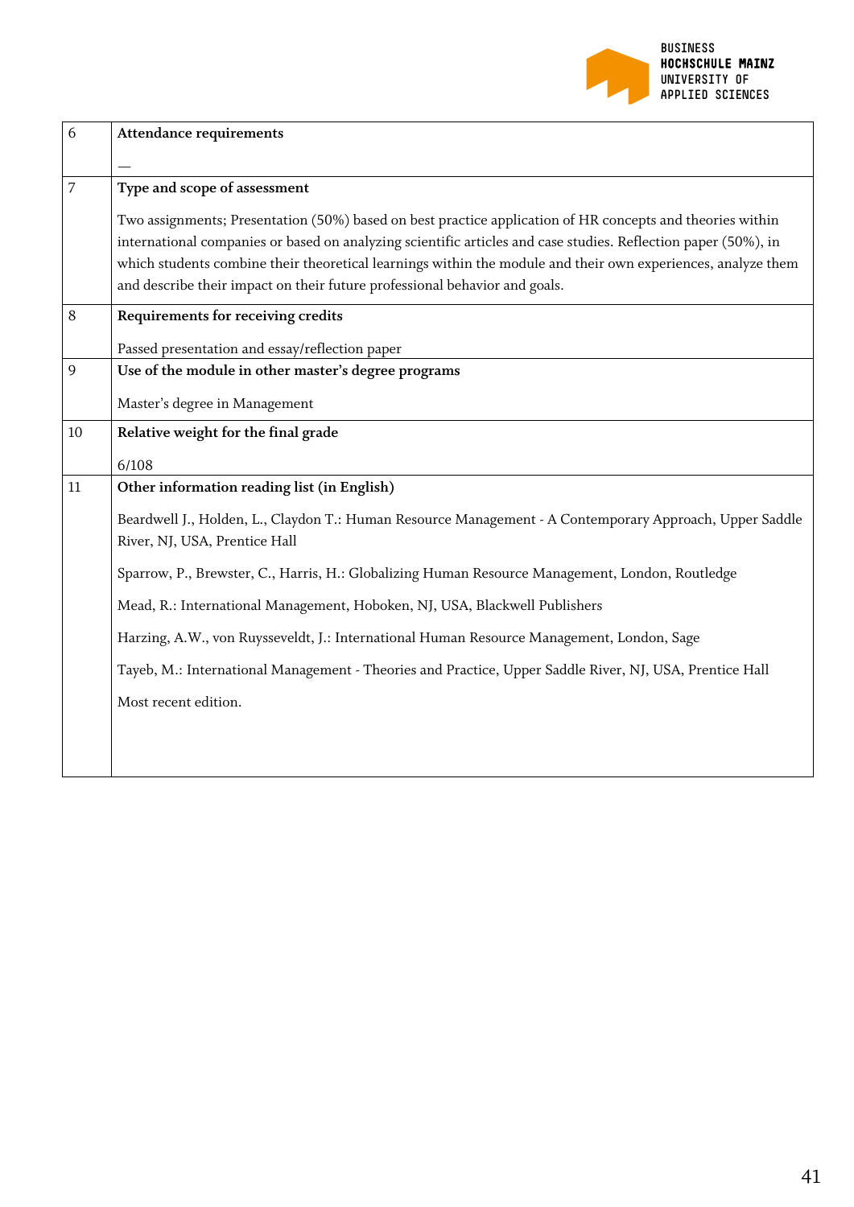| | |
|---|---|
| 6 | **Attendance requirements**<br><br>— |
| 7 | **Type and scope of assessment**<br><br>Two assignments; Presentation (50%) based on best practice application of HR concepts and theories within international companies or based on analyzing scientific articles and case studies. Reflection paper (50%), in which students combine their theoretical learnings within the module and their own experiences, analyze them and describe their impact on their future professional behavior and goals. |
| 8 | **Requirements for receiving credits**<br><br>Passed presentation and essay/reflection paper |
| 9 | **Use of the module in other master's degree programs**<br><br>Master's degree in Management |
| 10 | **Relative weight for the final grade**<br><br>6/108 |
| 11 | **Other information reading list (in English)**<br><br>Beardwell J., Holden, L., Claydon T.: Human Resource Management - A Contemporary Approach, Upper Saddle River, NJ, USA, Prentice Hall<br><br>Sparrow, P., Brewster, C., Harris, H.: Globalizing Human Resource Management, London, Routledge<br><br>Mead, R.: International Management, Hoboken, NJ, USA, Blackwell Publishers<br><br>Harzing, A.W., von Ruysseveldt, J.: International Human Resource Management, London, Sage<br><br>Tayeb, M.: International Management - Theories and Practice, Upper Saddle River, NJ, USA, Prentice Hall<br><br>Most recent edition. |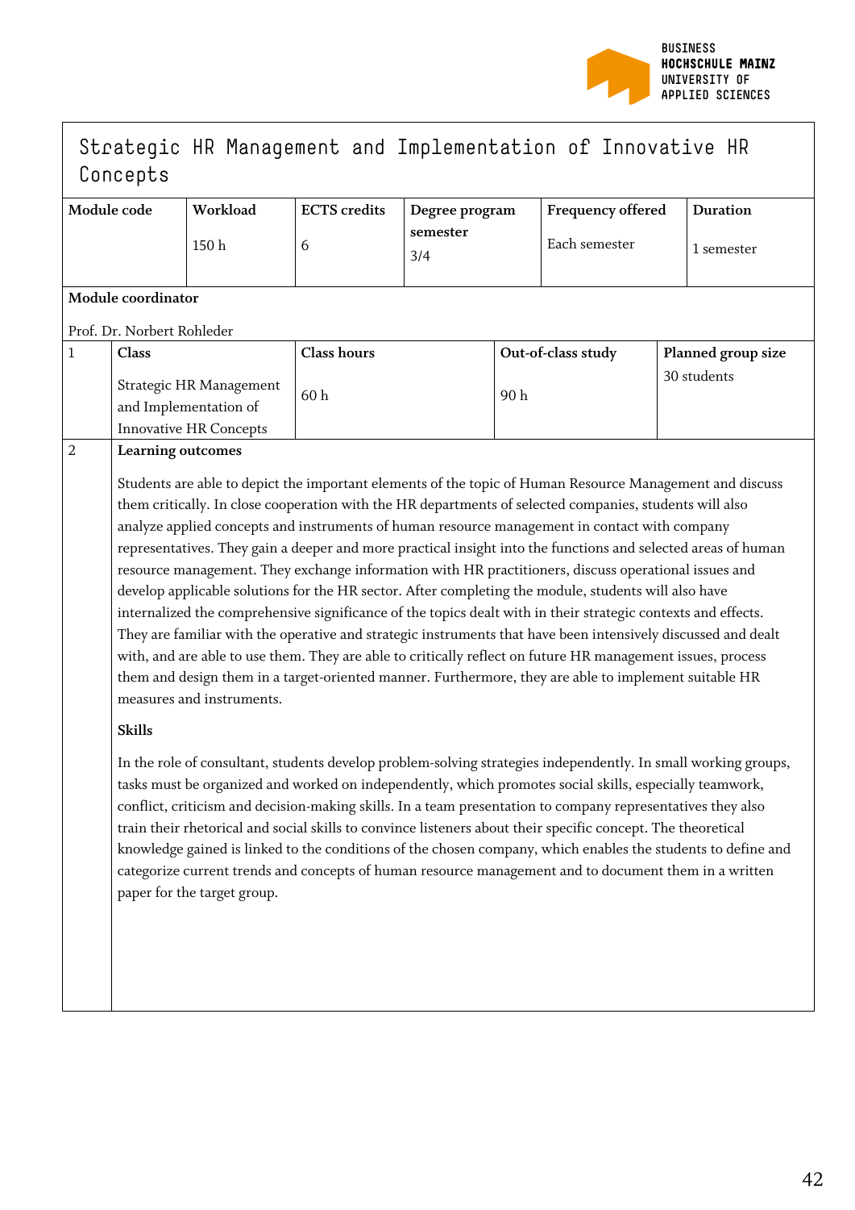## Strategic HR Management and Implementation of Innovative HR Concepts

| Module code | Workload | ECTS credits | Degree program semester | Frequency offered | Duration |
|---|---|---|---|---|---|
| | 150 h | 6 | 3/4 | Each semester | 1 semester |

**Module coordinator**

Prof. Dr. Norbert Rohleder

| | Class | Class hours | Out-of-class study | Planned group size |
|---|---|---|---|---|
| 1 | Strategic HR Management and Implementation of Innovative HR Concepts | 60 h | 90 h | 30 students |

**2 Learning outcomes**

Students are able to depict the important elements of the topic of Human Resource Management and discuss them critically. In close cooperation with the HR departments of selected companies, students will also analyze applied concepts and instruments of human resource management in contact with company representatives. They gain a deeper and more practical insight into the functions and selected areas of human resource management. They exchange information with HR practitioners, discuss operational issues and develop applicable solutions for the HR sector. After completing the module, students will also have internalized the comprehensive significance of the topics dealt with in their strategic contexts and effects. They are familiar with the operative and strategic instruments that have been intensively discussed and dealt with, and are able to use them. They are able to critically reflect on future HR management issues, process them and design them in a target-oriented manner. Furthermore, they are able to implement suitable HR measures and instruments.

**Skills**

In the role of consultant, students develop problem-solving strategies independently. In small working groups, tasks must be organized and worked on independently, which promotes social skills, especially teamwork, conflict, criticism and decision-making skills. In a team presentation to company representatives they also train their rhetorical and social skills to convince listeners about their specific concept. The theoretical knowledge gained is linked to the conditions of the chosen company, which enables the students to define and categorize current trends and concepts of human resource management and to document them in a written paper for the target group.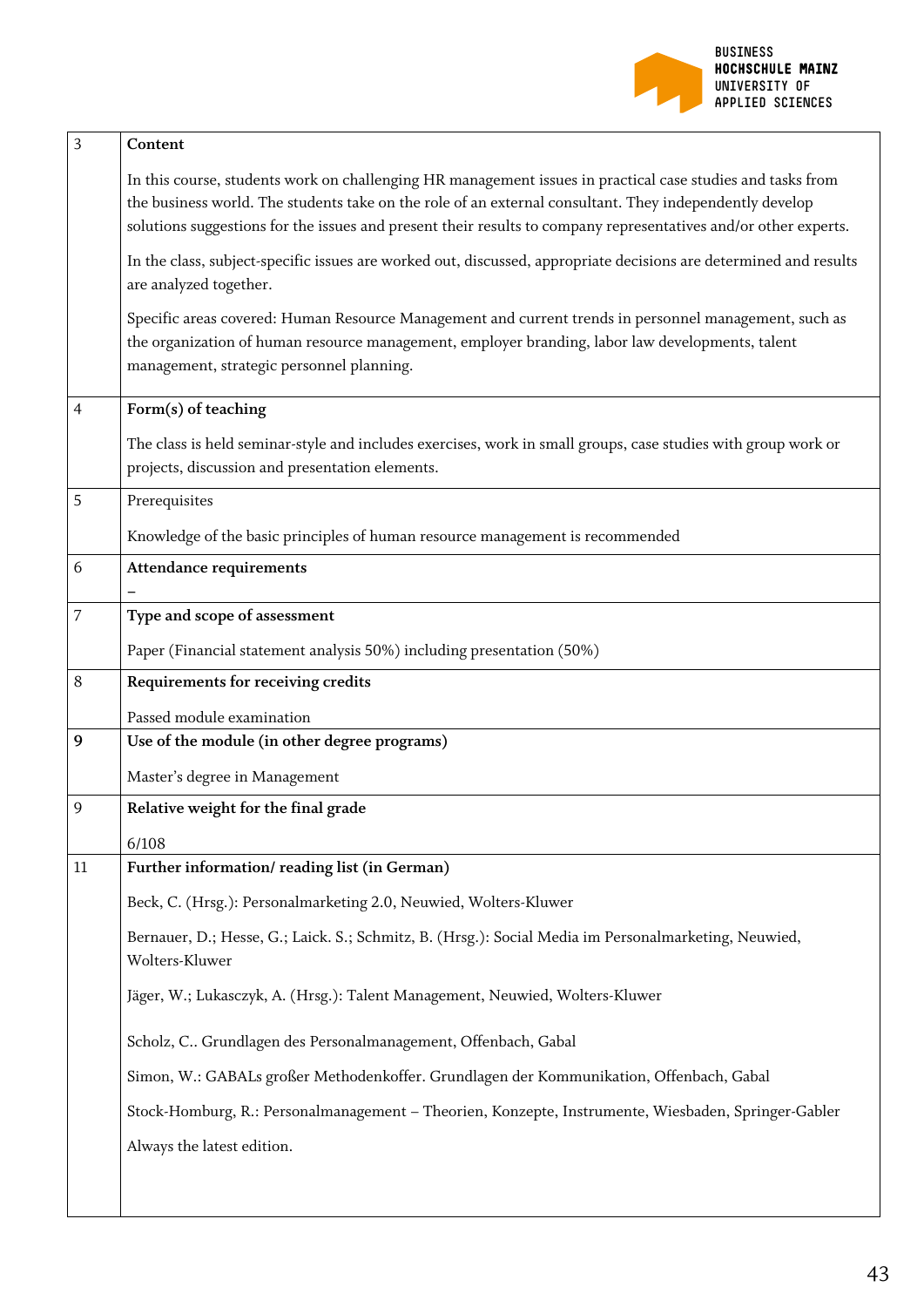| | |
|---|---|
| 3 | **Content**<br><br>In this course, students work on challenging HR management issues in practical case studies and tasks from the business world. The students take on the role of an external consultant. They independently develop solutions suggestions for the issues and present their results to company representatives and/or other experts.<br><br>In the class, subject-specific issues are worked out, discussed, appropriate decisions are determined and results are analyzed together.<br><br>Specific areas covered: Human Resource Management and current trends in personnel management, such as the organization of human resource management, employer branding, labor law developments, talent management, strategic personnel planning. |
| 4 | **Form(s) of teaching**<br><br>The class is held seminar-style and includes exercises, work in small groups, case studies with group work or projects, discussion and presentation elements. |
| 5 | Prerequisites<br><br>Knowledge of the basic principles of human resource management is recommended |
| 6 | **Attendance requirements**<br><br>– |
| 7 | **Type and scope of assessment**<br><br>Paper (Financial statement analysis 50%) including presentation (50%) |
| 8 | **Requirements for receiving credits**<br><br>Passed module examination |
| **9** | **Use of the module (in other degree programs)**<br><br>Master's degree in Management |
| 9 | **Relative weight for the final grade**<br><br>6/108 |
| 11 | **Further information/ reading list (in German)**<br><br>Beck, C. (Hrsg.): Personalmarketing 2.0, Neuwied, Wolters-Kluwer<br><br>Bernauer, D.; Hesse, G.; Laick. S.; Schmitz, B. (Hrsg.): Social Media im Personalmarketing, Neuwied, Wolters-Kluwer<br><br>Jäger, W.; Lukasczyk, A. (Hrsg.): Talent Management, Neuwied, Wolters-Kluwer<br><br>Scholz, C.. Grundlagen des Personalmanagement, Offenbach, Gabal<br><br>Simon, W.: GABALs großer Methodenkoffer. Grundlagen der Kommunikation, Offenbach, Gabal<br><br>Stock-Homburg, R.: Personalmanagement – Theorien, Konzepte, Instrumente, Wiesbaden, Springer-Gabler<br><br>Always the latest edition. |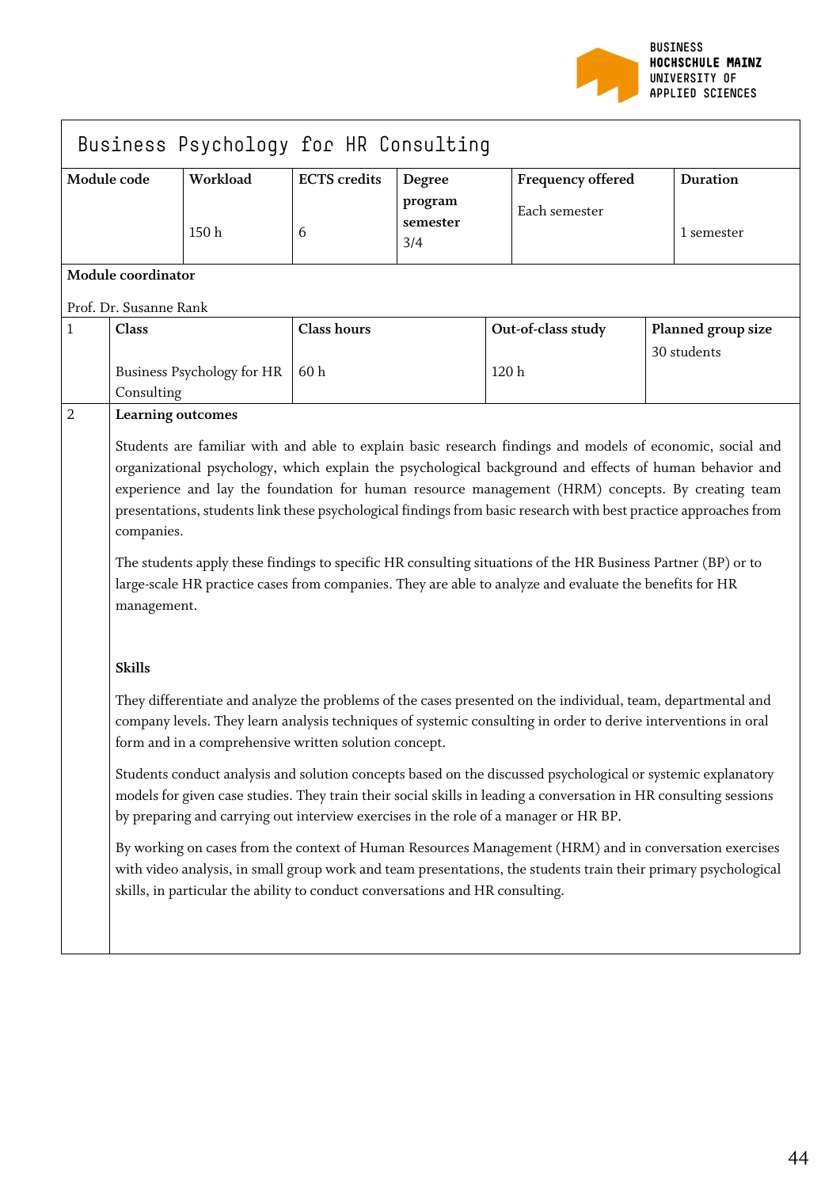# Business Psychology for HR Consulting

| Module code | Workload | ECTS credits | Degree program semester | Frequency offered | Duration |
|---|---|---|---|---|---|
| | 150 h | 6 | 3/4 | Each semester | 1 semester |

**Module coordinator**

Prof. Dr. Susanne Rank

| | Class | Class hours | Out-of-class study | Planned group size |
|---|---|---|---|---|
| 1 | Business Psychology for HR Consulting | 60 h | 120 h | 30 students |

**2 Learning outcomes**

Students are familiar with and able to explain basic research findings and models of economic, social and organizational psychology, which explain the psychological background and effects of human behavior and experience and lay the foundation for human resource management (HRM) concepts. By creating team presentations, students link these psychological findings from basic research with best practice approaches from companies.

The students apply these findings to specific HR consulting situations of the HR Business Partner (BP) or to large-scale HR practice cases from companies. They are able to analyze and evaluate the benefits for HR management.

**Skills**

They differentiate and analyze the problems of the cases presented on the individual, team, departmental and company levels. They learn analysis techniques of systemic consulting in order to derive interventions in oral form and in a comprehensive written solution concept.

Students conduct analysis and solution concepts based on the discussed psychological or systemic explanatory models for given case studies. They train their social skills in leading a conversation in HR consulting sessions by preparing and carrying out interview exercises in the role of a manager or HR BP.

By working on cases from the context of Human Resources Management (HRM) and in conversation exercises with video analysis, in small group work and team presentations, the students train their primary psychological skills, in particular the ability to conduct conversations and HR consulting.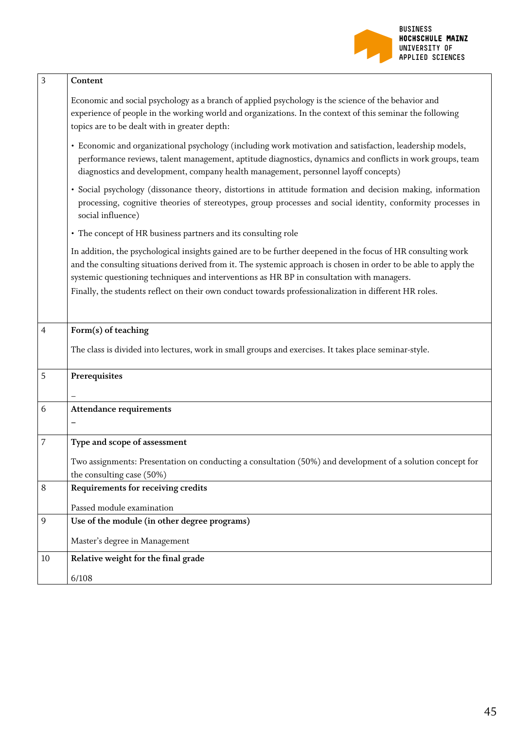| | |
|---|---|
| 3 | **Content**<br><br>Economic and social psychology as a branch of applied psychology is the science of the behavior and experience of people in the working world and organizations. In the context of this seminar the following topics are to be dealt with in greater depth:<br><br>• Economic and organizational psychology (including work motivation and satisfaction, leadership models, performance reviews, talent management, aptitude diagnostics, dynamics and conflicts in work groups, team diagnostics and development, company health management, personnel layoff concepts)<br><br>• Social psychology (dissonance theory, distortions in attitude formation and decision making, information processing, cognitive theories of stereotypes, group processes and social identity, conformity processes in social influence)<br><br>• The concept of HR business partners and its consulting role<br><br>In addition, the psychological insights gained are to be further deepened in the focus of HR consulting work and the consulting situations derived from it. The systemic approach is chosen in order to be able to apply the systemic questioning techniques and interventions as HR BP in consultation with managers.<br>Finally, the students reflect on their own conduct towards professionalization in different HR roles. |
| 4 | **Form(s) of teaching**<br><br>The class is divided into lectures, work in small groups and exercises. It takes place seminar-style. |
| 5 | **Prerequisites**<br><br>– |
| 6 | **Attendance requirements**<br><br>– |
| 7 | **Type and scope of assessment**<br><br>Two assignments: Presentation on conducting a consultation (50%) and development of a solution concept for the consulting case (50%) |
| 8 | **Requirements for receiving credits**<br><br>Passed module examination |
| 9 | **Use of the module (in other degree programs)**<br><br>Master's degree in Management |
| 10 | **Relative weight for the final grade**<br><br>6/108 |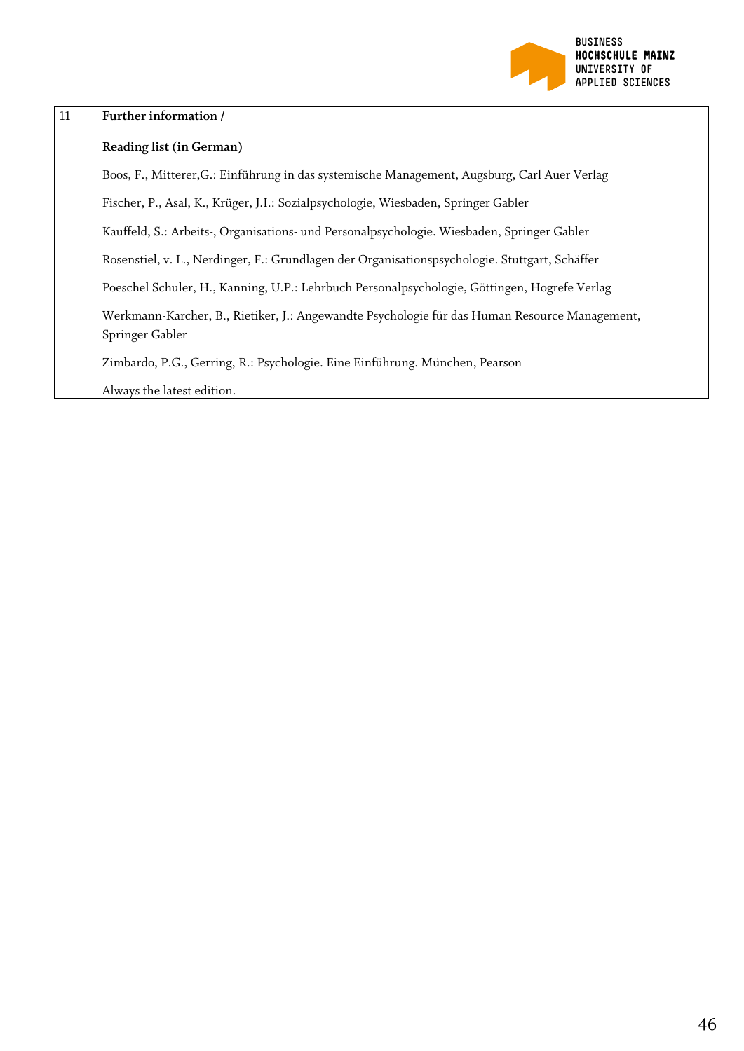| 11 | **Further information /** |
|---|---|
| | **Reading list (in German)** |
| | Boos, F., Mitterer,G.: Einführung in das systemische Management, Augsburg, Carl Auer Verlag |
| | Fischer, P., Asal, K., Krüger, J.I.: Sozialpsychologie, Wiesbaden, Springer Gabler |
| | Kauffeld, S.: Arbeits-, Organisations- und Personalpsychologie. Wiesbaden, Springer Gabler |
| | Rosenstiel, v. L., Nerdinger, F.: Grundlagen der Organisationspsychologie. Stuttgart, Schäffer |
| | Poeschel Schuler, H., Kanning, U.P.: Lehrbuch Personalpsychologie, Göttingen, Hogrefe Verlag |
| | Werkmann-Karcher, B., Rietiker, J.: Angewandte Psychologie für das Human Resource Management, Springer Gabler |
| | Zimbardo, P.G., Gerring, R.: Psychologie. Eine Einführung. München, Pearson |
| | Always the latest edition. |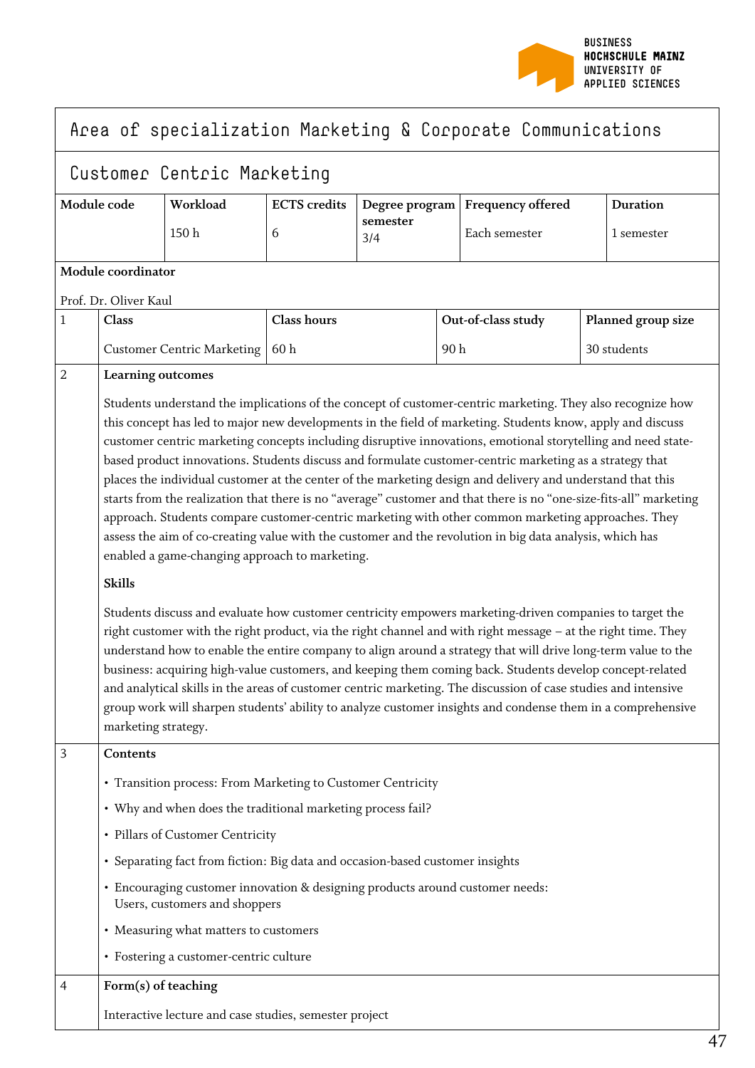# Area of specialization Marketing & Corporate Communications

## Customer Centric Marketing

| Module code | Workload | ECTS credits | Degree program semester | Frequency offered | Duration |
|---|---|---|---|---|---|
| | 150 h | 6 | 3/4 | Each semester | 1 semester |

**Module coordinator**

Prof. Dr. Oliver Kaul

| 1 | Class | Class hours | Out-of-class study | Planned group size |
|---|---|---|---|---|
| | Customer Centric Marketing | 60 h | 90 h | 30 students |

**2 Learning outcomes**

Students understand the implications of the concept of customer-centric marketing. They also recognize how this concept has led to major new developments in the field of marketing. Students know, apply and discuss customer centric marketing concepts including disruptive innovations, emotional storytelling and need state-based product innovations. Students discuss and formulate customer-centric marketing as a strategy that places the individual customer at the center of the marketing design and delivery and understand that this starts from the realization that there is no "average" customer and that there is no "one-size-fits-all" marketing approach. Students compare customer-centric marketing with other common marketing approaches. They assess the aim of co-creating value with the customer and the revolution in big data analysis, which has enabled a game-changing approach to marketing.

**Skills**

Students discuss and evaluate how customer centricity empowers marketing-driven companies to target the right customer with the right product, via the right channel and with right message – at the right time. They understand how to enable the entire company to align around a strategy that will drive long-term value to the business: acquiring high-value customers, and keeping them coming back. Students develop concept-related and analytical skills in the areas of customer centric marketing. The discussion of case studies and intensive group work will sharpen students' ability to analyze customer insights and condense them in a comprehensive marketing strategy.

**3 Contents**

- Transition process: From Marketing to Customer Centricity
- Why and when does the traditional marketing process fail?
- Pillars of Customer Centricity
- Separating fact from fiction: Big data and occasion-based customer insights
- Encouraging customer innovation & designing products around customer needs: Users, customers and shoppers
- Measuring what matters to customers
- Fostering a customer-centric culture

**4 Form(s) of teaching**

Interactive lecture and case studies, semester project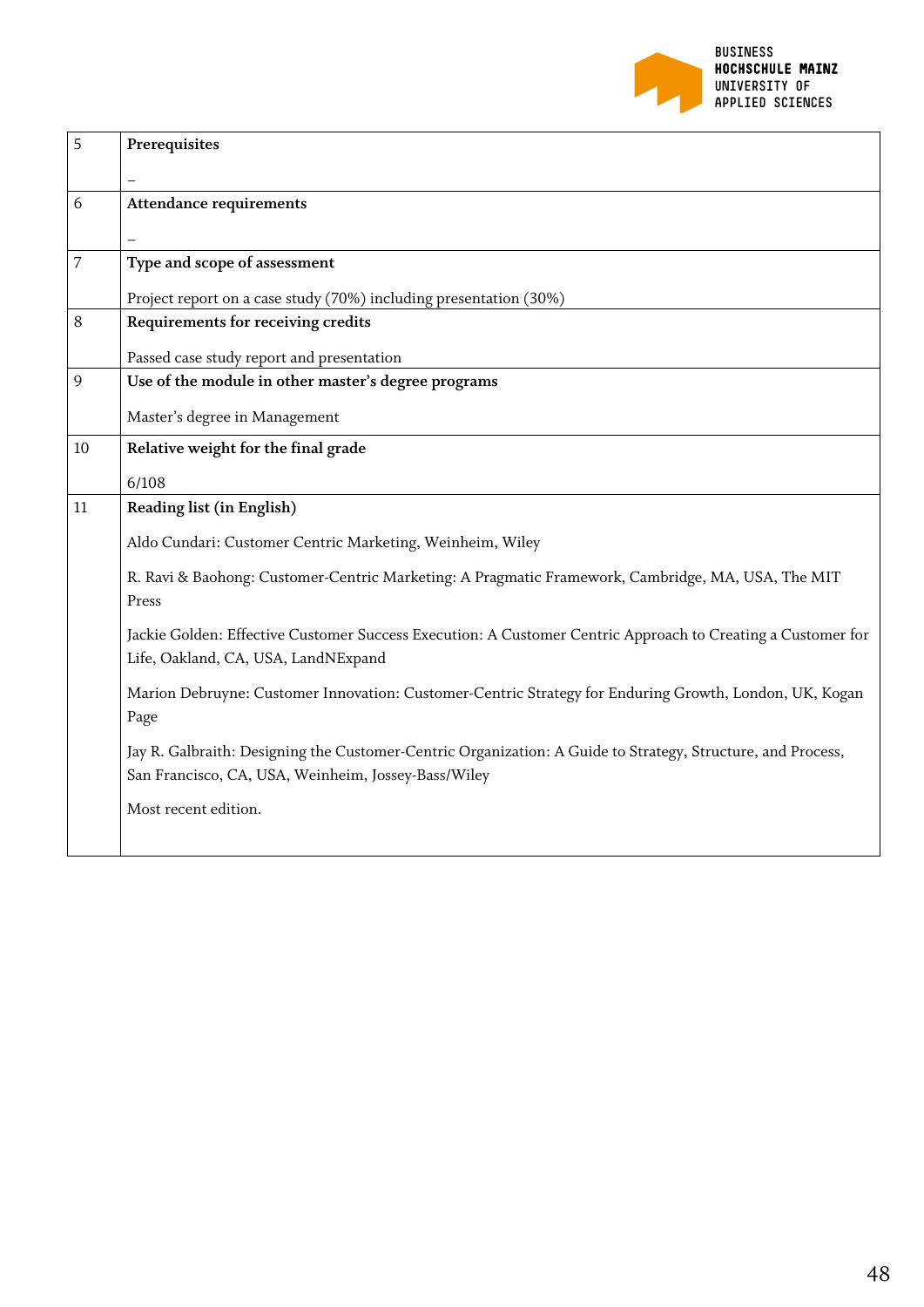| | |
|---|---|
| 5 | **Prerequisites**<br><br>– |
| 6 | **Attendance requirements**<br><br>– |
| 7 | **Type and scope of assessment**<br><br>Project report on a case study (70%) including presentation (30%) |
| 8 | **Requirements for receiving credits**<br><br>Passed case study report and presentation |
| 9 | **Use of the module in other master's degree programs**<br><br>Master's degree in Management |
| 10 | **Relative weight for the final grade**<br><br>6/108 |
| 11 | **Reading list (in English)**<br><br>Aldo Cundari: Customer Centric Marketing, Weinheim, Wiley<br><br>R. Ravi & Baohong: Customer-Centric Marketing: A Pragmatic Framework, Cambridge, MA, USA, The MIT Press<br><br>Jackie Golden: Effective Customer Success Execution: A Customer Centric Approach to Creating a Customer for Life, Oakland, CA, USA, LandNExpand<br><br>Marion Debruyne: Customer Innovation: Customer-Centric Strategy for Enduring Growth, London, UK, Kogan Page<br><br>Jay R. Galbraith: Designing the Customer-Centric Organization: A Guide to Strategy, Structure, and Process, San Francisco, CA, USA, Weinheim, Jossey-Bass/Wiley<br><br>Most recent edition. |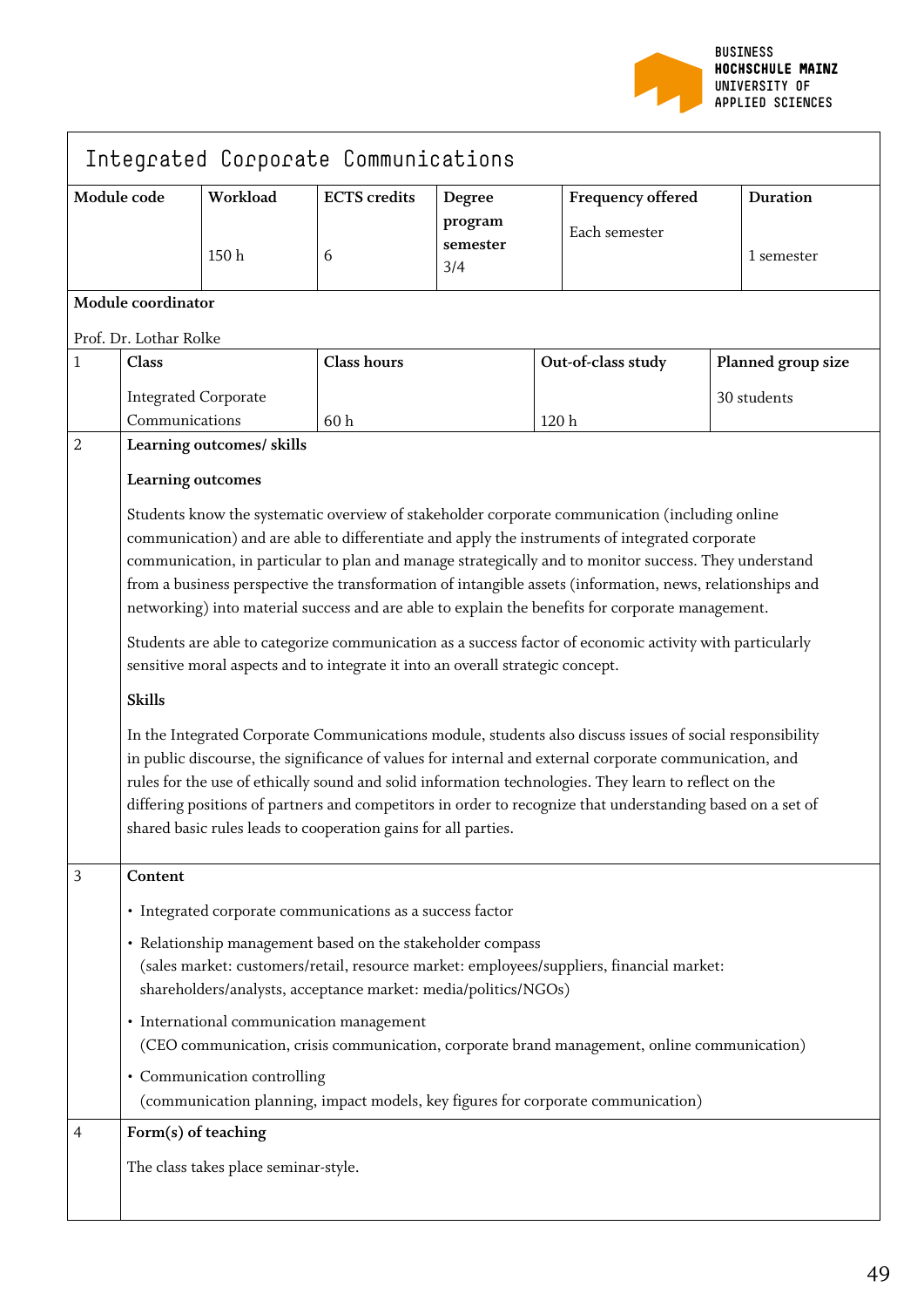# Integrated Corporate Communications

| Module code | Workload | ECTS credits | Degree program semester | Frequency offered | Duration |
|---|---|---|---|---|---|
| | 150 h | 6 | 3/4 | Each semester | 1 semester |

**Module coordinator**

Prof. Dr. Lothar Rolke

| | Class | Class hours | Out-of-class study | Planned group size |
|---|---|---|---|---|
| 1 | Integrated Corporate Communications | 60 h | 120 h | 30 students |

**2 Learning outcomes/ skills**

**Learning outcomes**

Students know the systematic overview of stakeholder corporate communication (including online communication) and are able to differentiate and apply the instruments of integrated corporate communication, in particular to plan and manage strategically and to monitor success. They understand from a business perspective the transformation of intangible assets (information, news, relationships and networking) into material success and are able to explain the benefits for corporate management.

Students are able to categorize communication as a success factor of economic activity with particularly sensitive moral aspects and to integrate it into an overall strategic concept.

**Skills**

In the Integrated Corporate Communications module, students also discuss issues of social responsibility in public discourse, the significance of values for internal and external corporate communication, and rules for the use of ethically sound and solid information technologies. They learn to reflect on the differing positions of partners and competitors in order to recognize that understanding based on a set of shared basic rules leads to cooperation gains for all parties.

**3 Content**

- Integrated corporate communications as a success factor
- Relationship management based on the stakeholder compass
  (sales market: customers/retail, resource market: employees/suppliers, financial market: shareholders/analysts, acceptance market: media/politics/NGOs)
- International communication management
  (CEO communication, crisis communication, corporate brand management, online communication)
- Communication controlling
  (communication planning, impact models, key figures for corporate communication)

**4 Form(s) of teaching**

The class takes place seminar-style.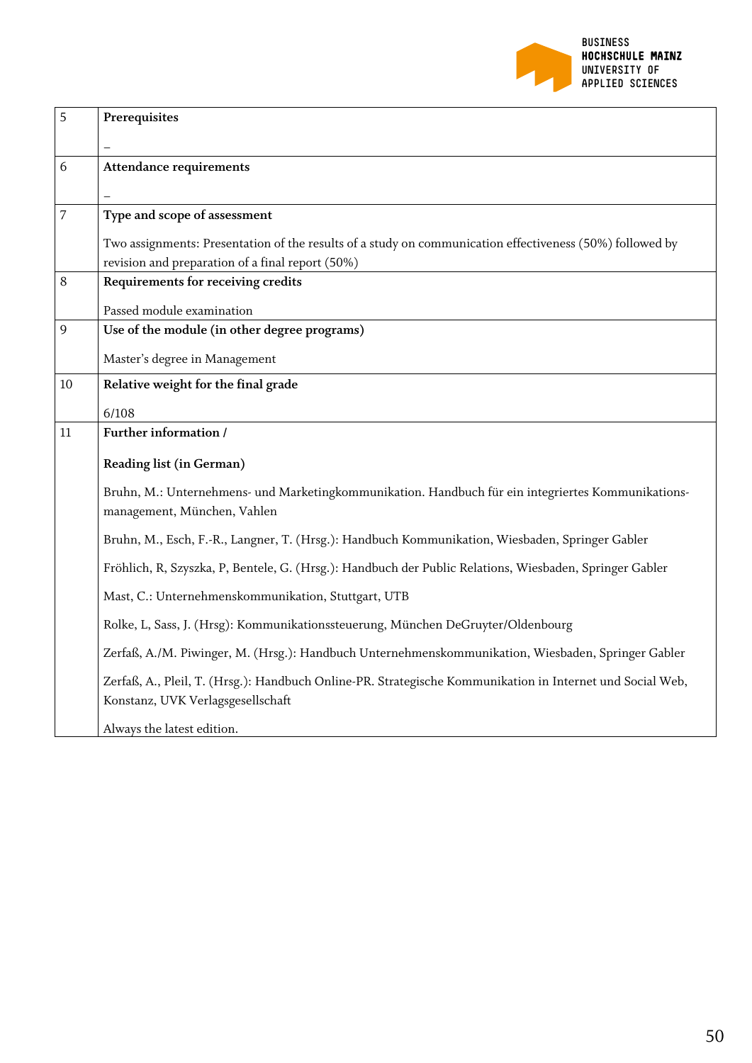| | |
|---|---|
| 5 | **Prerequisites**<br><br>– |
| 6 | **Attendance requirements**<br><br>– |
| 7 | **Type and scope of assessment**<br><br>Two assignments: Presentation of the results of a study on communication effectiveness (50%) followed by revision and preparation of a final report (50%) |
| 8 | **Requirements for receiving credits**<br><br>Passed module examination |
| 9 | **Use of the module (in other degree programs)**<br><br>Master's degree in Management |
| 10 | **Relative weight for the final grade**<br><br>6/108 |
| 11 | **Further information /**<br><br>**Reading list (in German)**<br><br>Bruhn, M.: Unternehmens- und Marketingkommunikation. Handbuch für ein integriertes Kommunikations-management, München, Vahlen<br><br>Bruhn, M., Esch, F.-R., Langner, T. (Hrsg.): Handbuch Kommunikation, Wiesbaden, Springer Gabler<br><br>Fröhlich, R, Szyszka, P, Bentele, G. (Hrsg.): Handbuch der Public Relations, Wiesbaden, Springer Gabler<br><br>Mast, C.: Unternehmenskommunikation, Stuttgart, UTB<br><br>Rolke, L, Sass, J. (Hrsg): Kommunikationssteuerung, München DeGruyter/Oldenbourg<br><br>Zerfaß, A./M. Piwinger, M. (Hrsg.): Handbuch Unternehmenskommunikation, Wiesbaden, Springer Gabler<br><br>Zerfaß, A., Pleil, T. (Hrsg.): Handbuch Online-PR. Strategische Kommunikation in Internet und Social Web, Konstanz, UVK Verlagsgesellschaft<br><br>Always the latest edition. |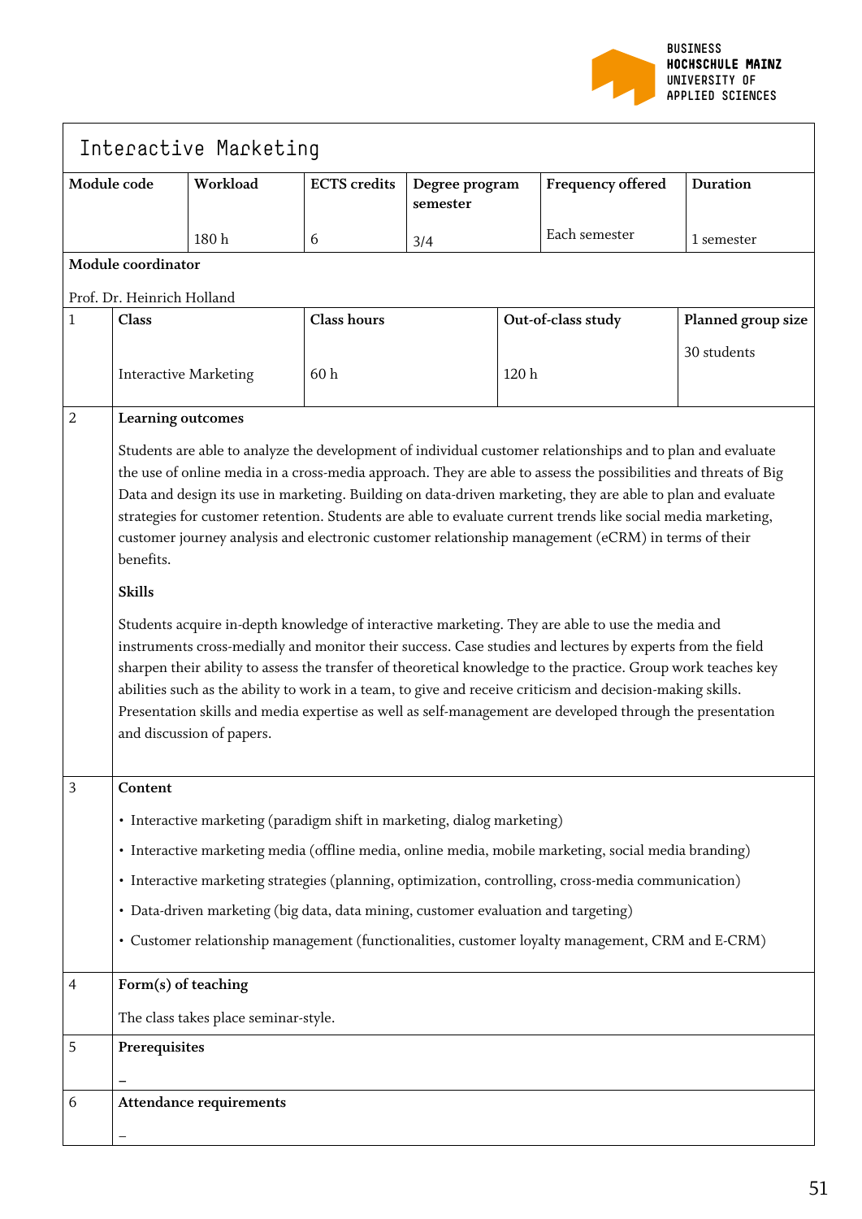# Interactive Marketing

| Module code | Workload | ECTS credits | Degree program semester | Frequency offered | Duration |
|---|---|---|---|---|---|
| | 180 h | 6 | 3/4 | Each semester | 1 semester |

**Module coordinator**

Prof. Dr. Heinrich Holland

| | Class | Class hours | Out-of-class study | Planned group size |
|---|---|---|---|---|
| 1 | Interactive Marketing | 60 h | 120 h | 30 students |

**2 Learning outcomes**

Students are able to analyze the development of individual customer relationships and to plan and evaluate the use of online media in a cross-media approach. They are able to assess the possibilities and threats of Big Data and design its use in marketing. Building on data-driven marketing, they are able to plan and evaluate strategies for customer retention. Students are able to evaluate current trends like social media marketing, customer journey analysis and electronic customer relationship management (eCRM) in terms of their benefits.

**Skills**

Students acquire in-depth knowledge of interactive marketing. They are able to use the media and instruments cross-medially and monitor their success. Case studies and lectures by experts from the field sharpen their ability to assess the transfer of theoretical knowledge to the practice. Group work teaches key abilities such as the ability to work in a team, to give and receive criticism and decision-making skills. Presentation skills and media expertise as well as self-management are developed through the presentation and discussion of papers.

**3 Content**

- Interactive marketing (paradigm shift in marketing, dialog marketing)
- Interactive marketing media (offline media, online media, mobile marketing, social media branding)
- Interactive marketing strategies (planning, optimization, controlling, cross-media communication)
- Data-driven marketing (big data, data mining, customer evaluation and targeting)
- Customer relationship management (functionalities, customer loyalty management, CRM and E-CRM)

**4 Form(s) of teaching**

The class takes place seminar-style.

**5 Prerequisites**

–

**6 Attendance requirements**

–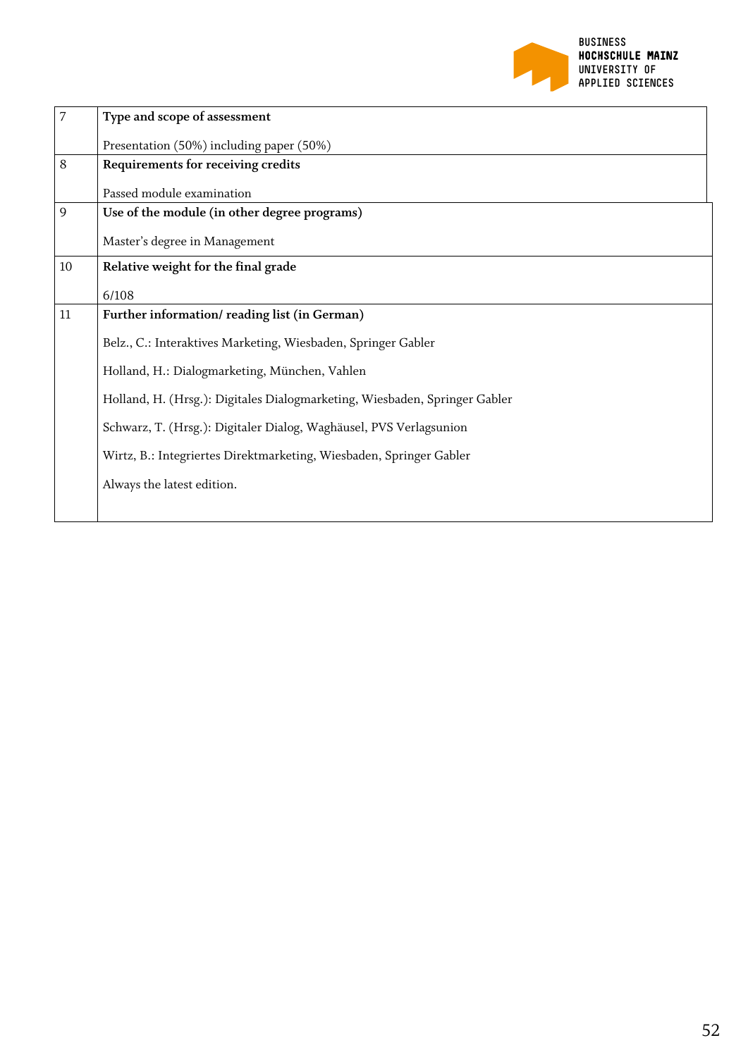| | |
|---|---|
| 7 | **Type and scope of assessment**<br><br>Presentation (50%) including paper (50%) |
| 8 | **Requirements for receiving credits**<br><br>Passed module examination |
| 9 | **Use of the module (in other degree programs)**<br><br>Master's degree in Management |
| 10 | **Relative weight for the final grade**<br><br>6/108 |
| 11 | **Further information/ reading list (in German)**<br><br>Belz., C.: Interaktives Marketing, Wiesbaden, Springer Gabler<br><br>Holland, H.: Dialogmarketing, München, Vahlen<br><br>Holland, H. (Hrsg.): Digitales Dialogmarketing, Wiesbaden, Springer Gabler<br><br>Schwarz, T. (Hrsg.): Digitaler Dialog, Waghäusel, PVS Verlagsunion<br><br>Wirtz, B.: Integriertes Direktmarketing, Wiesbaden, Springer Gabler<br><br>Always the latest edition. |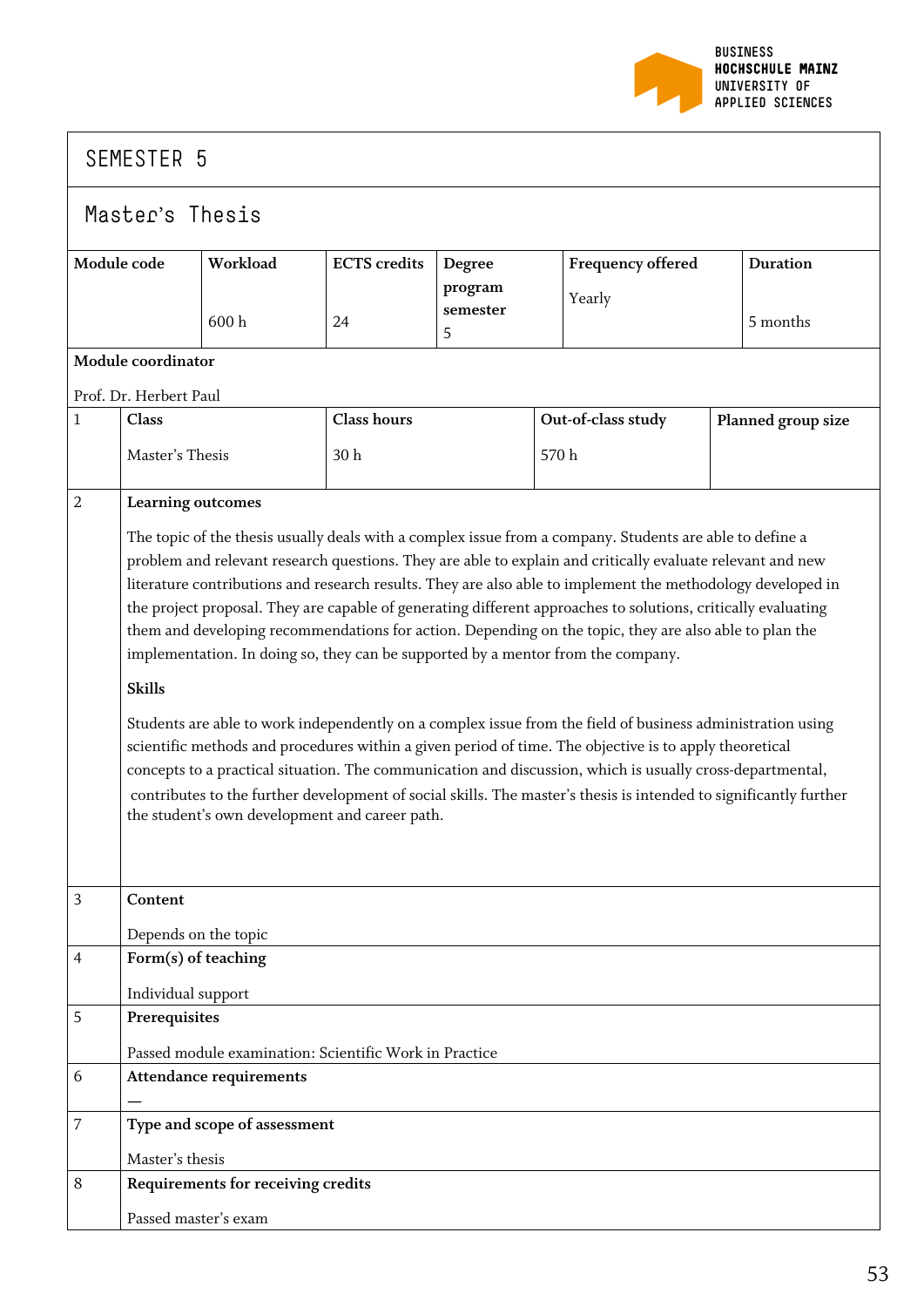# SEMESTER 5

## Master's Thesis

| Module code | Workload | ECTS credits | Degree program semester | Frequency offered | Duration |
|---|---|---|---|---|---|
| | 600 h | 24 | 5 | Yearly | 5 months |

**Module coordinator**

Prof. Dr. Herbert Paul

| 1 | Class | Class hours | Out-of-class study | Planned group size |
|---|---|---|---|---|
| | Master's Thesis | 30 h | 570 h | |

**2 Learning outcomes**

The topic of the thesis usually deals with a complex issue from a company. Students are able to define a problem and relevant research questions. They are able to explain and critically evaluate relevant and new literature contributions and research results. They are also able to implement the methodology developed in the project proposal. They are capable of generating different approaches to solutions, critically evaluating them and developing recommendations for action. Depending on the topic, they are also able to plan the implementation. In doing so, they can be supported by a mentor from the company.

**Skills**

Students are able to work independently on a complex issue from the field of business administration using scientific methods and procedures within a given period of time. The objective is to apply theoretical concepts to a practical situation. The communication and discussion, which is usually cross-departmental, contributes to the further development of social skills. The master's thesis is intended to significantly further the student's own development and career path.

**3 Content**

Depends on the topic

**4 Form(s) of teaching**

Individual support

**5 Prerequisites**

Passed module examination: Scientific Work in Practice

**6 Attendance requirements**

—

**7 Type and scope of assessment**

Master's thesis

**8 Requirements for receiving credits**

Passed master's exam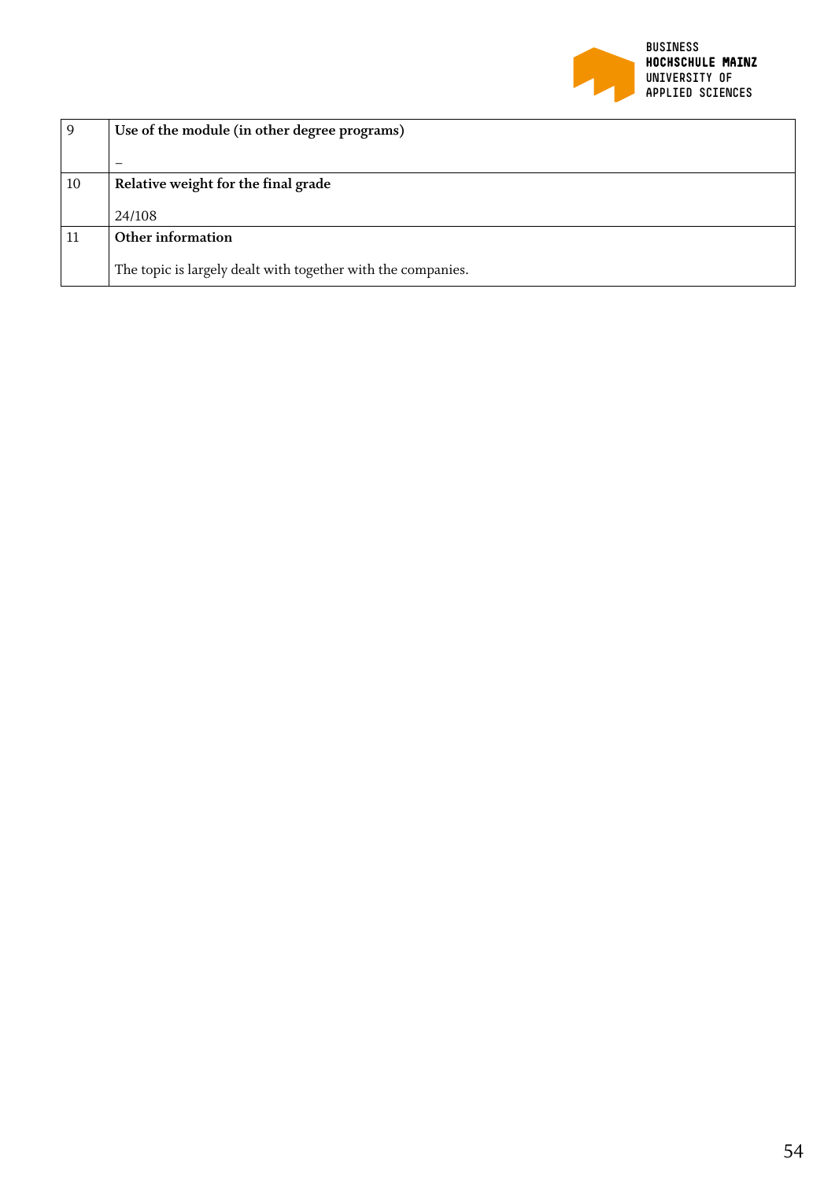| | |
|---|---|
| 9 | **Use of the module (in other degree programs)**<br><br>– |
| 10 | **Relative weight for the final grade**<br><br>24/108 |
| 11 | **Other information**<br><br>The topic is largely dealt with together with the companies. |